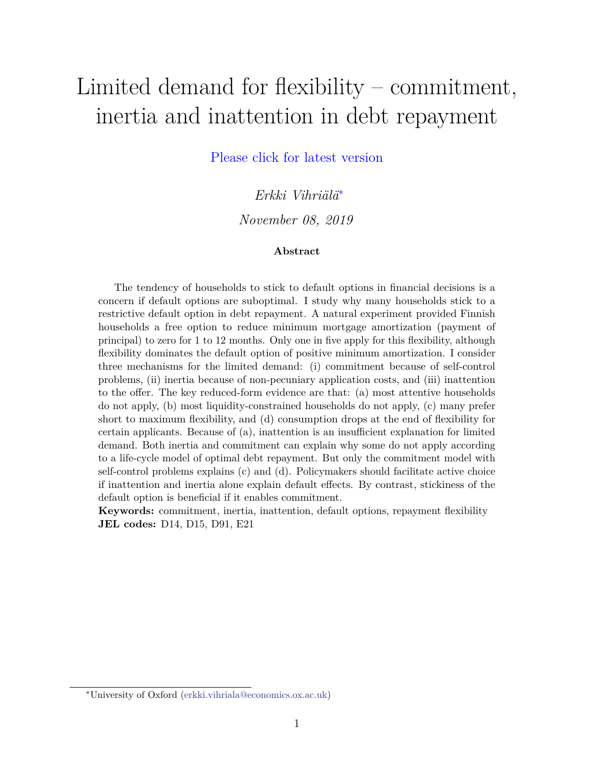# Limited demand for flexibility – commitment, inertia and inattention in debt repayment

Please click for latest version

*Erkki Vihriälä*[*]

*November 08, 2019*

**Abstract**

The tendency of households to stick to default options in financial decisions is a concern if default options are suboptimal. I study why many households stick to a restrictive default option in debt repayment. A natural experiment provided Finnish households a free option to reduce minimum mortgage amortization (payment of principal) to zero for 1 to 12 months. Only one in five apply for this flexibility, although flexibility dominates the default option of positive minimum amortization. I consider three mechanisms for the limited demand: (i) commitment because of self-control problems, (ii) inertia because of non-pecuniary application costs, and (iii) inattention to the offer. The key reduced-form evidence are that: (a) most attentive households do not apply, (b) most liquidity-constrained households do not apply, (c) many prefer short to maximum flexibility, and (d) consumption drops at the end of flexibility for certain applicants. Because of (a), inattention is an insufficient explanation for limited demand. Both inertia and commitment can explain why some do not apply according to a life-cycle model of optimal debt repayment. But only the commitment model with self-control problems explains (c) and (d). Policymakers should facilitate active choice if inattention and inertia alone explain default effects. By contrast, stickiness of the default option is beneficial if it enables commitment.

**Keywords:** commitment, inertia, inattention, default options, repayment flexibility
**JEL codes:** D14, D15, D91, E21

[*]University of Oxford (erkki.vihriala@economics.ox.ac.uk)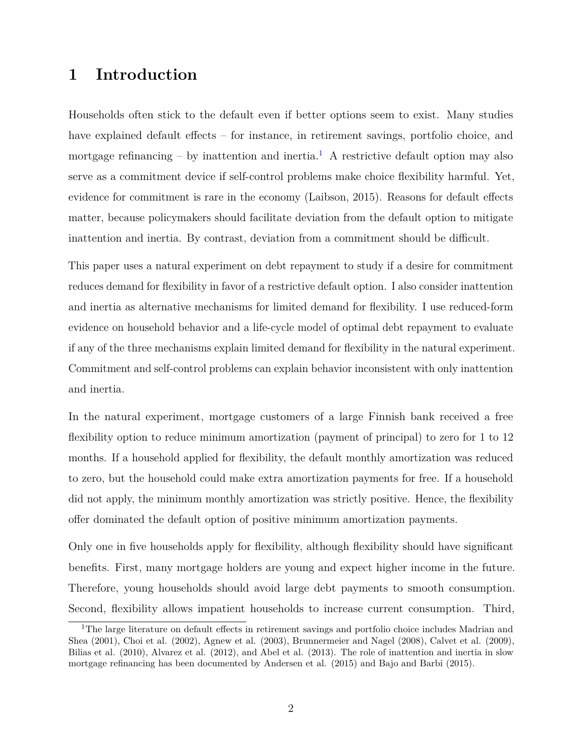# 1 Introduction

Households often stick to the default even if better options seem to exist. Many studies have explained default effects – for instance, in retirement savings, portfolio choice, and mortgage refinancing – by inattention and inertia.[1] A restrictive default option may also serve as a commitment device if self-control problems make choice flexibility harmful. Yet, evidence for commitment is rare in the economy (Laibson, 2015). Reasons for default effects matter, because policymakers should facilitate deviation from the default option to mitigate inattention and inertia. By contrast, deviation from a commitment should be difficult.

This paper uses a natural experiment on debt repayment to study if a desire for commitment reduces demand for flexibility in favor of a restrictive default option. I also consider inattention and inertia as alternative mechanisms for limited demand for flexibility. I use reduced-form evidence on household behavior and a life-cycle model of optimal debt repayment to evaluate if any of the three mechanisms explain limited demand for flexibility in the natural experiment. Commitment and self-control problems can explain behavior inconsistent with only inattention and inertia.

In the natural experiment, mortgage customers of a large Finnish bank received a free flexibility option to reduce minimum amortization (payment of principal) to zero for 1 to 12 months. If a household applied for flexibility, the default monthly amortization was reduced to zero, but the household could make extra amortization payments for free. If a household did not apply, the minimum monthly amortization was strictly positive. Hence, the flexibility offer dominated the default option of positive minimum amortization payments.

Only one in five households apply for flexibility, although flexibility should have significant benefits. First, many mortgage holders are young and expect higher income in the future. Therefore, young households should avoid large debt payments to smooth consumption. Second, flexibility allows impatient households to increase current consumption. Third,

[1] The large literature on default effects in retirement savings and portfolio choice includes Madrian and Shea (2001), Choi et al. (2002), Agnew et al. (2003), Brunnermeier and Nagel (2008), Calvet et al. (2009), Bilias et al. (2010), Alvarez et al. (2012), and Abel et al. (2013). The role of inattention and inertia in slow mortgage refinancing has been documented by Andersen et al. (2015) and Bajo and Barbi (2015).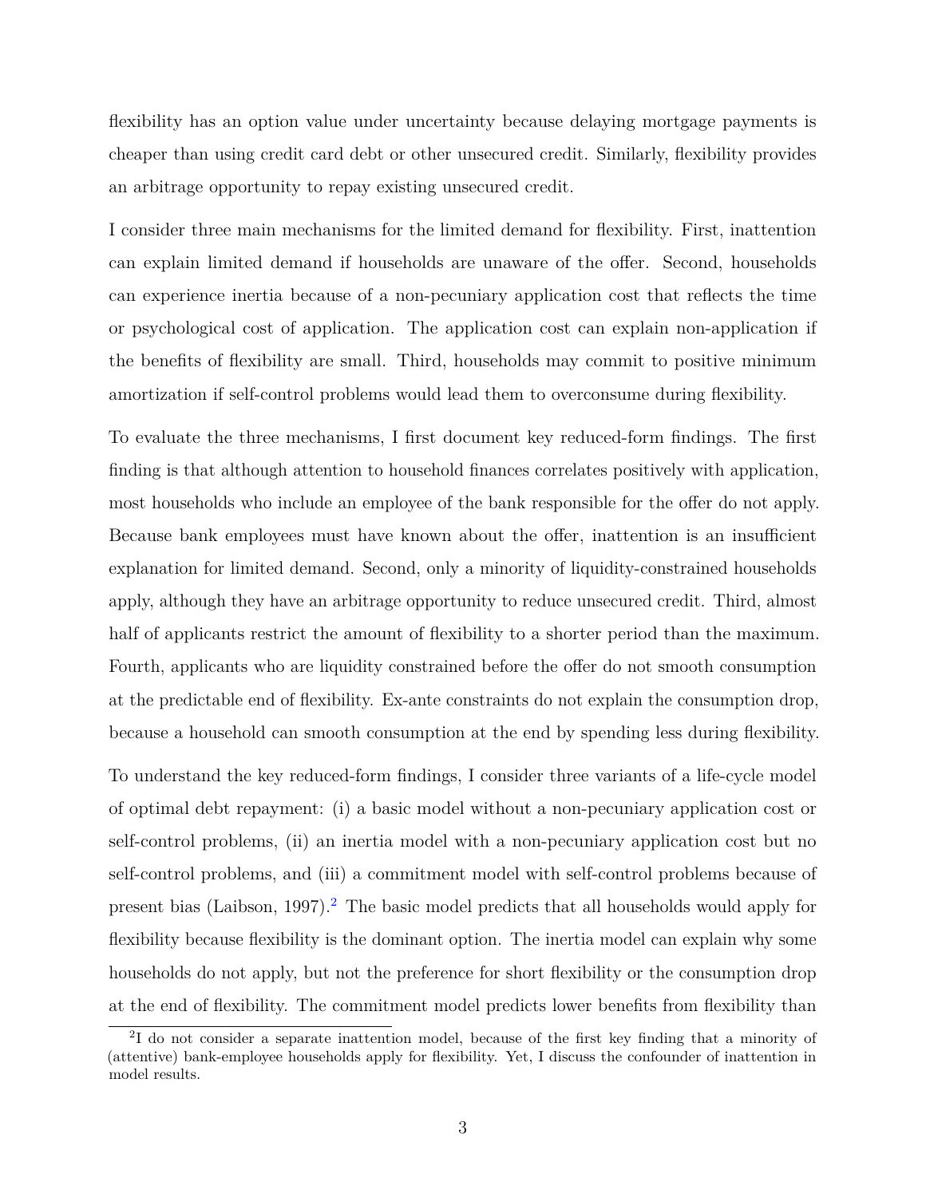flexibility has an option value under uncertainty because delaying mortgage payments is cheaper than using credit card debt or other unsecured credit. Similarly, flexibility provides an arbitrage opportunity to repay existing unsecured credit.

I consider three main mechanisms for the limited demand for flexibility. First, inattention can explain limited demand if households are unaware of the offer. Second, households can experience inertia because of a non-pecuniary application cost that reflects the time or psychological cost of application. The application cost can explain non-application if the benefits of flexibility are small. Third, households may commit to positive minimum amortization if self-control problems would lead them to overconsume during flexibility.

To evaluate the three mechanisms, I first document key reduced-form findings. The first finding is that although attention to household finances correlates positively with application, most households who include an employee of the bank responsible for the offer do not apply. Because bank employees must have known about the offer, inattention is an insufficient explanation for limited demand. Second, only a minority of liquidity-constrained households apply, although they have an arbitrage opportunity to reduce unsecured credit. Third, almost half of applicants restrict the amount of flexibility to a shorter period than the maximum. Fourth, applicants who are liquidity constrained before the offer do not smooth consumption at the predictable end of flexibility. Ex-ante constraints do not explain the consumption drop, because a household can smooth consumption at the end by spending less during flexibility.

To understand the key reduced-form findings, I consider three variants of a life-cycle model of optimal debt repayment: (i) a basic model without a non-pecuniary application cost or self-control problems, (ii) an inertia model with a non-pecuniary application cost but no self-control problems, and (iii) a commitment model with self-control problems because of present bias (Laibson, 1997).[2] The basic model predicts that all households would apply for flexibility because flexibility is the dominant option. The inertia model can explain why some households do not apply, but not the preference for short flexibility or the consumption drop at the end of flexibility. The commitment model predicts lower benefits from flexibility than

[2] I do not consider a separate inattention model, because of the first key finding that a minority of (attentive) bank-employee households apply for flexibility. Yet, I discuss the confounder of inattention in model results.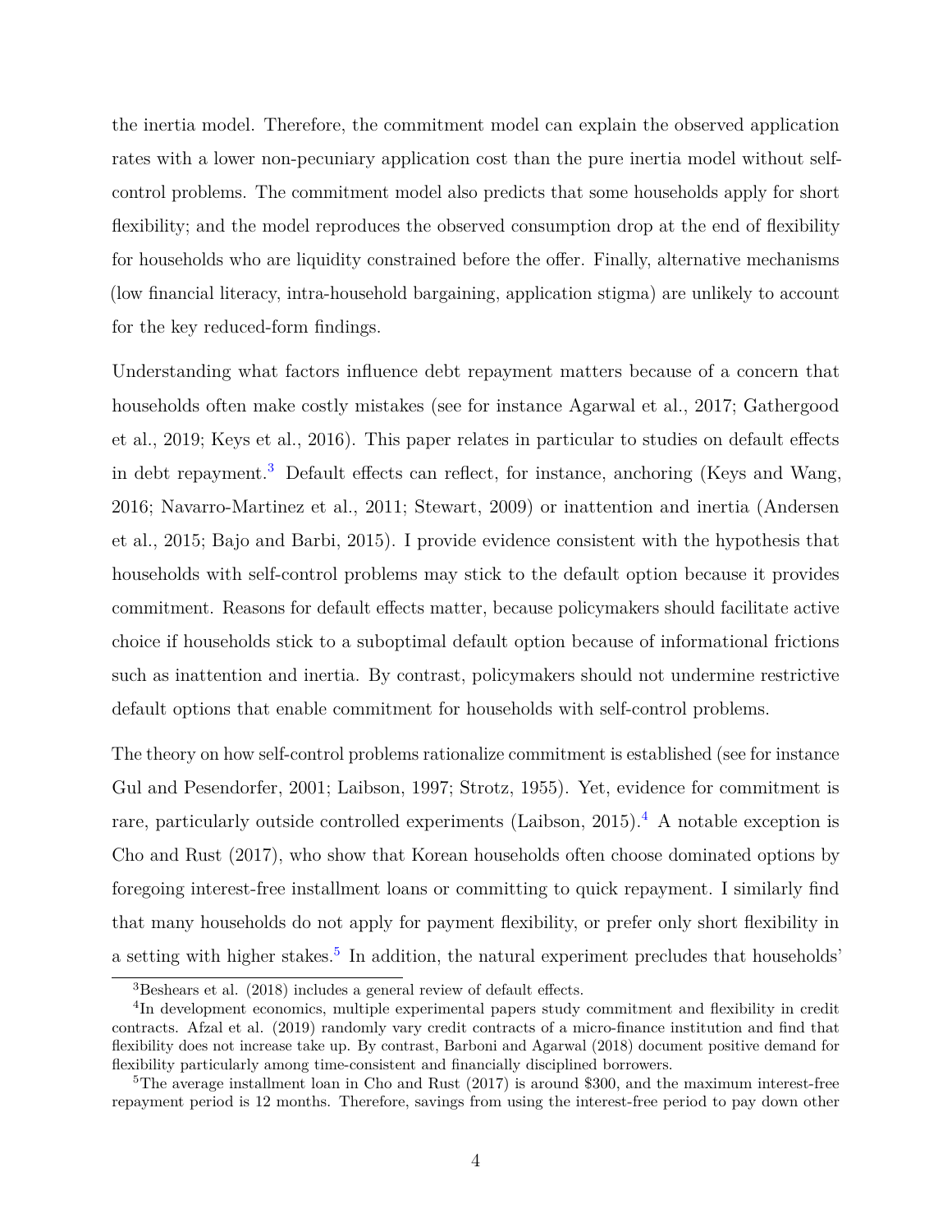the inertia model. Therefore, the commitment model can explain the observed application rates with a lower non-pecuniary application cost than the pure inertia model without self-control problems. The commitment model also predicts that some households apply for short flexibility; and the model reproduces the observed consumption drop at the end of flexibility for households who are liquidity constrained before the offer. Finally, alternative mechanisms (low financial literacy, intra-household bargaining, application stigma) are unlikely to account for the key reduced-form findings.

Understanding what factors influence debt repayment matters because of a concern that households often make costly mistakes (see for instance Agarwal et al., 2017; Gathergood et al., 2019; Keys et al., 2016). This paper relates in particular to studies on default effects in debt repayment.[3] Default effects can reflect, for instance, anchoring (Keys and Wang, 2016; Navarro-Martinez et al., 2011; Stewart, 2009) or inattention and inertia (Andersen et al., 2015; Bajo and Barbi, 2015). I provide evidence consistent with the hypothesis that households with self-control problems may stick to the default option because it provides commitment. Reasons for default effects matter, because policymakers should facilitate active choice if households stick to a suboptimal default option because of informational frictions such as inattention and inertia. By contrast, policymakers should not undermine restrictive default options that enable commitment for households with self-control problems.

The theory on how self-control problems rationalize commitment is established (see for instance Gul and Pesendorfer, 2001; Laibson, 1997; Strotz, 1955). Yet, evidence for commitment is rare, particularly outside controlled experiments (Laibson, 2015).[4] A notable exception is Cho and Rust (2017), who show that Korean households often choose dominated options by foregoing interest-free installment loans or committing to quick repayment. I similarly find that many households do not apply for payment flexibility, or prefer only short flexibility in a setting with higher stakes.[5] In addition, the natural experiment precludes that households'

[3] Beshears et al. (2018) includes a general review of default effects.

[4] In development economics, multiple experimental papers study commitment and flexibility in credit contracts. Afzal et al. (2019) randomly vary credit contracts of a micro-finance institution and find that flexibility does not increase take up. By contrast, Barboni and Agarwal (2018) document positive demand for flexibility particularly among time-consistent and financially disciplined borrowers.

[5] The average installment loan in Cho and Rust (2017) is around $300, and the maximum interest-free repayment period is 12 months. Therefore, savings from using the interest-free period to pay down other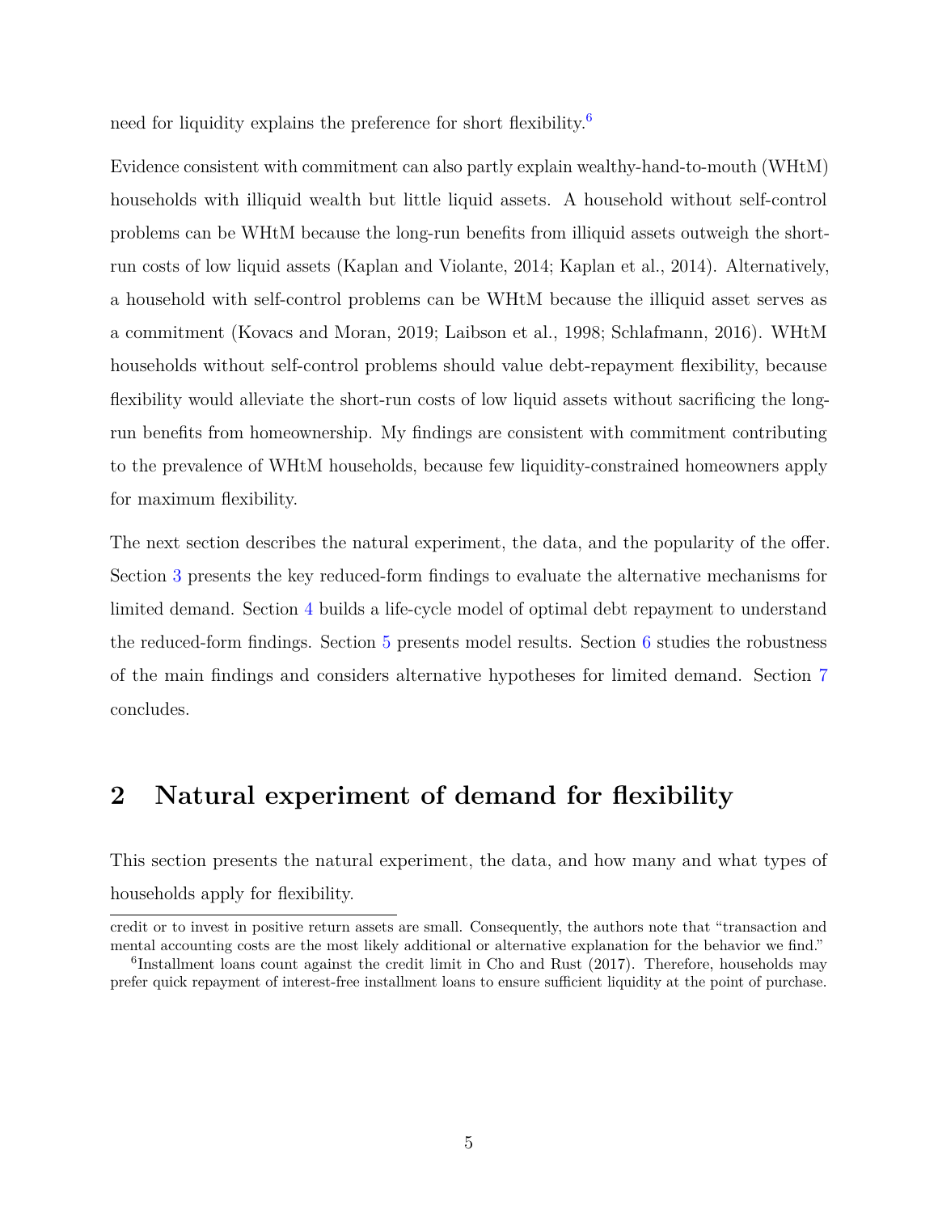need for liquidity explains the preference for short flexibility.[6]

Evidence consistent with commitment can also partly explain wealthy-hand-to-mouth (WHtM) households with illiquid wealth but little liquid assets. A household without self-control problems can be WHtM because the long-run benefits from illiquid assets outweigh the short-run costs of low liquid assets (Kaplan and Violante, 2014; Kaplan et al., 2014). Alternatively, a household with self-control problems can be WHtM because the illiquid asset serves as a commitment (Kovacs and Moran, 2019; Laibson et al., 1998; Schlafmann, 2016). WHtM households without self-control problems should value debt-repayment flexibility, because flexibility would alleviate the short-run costs of low liquid assets without sacrificing the long-run benefits from homeownership. My findings are consistent with commitment contributing to the prevalence of WHtM households, because few liquidity-constrained homeowners apply for maximum flexibility.

The next section describes the natural experiment, the data, and the popularity of the offer. Section 3 presents the key reduced-form findings to evaluate the alternative mechanisms for limited demand. Section 4 builds a life-cycle model of optimal debt repayment to understand the reduced-form findings. Section 5 presents model results. Section 6 studies the robustness of the main findings and considers alternative hypotheses for limited demand. Section 7 concludes.

## 2 Natural experiment of demand for flexibility

This section presents the natural experiment, the data, and how many and what types of households apply for flexibility.

credit or to invest in positive return assets are small. Consequently, the authors note that "transaction and mental accounting costs are the most likely additional or alternative explanation for the behavior we find."

[6] Installment loans count against the credit limit in Cho and Rust (2017). Therefore, households may prefer quick repayment of interest-free installment loans to ensure sufficient liquidity at the point of purchase.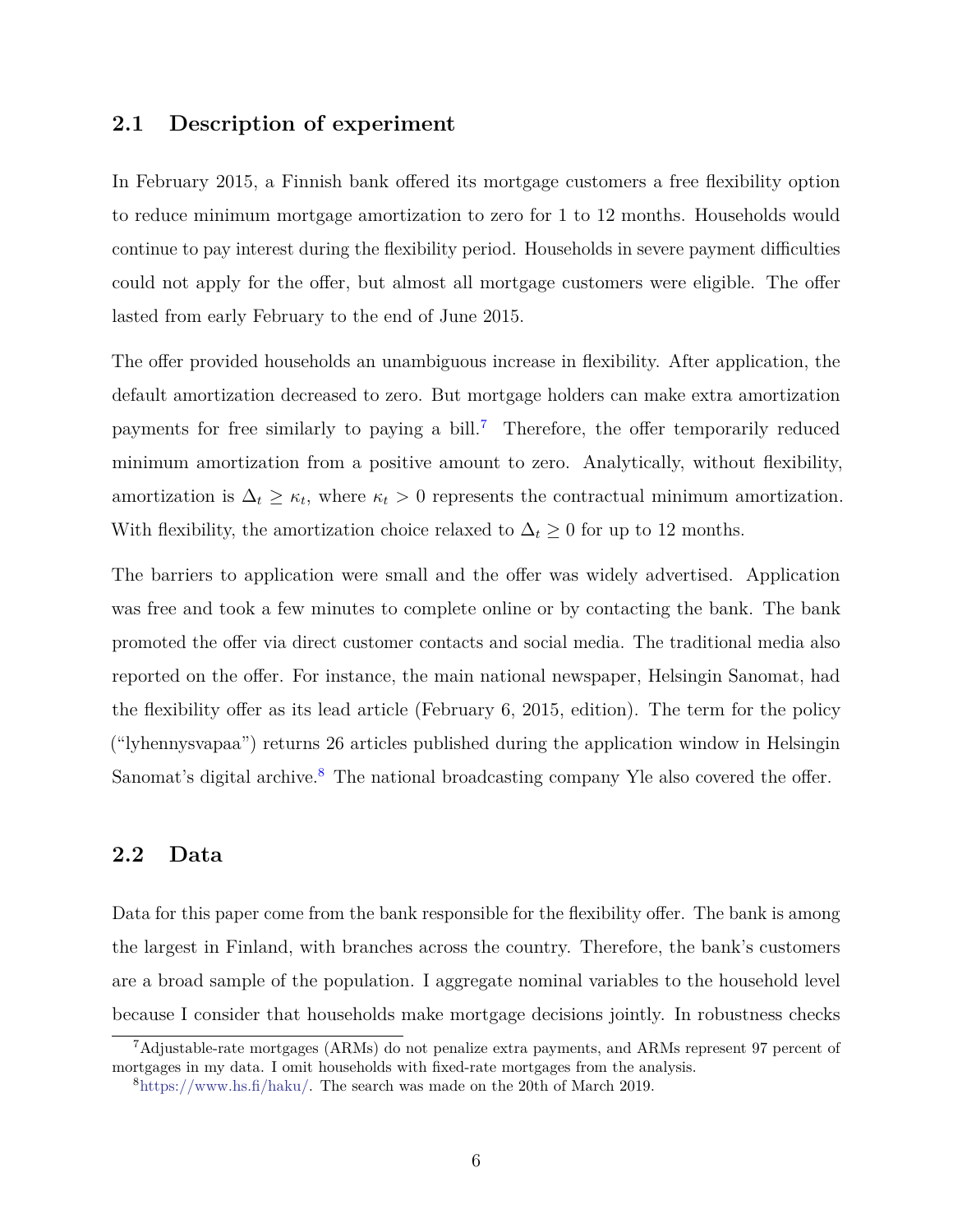## 2.1 Description of experiment

In February 2015, a Finnish bank offered its mortgage customers a free flexibility option to reduce minimum mortgage amortization to zero for 1 to 12 months. Households would continue to pay interest during the flexibility period. Households in severe payment difficulties could not apply for the offer, but almost all mortgage customers were eligible. The offer lasted from early February to the end of June 2015.

The offer provided households an unambiguous increase in flexibility. After application, the default amortization decreased to zero. But mortgage holders can make extra amortization payments for free similarly to paying a bill.[7] Therefore, the offer temporarily reduced minimum amortization from a positive amount to zero. Analytically, without flexibility, amortization is $\Delta_t \geq \kappa_t$, where $\kappa_t > 0$ represents the contractual minimum amortization. With flexibility, the amortization choice relaxed to $\Delta_t \geq 0$ for up to 12 months.

The barriers to application were small and the offer was widely advertised. Application was free and took a few minutes to complete online or by contacting the bank. The bank promoted the offer via direct customer contacts and social media. The traditional media also reported on the offer. For instance, the main national newspaper, Helsingin Sanomat, had the flexibility offer as its lead article (February 6, 2015, edition). The term for the policy ("lyhennysvapaa") returns 26 articles published during the application window in Helsingin Sanomat's digital archive.[8] The national broadcasting company Yle also covered the offer.

## 2.2 Data

Data for this paper come from the bank responsible for the flexibility offer. The bank is among the largest in Finland, with branches across the country. Therefore, the bank's customers are a broad sample of the population. I aggregate nominal variables to the household level because I consider that households make mortgage decisions jointly. In robustness checks

[7] Adjustable-rate mortgages (ARMs) do not penalize extra payments, and ARMs represent 97 percent of mortgages in my data. I omit households with fixed-rate mortgages from the analysis.

[8] https://www.hs.fi/haku/. The search was made on the 20th of March 2019.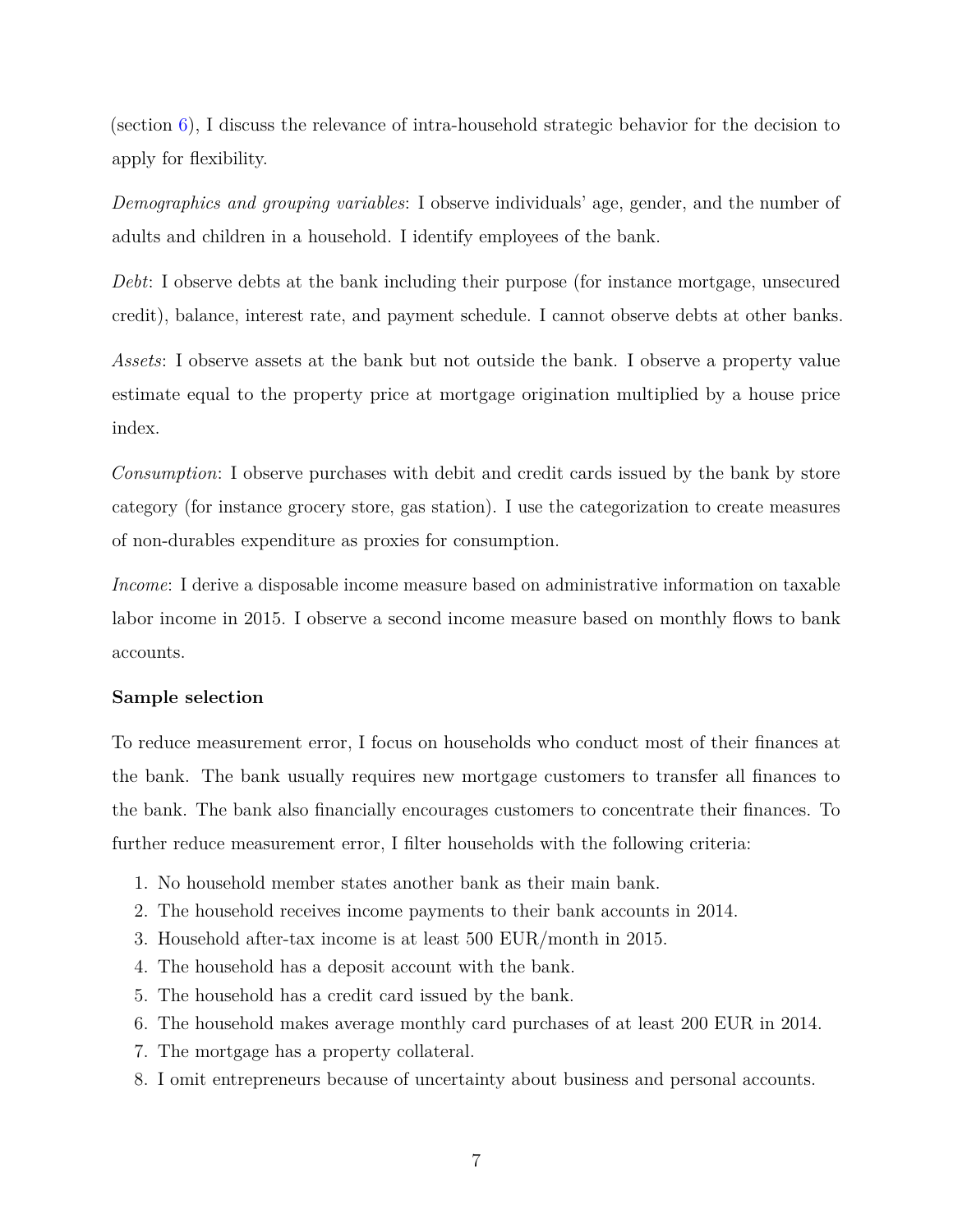(section 6), I discuss the relevance of intra-household strategic behavior for the decision to apply for flexibility.

*Demographics and grouping variables*: I observe individuals' age, gender, and the number of adults and children in a household. I identify employees of the bank.

*Debt*: I observe debts at the bank including their purpose (for instance mortgage, unsecured credit), balance, interest rate, and payment schedule. I cannot observe debts at other banks.

*Assets*: I observe assets at the bank but not outside the bank. I observe a property value estimate equal to the property price at mortgage origination multiplied by a house price index.

*Consumption*: I observe purchases with debit and credit cards issued by the bank by store category (for instance grocery store, gas station). I use the categorization to create measures of non-durables expenditure as proxies for consumption.

*Income*: I derive a disposable income measure based on administrative information on taxable labor income in 2015. I observe a second income measure based on monthly flows to bank accounts.

**Sample selection**

To reduce measurement error, I focus on households who conduct most of their finances at the bank. The bank usually requires new mortgage customers to transfer all finances to the bank. The bank also financially encourages customers to concentrate their finances. To further reduce measurement error, I filter households with the following criteria:

1. No household member states another bank as their main bank.
2. The household receives income payments to their bank accounts in 2014.
3. Household after-tax income is at least 500 EUR/month in 2015.
4. The household has a deposit account with the bank.
5. The household has a credit card issued by the bank.
6. The household makes average monthly card purchases of at least 200 EUR in 2014.
7. The mortgage has a property collateral.
8. I omit entrepreneurs because of uncertainty about business and personal accounts.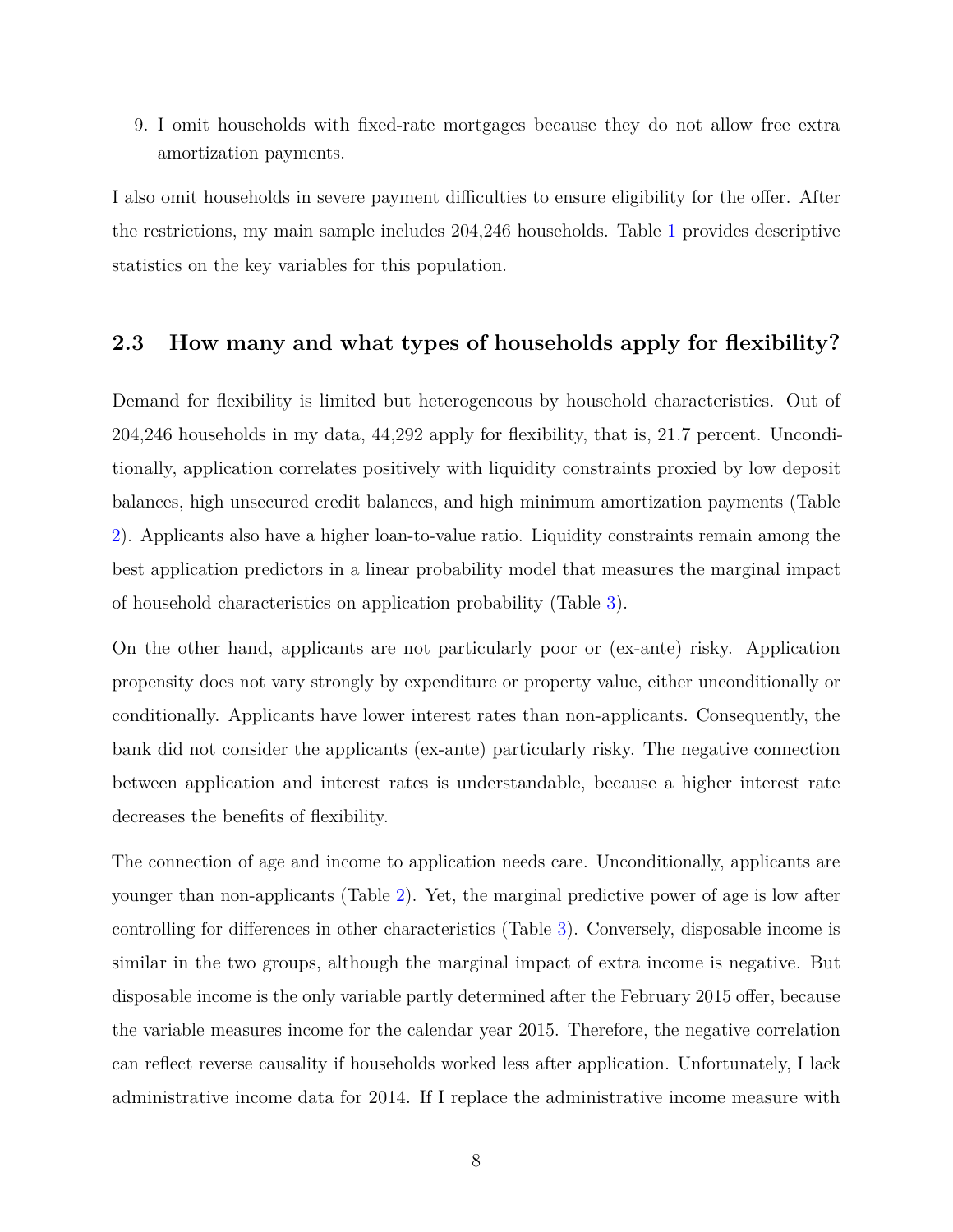9. I omit households with fixed-rate mortgages because they do not allow free extra amortization payments.

I also omit households in severe payment difficulties to ensure eligibility for the offer. After the restrictions, my main sample includes 204,246 households. Table 1 provides descriptive statistics on the key variables for this population.

## 2.3 How many and what types of households apply for flexibility?

Demand for flexibility is limited but heterogeneous by household characteristics. Out of 204,246 households in my data, 44,292 apply for flexibility, that is, 21.7 percent. Unconditionally, application correlates positively with liquidity constraints proxied by low deposit balances, high unsecured credit balances, and high minimum amortization payments (Table 2). Applicants also have a higher loan-to-value ratio. Liquidity constraints remain among the best application predictors in a linear probability model that measures the marginal impact of household characteristics on application probability (Table 3).

On the other hand, applicants are not particularly poor or (ex-ante) risky. Application propensity does not vary strongly by expenditure or property value, either unconditionally or conditionally. Applicants have lower interest rates than non-applicants. Consequently, the bank did not consider the applicants (ex-ante) particularly risky. The negative connection between application and interest rates is understandable, because a higher interest rate decreases the benefits of flexibility.

The connection of age and income to application needs care. Unconditionally, applicants are younger than non-applicants (Table 2). Yet, the marginal predictive power of age is low after controlling for differences in other characteristics (Table 3). Conversely, disposable income is similar in the two groups, although the marginal impact of extra income is negative. But disposable income is the only variable partly determined after the February 2015 offer, because the variable measures income for the calendar year 2015. Therefore, the negative correlation can reflect reverse causality if households worked less after application. Unfortunately, I lack administrative income data for 2014. If I replace the administrative income measure with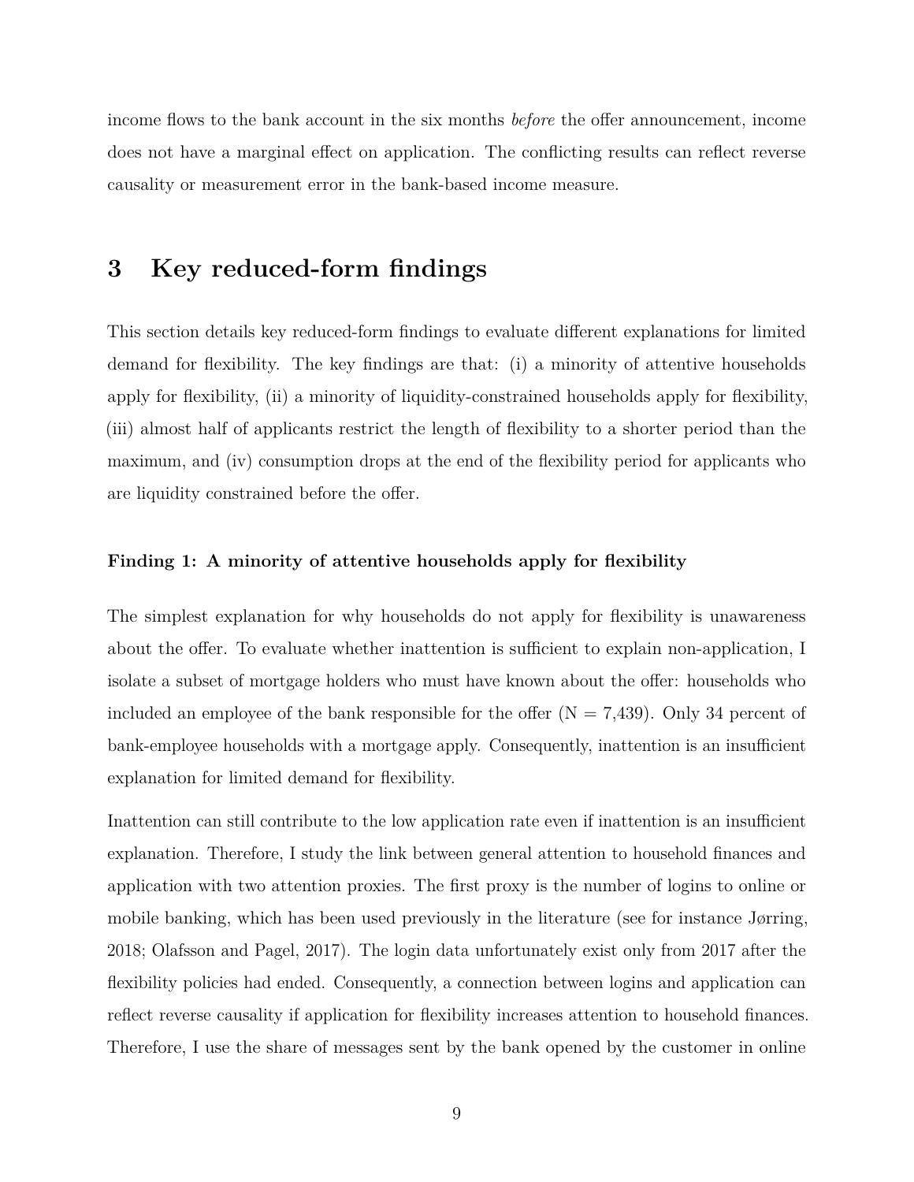income flows to the bank account in the six months *before* the offer announcement, income does not have a marginal effect on application. The conflicting results can reflect reverse causality or measurement error in the bank-based income measure.

# 3 Key reduced-form findings

This section details key reduced-form findings to evaluate different explanations for limited demand for flexibility. The key findings are that: (i) a minority of attentive households apply for flexibility, (ii) a minority of liquidity-constrained households apply for flexibility, (iii) almost half of applicants restrict the length of flexibility to a shorter period than the maximum, and (iv) consumption drops at the end of the flexibility period for applicants who are liquidity constrained before the offer.

### Finding 1: A minority of attentive households apply for flexibility

The simplest explanation for why households do not apply for flexibility is unawareness about the offer. To evaluate whether inattention is sufficient to explain non-application, I isolate a subset of mortgage holders who must have known about the offer: households who included an employee of the bank responsible for the offer (N = 7,439). Only 34 percent of bank-employee households with a mortgage apply. Consequently, inattention is an insufficient explanation for limited demand for flexibility.

Inattention can still contribute to the low application rate even if inattention is an insufficient explanation. Therefore, I study the link between general attention to household finances and application with two attention proxies. The first proxy is the number of logins to online or mobile banking, which has been used previously in the literature (see for instance Jørring, 2018; Olafsson and Pagel, 2017). The login data unfortunately exist only from 2017 after the flexibility policies had ended. Consequently, a connection between logins and application can reflect reverse causality if application for flexibility increases attention to household finances. Therefore, I use the share of messages sent by the bank opened by the customer in online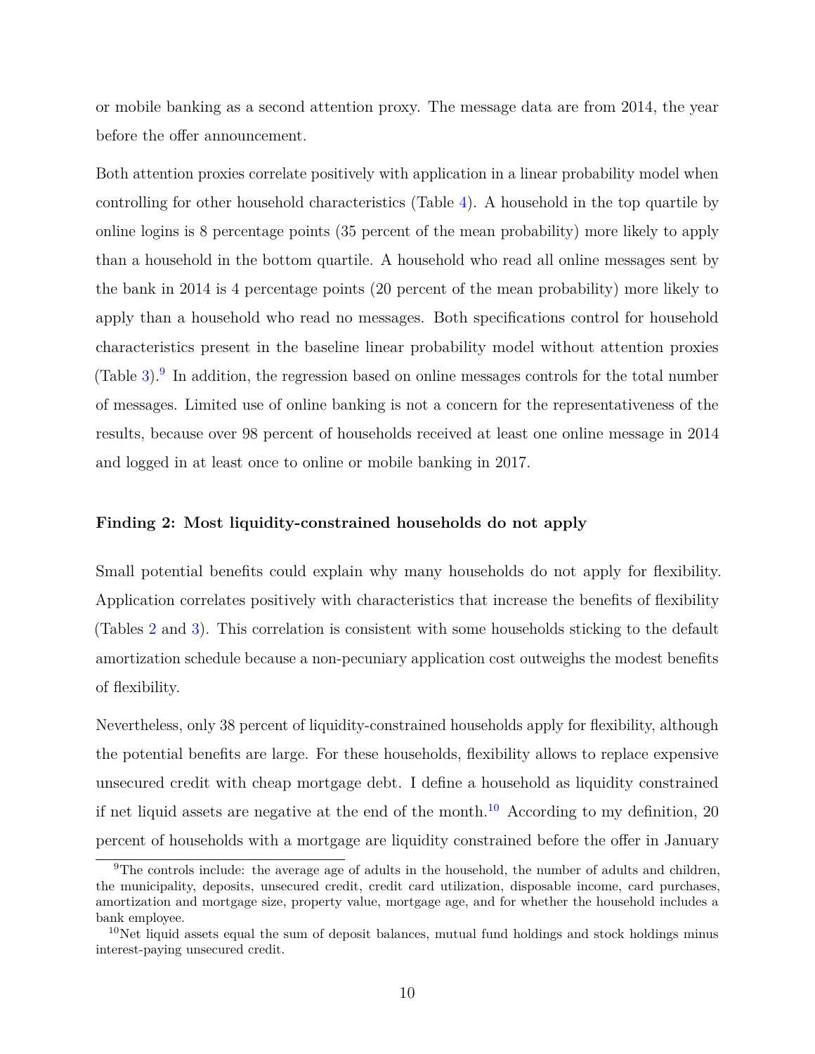or mobile banking as a second attention proxy. The message data are from 2014, the year before the offer announcement.

Both attention proxies correlate positively with application in a linear probability model when controlling for other household characteristics (Table 4). A household in the top quartile by online logins is 8 percentage points (35 percent of the mean probability) more likely to apply than a household in the bottom quartile. A household who read all online messages sent by the bank in 2014 is 4 percentage points (20 percent of the mean probability) more likely to apply than a household who read no messages. Both specifications control for household characteristics present in the baseline linear probability model without attention proxies (Table 3).[9] In addition, the regression based on online messages controls for the total number of messages. Limited use of online banking is not a concern for the representativeness of the results, because over 98 percent of households received at least one online message in 2014 and logged in at least once to online or mobile banking in 2017.

**Finding 2: Most liquidity-constrained households do not apply**

Small potential benefits could explain why many households do not apply for flexibility. Application correlates positively with characteristics that increase the benefits of flexibility (Tables 2 and 3). This correlation is consistent with some households sticking to the default amortization schedule because a non-pecuniary application cost outweighs the modest benefits of flexibility.

Nevertheless, only 38 percent of liquidity-constrained households apply for flexibility, although the potential benefits are large. For these households, flexibility allows to replace expensive unsecured credit with cheap mortgage debt. I define a household as liquidity constrained if net liquid assets are negative at the end of the month.[10] According to my definition, 20 percent of households with a mortgage are liquidity constrained before the offer in January

[9]The controls include: the average age of adults in the household, the number of adults and children, the municipality, deposits, unsecured credit, credit card utilization, disposable income, card purchases, amortization and mortgage size, property value, mortgage age, and for whether the household includes a bank employee.

[10]Net liquid assets equal the sum of deposit balances, mutual fund holdings and stock holdings minus interest-paying unsecured credit.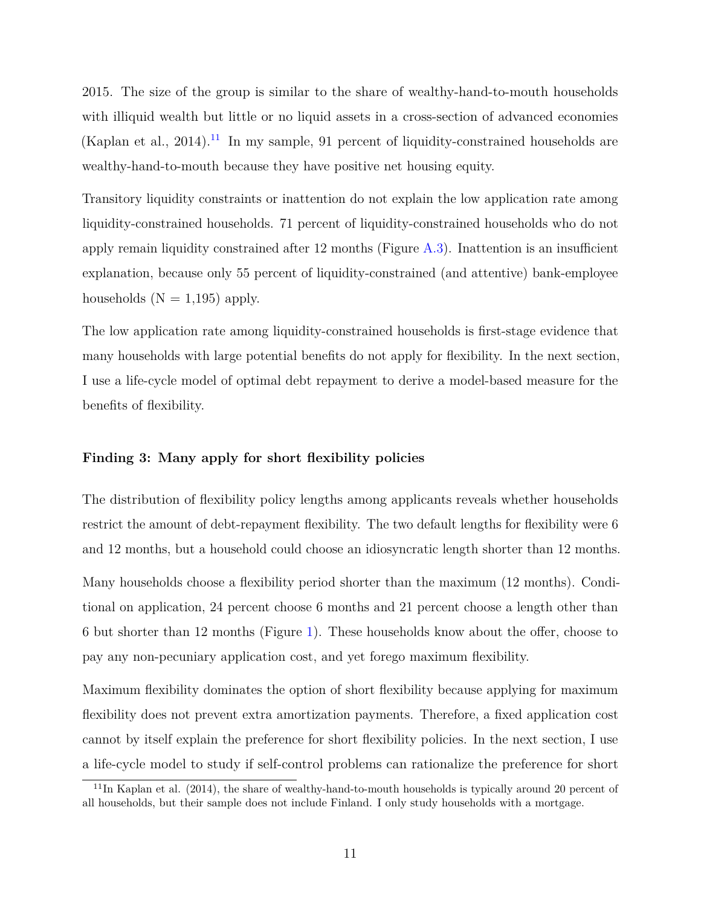2015. The size of the group is similar to the share of wealthy-hand-to-mouth households with illiquid wealth but little or no liquid assets in a cross-section of advanced economies (Kaplan et al., 2014).[11] In my sample, 91 percent of liquidity-constrained households are wealthy-hand-to-mouth because they have positive net housing equity.

Transitory liquidity constraints or inattention do not explain the low application rate among liquidity-constrained households. 71 percent of liquidity-constrained households who do not apply remain liquidity constrained after 12 months (Figure A.3). Inattention is an insufficient explanation, because only 55 percent of liquidity-constrained (and attentive) bank-employee households (N = 1,195) apply.

The low application rate among liquidity-constrained households is first-stage evidence that many households with large potential benefits do not apply for flexibility. In the next section, I use a life-cycle model of optimal debt repayment to derive a model-based measure for the benefits of flexibility.

**Finding 3: Many apply for short flexibility policies**

The distribution of flexibility policy lengths among applicants reveals whether households restrict the amount of debt-repayment flexibility. The two default lengths for flexibility were 6 and 12 months, but a household could choose an idiosyncratic length shorter than 12 months.

Many households choose a flexibility period shorter than the maximum (12 months). Conditional on application, 24 percent choose 6 months and 21 percent choose a length other than 6 but shorter than 12 months (Figure 1). These households know about the offer, choose to pay any non-pecuniary application cost, and yet forego maximum flexibility.

Maximum flexibility dominates the option of short flexibility because applying for maximum flexibility does not prevent extra amortization payments. Therefore, a fixed application cost cannot by itself explain the preference for short flexibility policies. In the next section, I use a life-cycle model to study if self-control problems can rationalize the preference for short

[11] In Kaplan et al. (2014), the share of wealthy-hand-to-mouth households is typically around 20 percent of all households, but their sample does not include Finland. I only study households with a mortgage.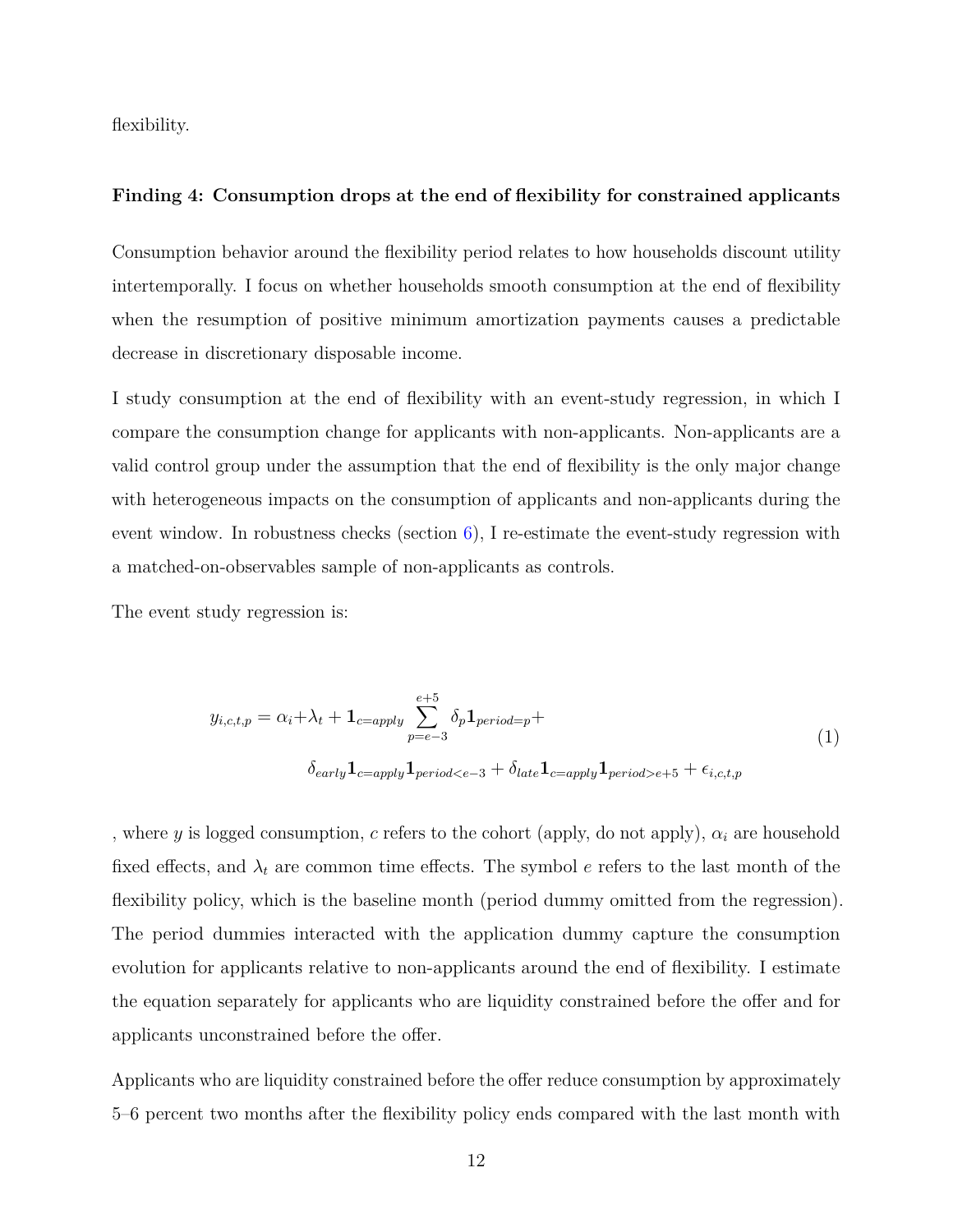flexibility.

**Finding 4: Consumption drops at the end of flexibility for constrained applicants**

Consumption behavior around the flexibility period relates to how households discount utility intertemporally. I focus on whether households smooth consumption at the end of flexibility when the resumption of positive minimum amortization payments causes a predictable decrease in discretionary disposable income.

I study consumption at the end of flexibility with an event-study regression, in which I compare the consumption change for applicants with non-applicants. Non-applicants are a valid control group under the assumption that the end of flexibility is the only major change with heterogeneous impacts on the consumption of applicants and non-applicants during the event window. In robustness checks (section 6), I re-estimate the event-study regression with a matched-on-observables sample of non-applicants as controls.

The event study regression is:

$$
\begin{aligned}
y_{i,c,t,p} = \alpha_i + \lambda_t + \mathbf{1}_{c=apply} \sum_{p=e-3}^{e+5} \delta_p \mathbf{1}_{period=p} + \\
\delta_{early} \mathbf{1}_{c=apply} \mathbf{1}_{period<e-3} + \delta_{late} \mathbf{1}_{c=apply} \mathbf{1}_{period>e+5} + \epsilon_{i,c,t,p}
\end{aligned}
\tag{1}
$$

, where $y$ is logged consumption, $c$ refers to the cohort (apply, do not apply), $\alpha_i$ are household fixed effects, and $\lambda_t$ are common time effects. The symbol $e$ refers to the last month of the flexibility policy, which is the baseline month (period dummy omitted from the regression). The period dummies interacted with the application dummy capture the consumption evolution for applicants relative to non-applicants around the end of flexibility. I estimate the equation separately for applicants who are liquidity constrained before the offer and for applicants unconstrained before the offer.

Applicants who are liquidity constrained before the offer reduce consumption by approximately 5–6 percent two months after the flexibility policy ends compared with the last month with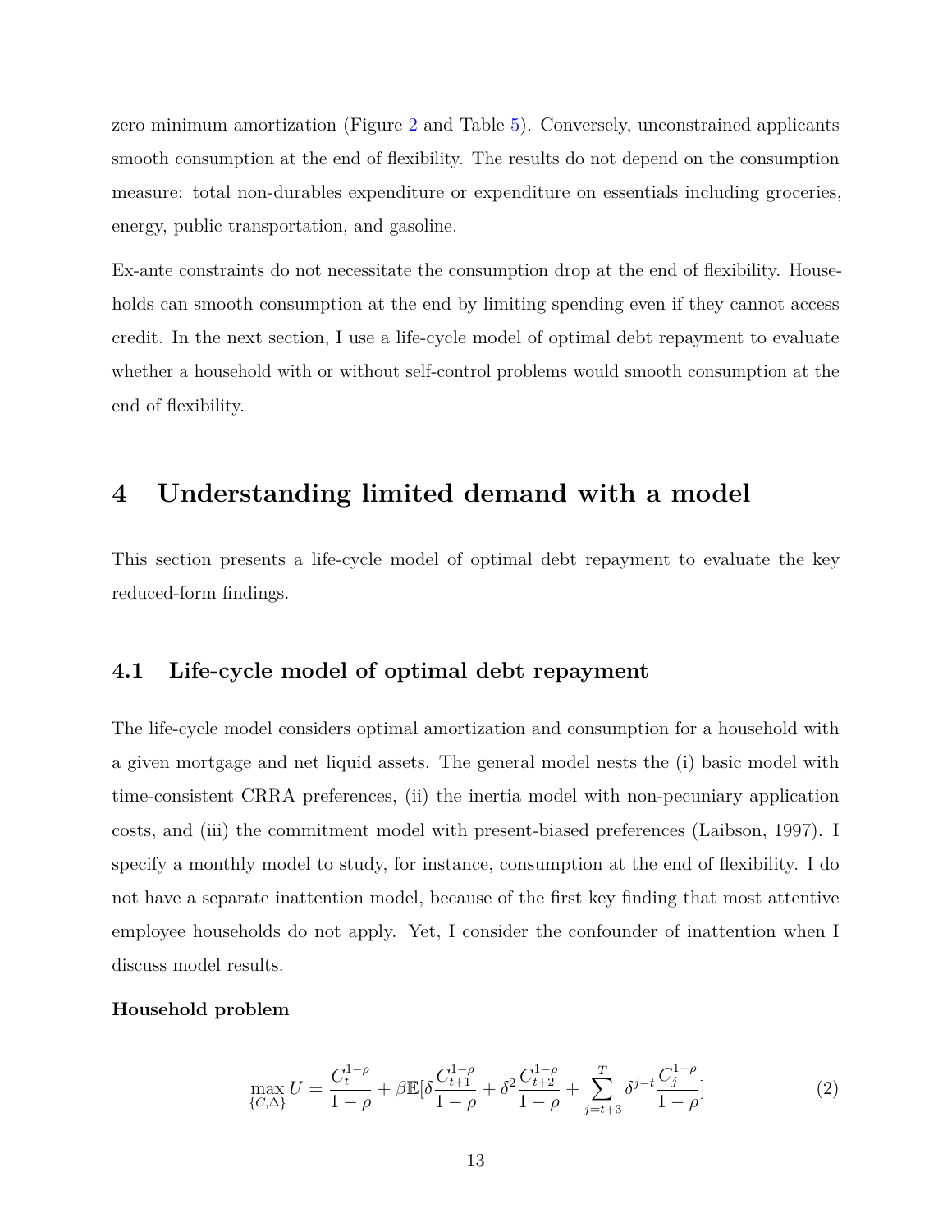zero minimum amortization (Figure 2 and Table 5). Conversely, unconstrained applicants smooth consumption at the end of flexibility. The results do not depend on the consumption measure: total non-durables expenditure or expenditure on essentials including groceries, energy, public transportation, and gasoline.

Ex-ante constraints do not necessitate the consumption drop at the end of flexibility. Households can smooth consumption at the end by limiting spending even if they cannot access credit. In the next section, I use a life-cycle model of optimal debt repayment to evaluate whether a household with or without self-control problems would smooth consumption at the end of flexibility.

# 4 Understanding limited demand with a model

This section presents a life-cycle model of optimal debt repayment to evaluate the key reduced-form findings.

## 4.1 Life-cycle model of optimal debt repayment

The life-cycle model considers optimal amortization and consumption for a household with a given mortgage and net liquid assets. The general model nests the (i) basic model with time-consistent CRRA preferences, (ii) the inertia model with non-pecuniary application costs, and (iii) the commitment model with present-biased preferences (Laibson, 1997). I specify a monthly model to study, for instance, consumption at the end of flexibility. I do not have a separate inattention model, because of the first key finding that most attentive employee households do not apply. Yet, I consider the confounder of inattention when I discuss model results.

**Household problem**

$$\max_{\{C,\Delta\}} U = \frac{C_t^{1-\rho}}{1-\rho} + \beta \mathbb{E}[\delta \frac{C_{t+1}^{1-\rho}}{1-\rho} + \delta^2 \frac{C_{t+2}^{1-\rho}}{1-\rho} + \sum_{j=t+3}^{T} \delta^{j-t} \frac{C_j^{1-\rho}}{1-\rho}] \tag{2}$$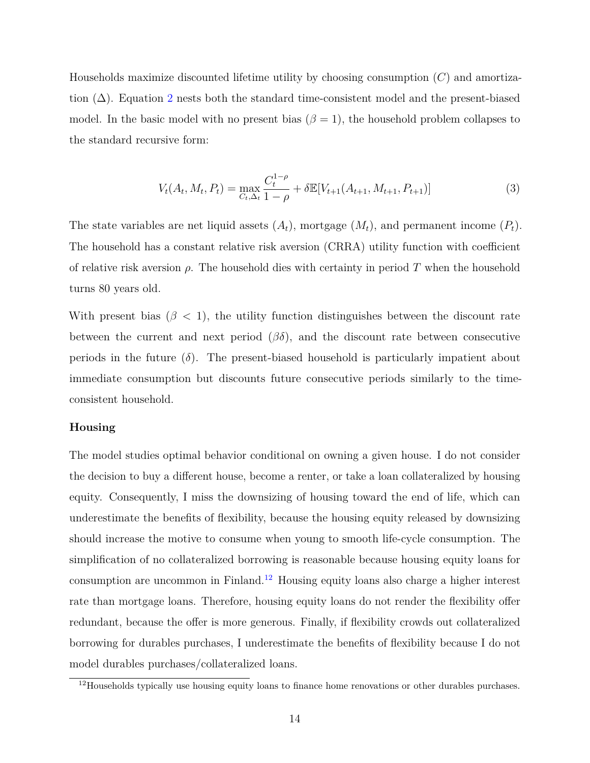Households maximize discounted lifetime utility by choosing consumption ($C$) and amortization ($\Delta$). Equation 2 nests both the standard time-consistent model and the present-biased model. In the basic model with no present bias ($\beta = 1$), the household problem collapses to the standard recursive form:

$$V_t(A_t, M_t, P_t) = \max_{C_t, \Delta_t} \frac{C_t^{1-\rho}}{1-\rho} + \delta \mathbb{E}[V_{t+1}(A_{t+1}, M_{t+1}, P_{t+1})] \tag{3}$$

The state variables are net liquid assets ($A_t$), mortgage ($M_t$), and permanent income ($P_t$). The household has a constant relative risk aversion (CRRA) utility function with coefficient of relative risk aversion $\rho$. The household dies with certainty in period $T$ when the household turns 80 years old.

With present bias ($\beta < 1$), the utility function distinguishes between the discount rate between the current and next period ($\beta\delta$), and the discount rate between consecutive periods in the future ($\delta$). The present-biased household is particularly impatient about immediate consumption but discounts future consecutive periods similarly to the time-consistent household.

**Housing**

The model studies optimal behavior conditional on owning a given house. I do not consider the decision to buy a different house, become a renter, or take a loan collateralized by housing equity. Consequently, I miss the downsizing of housing toward the end of life, which can underestimate the benefits of flexibility, because the housing equity released by downsizing should increase the motive to consume when young to smooth life-cycle consumption. The simplification of no collateralized borrowing is reasonable because housing equity loans for consumption are uncommon in Finland.[12] Housing equity loans also charge a higher interest rate than mortgage loans. Therefore, housing equity loans do not render the flexibility offer redundant, because the offer is more generous. Finally, if flexibility crowds out collateralized borrowing for durables purchases, I underestimate the benefits of flexibility because I do not model durables purchases/collateralized loans.

[12] Households typically use housing equity loans to finance home renovations or other durables purchases.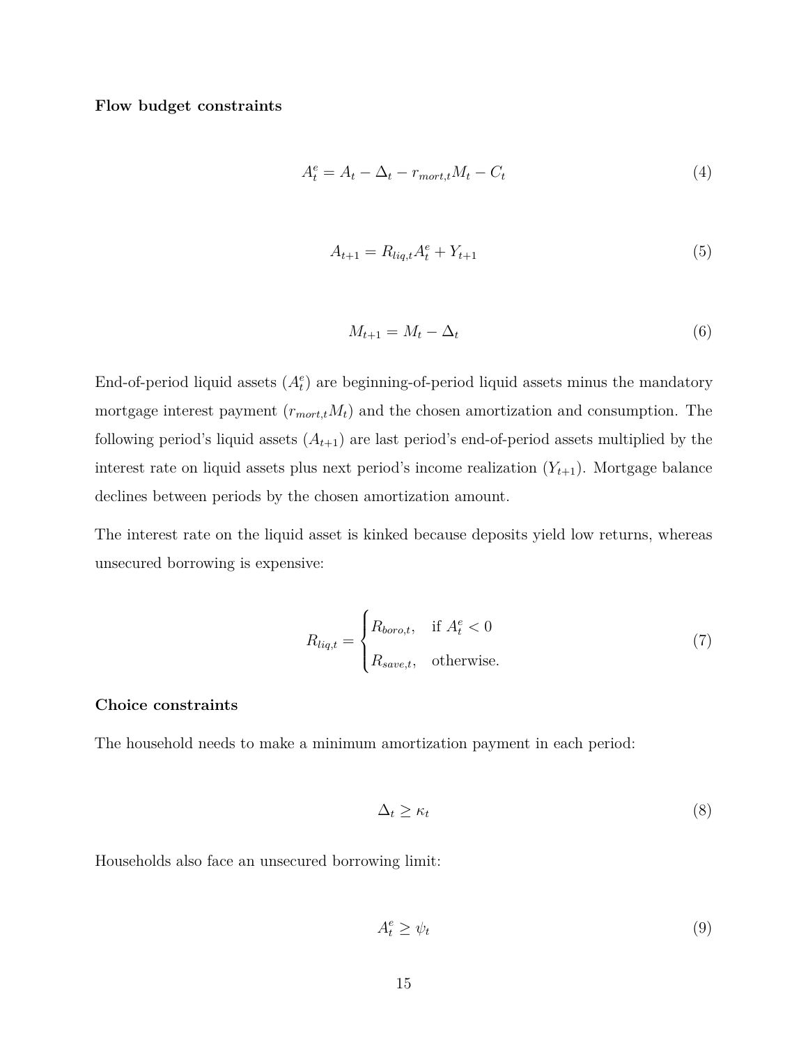**Flow budget constraints**

$$A_t^e = A_t - \Delta_t - r_{mort,t} M_t - C_t \tag{4}$$

$$A_{t+1} = R_{liq,t} A_t^e + Y_{t+1} \tag{5}$$

$$M_{t+1} = M_t - \Delta_t \tag{6}$$

End-of-period liquid assets ($A_t^e$) are beginning-of-period liquid assets minus the mandatory mortgage interest payment ($r_{mort,t} M_t$) and the chosen amortization and consumption. The following period's liquid assets ($A_{t+1}$) are last period's end-of-period assets multiplied by the interest rate on liquid assets plus next period's income realization ($Y_{t+1}$). Mortgage balance declines between periods by the chosen amortization amount.

The interest rate on the liquid asset is kinked because deposits yield low returns, whereas unsecured borrowing is expensive:

$$R_{liq,t} = \begin{cases} R_{boro,t}, & \text{if } A_t^e < 0 \\ R_{save,t}, & \text{otherwise.} \end{cases} \tag{7}$$

**Choice constraints**

The household needs to make a minimum amortization payment in each period:

$$\Delta_t \geq \kappa_t \tag{8}$$

Households also face an unsecured borrowing limit:

$$A_t^e \geq \psi_t \tag{9}$$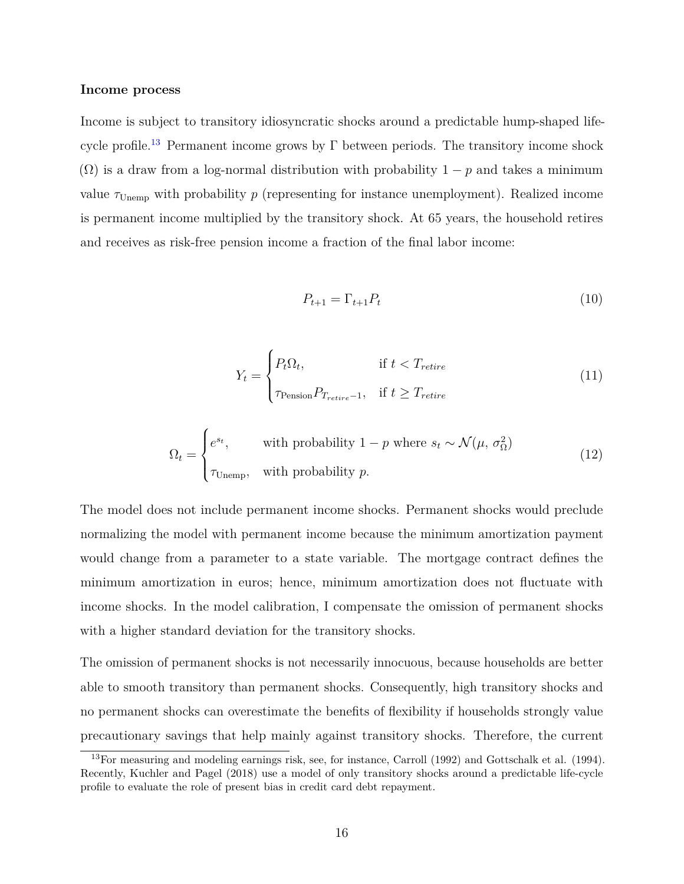**Income process**

Income is subject to transitory idiosyncratic shocks around a predictable hump-shaped life-cycle profile.[13] Permanent income grows by $\Gamma$ between periods. The transitory income shock ($\Omega$) is a draw from a log-normal distribution with probability $1-p$ and takes a minimum value $\tau_{\text{Unemp}}$ with probability $p$ (representing for instance unemployment). Realized income is permanent income multiplied by the transitory shock. At 65 years, the household retires and receives as risk-free pension income a fraction of the final labor income:

$$P_{t+1} = \Gamma_{t+1} P_t \tag{10}$$

$$Y_t = \begin{cases} P_t \Omega_t, & \text{if } t < T_{retire} \\ \tau_{\text{Pension}} P_{T_{retire}-1}, & \text{if } t \geq T_{retire} \end{cases} \tag{11}$$

$$\Omega_t = \begin{cases} e^{s_t}, & \text{with probability } 1-p \text{ where } s_t \sim \mathcal{N}(\mu,\, \sigma_\Omega^2) \\ \tau_{\text{Unemp}}, & \text{with probability } p. \end{cases} \tag{12}$$

The model does not include permanent income shocks. Permanent shocks would preclude normalizing the model with permanent income because the minimum amortization payment would change from a parameter to a state variable. The mortgage contract defines the minimum amortization in euros; hence, minimum amortization does not fluctuate with income shocks. In the model calibration, I compensate the omission of permanent shocks with a higher standard deviation for the transitory shocks.

The omission of permanent shocks is not necessarily innocuous, because households are better able to smooth transitory than permanent shocks. Consequently, high transitory shocks and no permanent shocks can overestimate the benefits of flexibility if households strongly value precautionary savings that help mainly against transitory shocks. Therefore, the current

[13] For measuring and modeling earnings risk, see, for instance, Carroll (1992) and Gottschalk et al. (1994). Recently, Kuchler and Pagel (2018) use a model of only transitory shocks around a predictable life-cycle profile to evaluate the role of present bias in credit card debt repayment.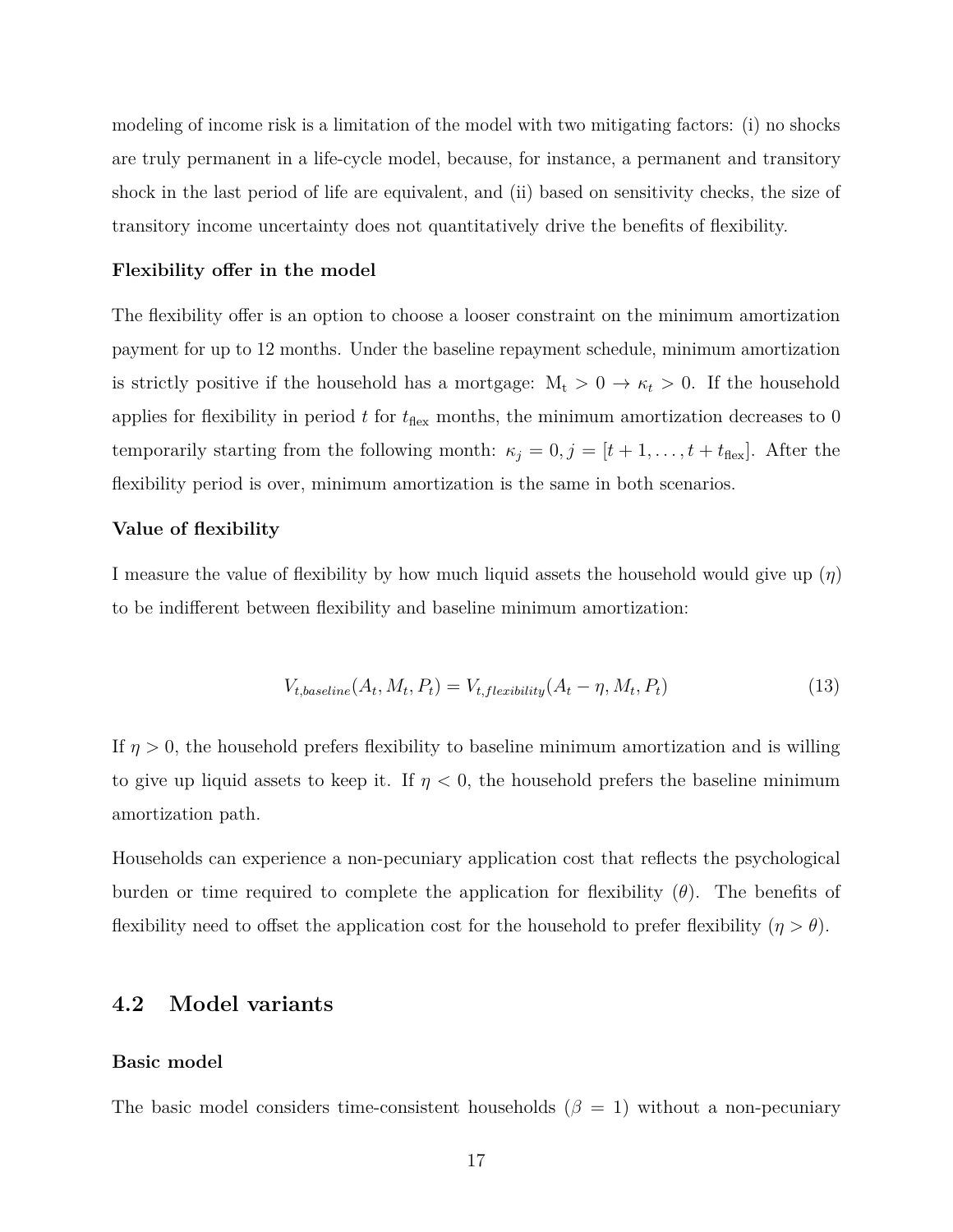modeling of income risk is a limitation of the model with two mitigating factors: (i) no shocks are truly permanent in a life-cycle model, because, for instance, a permanent and transitory shock in the last period of life are equivalent, and (ii) based on sensitivity checks, the size of transitory income uncertainty does not quantitatively drive the benefits of flexibility.

**Flexibility offer in the model**

The flexibility offer is an option to choose a looser constraint on the minimum amortization payment for up to 12 months. Under the baseline repayment schedule, minimum amortization is strictly positive if the household has a mortgage: $\mathrm{M_t} > 0 \rightarrow \kappa_t > 0$. If the household applies for flexibility in period $t$ for $t_{\text{flex}}$ months, the minimum amortization decreases to 0 temporarily starting from the following month: $\kappa_j = 0, j = [t+1, \dots, t+t_{\text{flex}}]$. After the flexibility period is over, minimum amortization is the same in both scenarios.

**Value of flexibility**

I measure the value of flexibility by how much liquid assets the household would give up ($\eta$) to be indifferent between flexibility and baseline minimum amortization:

$$V_{t,baseline}(A_t, M_t, P_t) = V_{t,flexibility}(A_t - \eta, M_t, P_t) \tag{13}$$

If $\eta > 0$, the household prefers flexibility to baseline minimum amortization and is willing to give up liquid assets to keep it. If $\eta < 0$, the household prefers the baseline minimum amortization path.

Households can experience a non-pecuniary application cost that reflects the psychological burden or time required to complete the application for flexibility ($\theta$). The benefits of flexibility need to offset the application cost for the household to prefer flexibility ($\eta > \theta$).

## 4.2 Model variants

**Basic model**

The basic model considers time-consistent households ($\beta = 1$) without a non-pecuniary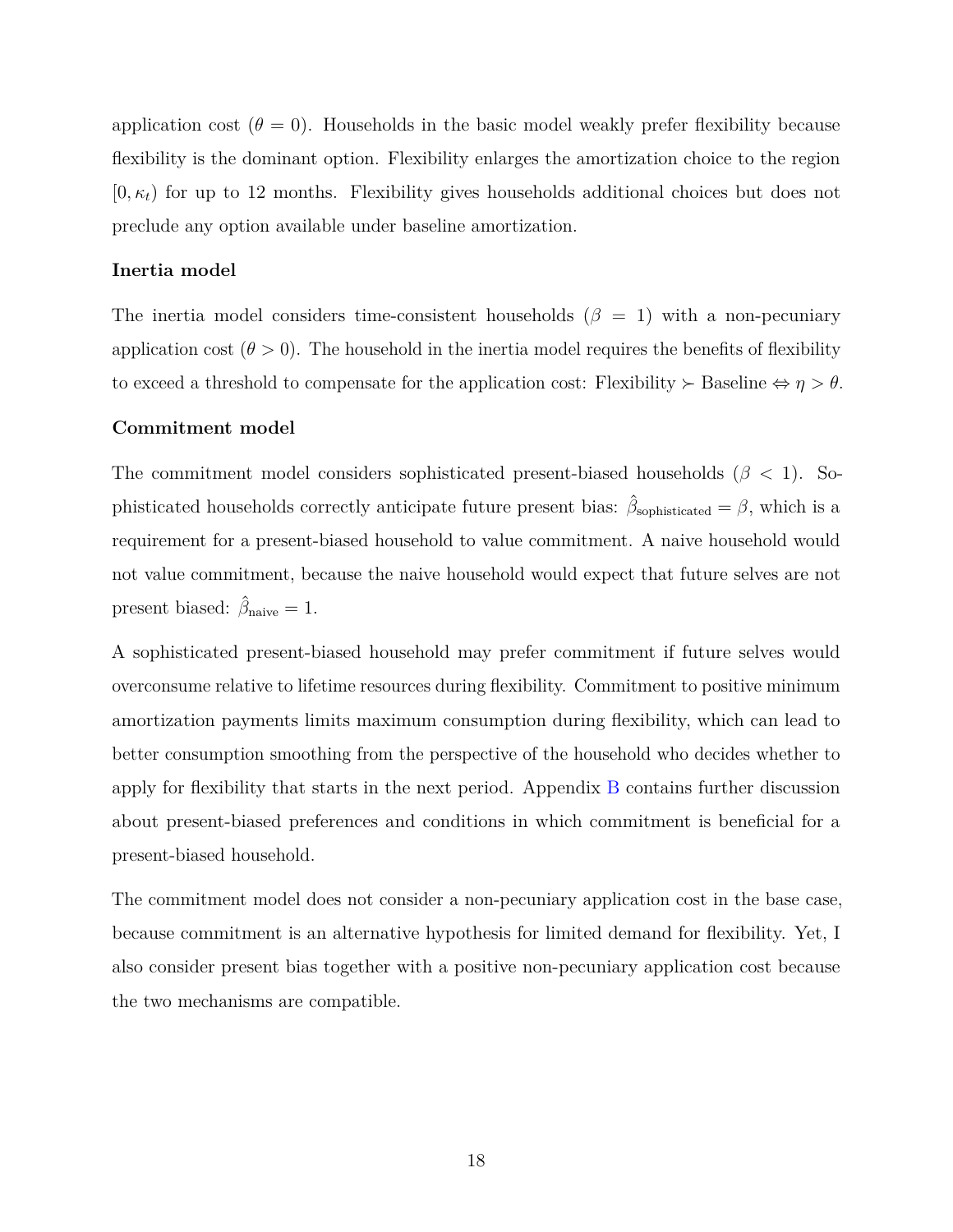application cost ($\theta = 0$). Households in the basic model weakly prefer flexibility because flexibility is the dominant option. Flexibility enlarges the amortization choice to the region $[0, \kappa_t)$ for up to 12 months. Flexibility gives households additional choices but does not preclude any option available under baseline amortization.

**Inertia model**

The inertia model considers time-consistent households ($\beta = 1$) with a non-pecuniary application cost ($\theta > 0$). The household in the inertia model requires the benefits of flexibility to exceed a threshold to compensate for the application cost: Flexibility $\succ$ Baseline $\Leftrightarrow \eta > \theta$.

**Commitment model**

The commitment model considers sophisticated present-biased households ($\beta < 1$). Sophisticated households correctly anticipate future present bias: $\hat{\beta}_{\text{sophisticated}} = \beta$, which is a requirement for a present-biased household to value commitment. A naive household would not value commitment, because the naive household would expect that future selves are not present biased: $\hat{\beta}_{\text{naive}} = 1$.

A sophisticated present-biased household may prefer commitment if future selves would overconsume relative to lifetime resources during flexibility. Commitment to positive minimum amortization payments limits maximum consumption during flexibility, which can lead to better consumption smoothing from the perspective of the household who decides whether to apply for flexibility that starts in the next period. Appendix B contains further discussion about present-biased preferences and conditions in which commitment is beneficial for a present-biased household.

The commitment model does not consider a non-pecuniary application cost in the base case, because commitment is an alternative hypothesis for limited demand for flexibility. Yet, I also consider present bias together with a positive non-pecuniary application cost because the two mechanisms are compatible.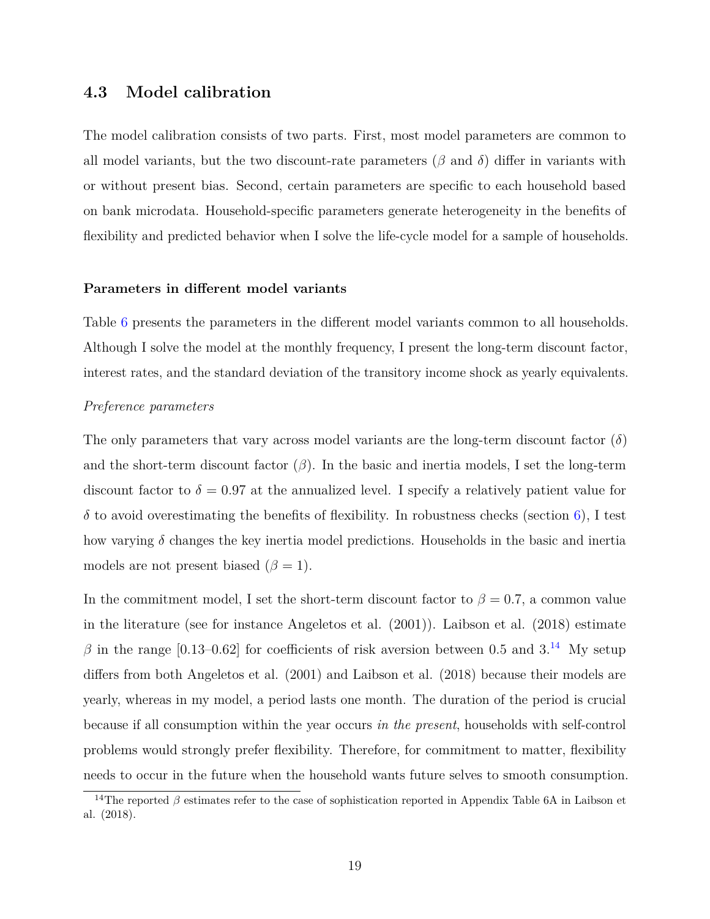## 4.3 Model calibration

The model calibration consists of two parts. First, most model parameters are common to all model variants, but the two discount-rate parameters ($\beta$ and $\delta$) differ in variants with or without present bias. Second, certain parameters are specific to each household based on bank microdata. Household-specific parameters generate heterogeneity in the benefits of flexibility and predicted behavior when I solve the life-cycle model for a sample of households.

#### Parameters in different model variants

Table 6 presents the parameters in the different model variants common to all households. Although I solve the model at the monthly frequency, I present the long-term discount factor, interest rates, and the standard deviation of the transitory income shock as yearly equivalents.

*Preference parameters*

The only parameters that vary across model variants are the long-term discount factor ($\delta$) and the short-term discount factor ($\beta$). In the basic and inertia models, I set the long-term discount factor to $\delta = 0.97$ at the annualized level. I specify a relatively patient value for $\delta$ to avoid overestimating the benefits of flexibility. In robustness checks (section 6), I test how varying $\delta$ changes the key inertia model predictions. Households in the basic and inertia models are not present biased ($\beta = 1$).

In the commitment model, I set the short-term discount factor to $\beta = 0.7$, a common value in the literature (see for instance Angeletos et al. (2001)). Laibson et al. (2018) estimate $\beta$ in the range [0.13–0.62] for coefficients of risk aversion between 0.5 and 3.[14] My setup differs from both Angeletos et al. (2001) and Laibson et al. (2018) because their models are yearly, whereas in my model, a period lasts one month. The duration of the period is crucial because if all consumption within the year occurs *in the present*, households with self-control problems would strongly prefer flexibility. Therefore, for commitment to matter, flexibility needs to occur in the future when the household wants future selves to smooth consumption.

[14] The reported $\beta$ estimates refer to the case of sophistication reported in Appendix Table 6A in Laibson et al. (2018).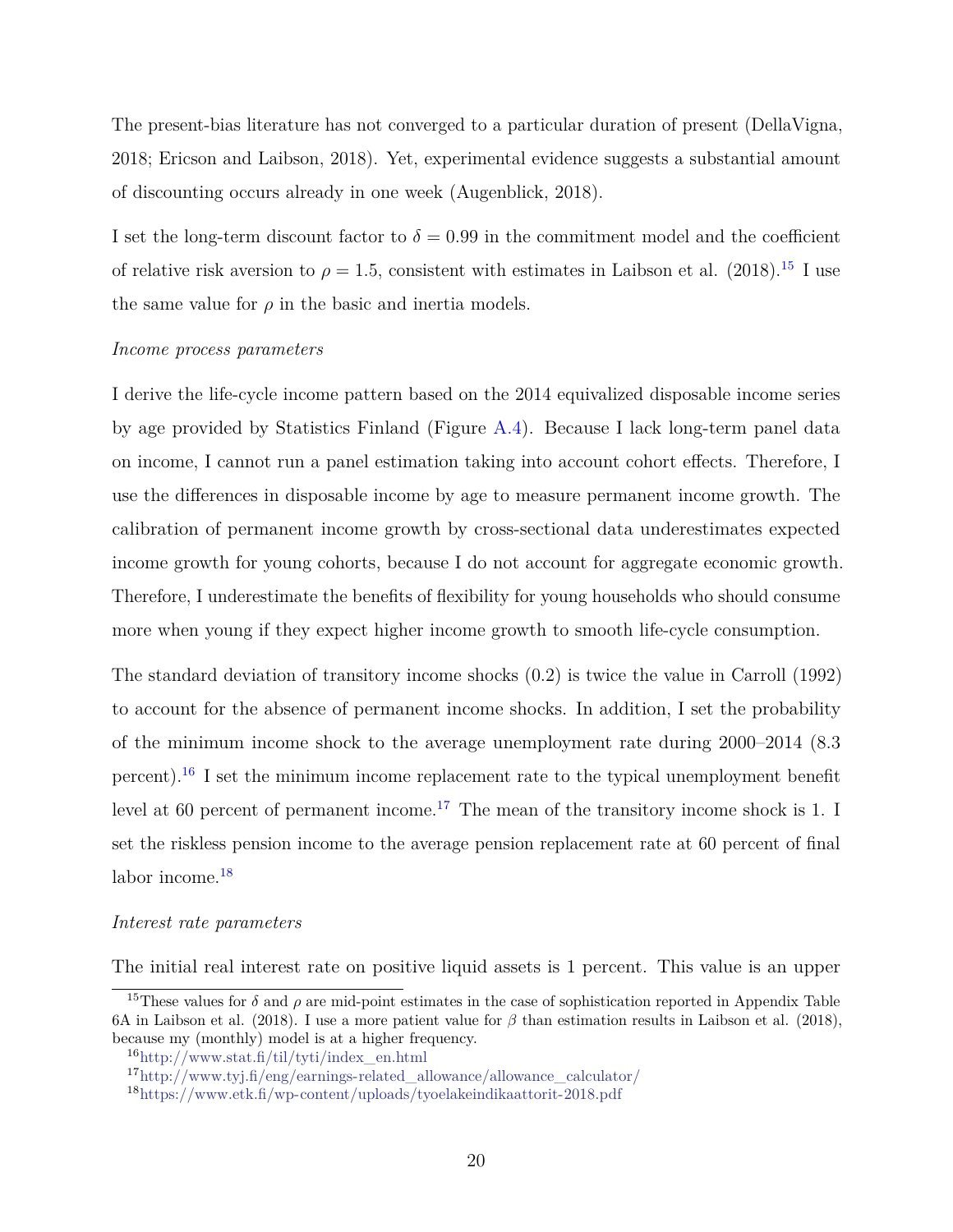The present-bias literature has not converged to a particular duration of present (DellaVigna, 2018; Ericson and Laibson, 2018). Yet, experimental evidence suggests a substantial amount of discounting occurs already in one week (Augenblick, 2018).

I set the long-term discount factor to $\delta = 0.99$ in the commitment model and the coefficient of relative risk aversion to $\rho = 1.5$, consistent with estimates in Laibson et al. (2018).[15] I use the same value for $\rho$ in the basic and inertia models.

*Income process parameters*

I derive the life-cycle income pattern based on the 2014 equivalized disposable income series by age provided by Statistics Finland (Figure A.4). Because I lack long-term panel data on income, I cannot run a panel estimation taking into account cohort effects. Therefore, I use the differences in disposable income by age to measure permanent income growth. The calibration of permanent income growth by cross-sectional data underestimates expected income growth for young cohorts, because I do not account for aggregate economic growth. Therefore, I underestimate the benefits of flexibility for young households who should consume more when young if they expect higher income growth to smooth life-cycle consumption.

The standard deviation of transitory income shocks (0.2) is twice the value in Carroll (1992) to account for the absence of permanent income shocks. In addition, I set the probability of the minimum income shock to the average unemployment rate during 2000–2014 (8.3 percent).[16] I set the minimum income replacement rate to the typical unemployment benefit level at 60 percent of permanent income.[17] The mean of the transitory income shock is 1. I set the riskless pension income to the average pension replacement rate at 60 percent of final labor income.[18]

*Interest rate parameters*

The initial real interest rate on positive liquid assets is 1 percent. This value is an upper

[15] These values for $\delta$ and $\rho$ are mid-point estimates in the case of sophistication reported in Appendix Table 6A in Laibson et al. (2018). I use a more patient value for $\beta$ than estimation results in Laibson et al. (2018), because my (monthly) model is at a higher frequency.

[16] http://www.stat.fi/til/tyti/index_en.html

[17] http://www.tyj.fi/eng/earnings-related_allowance/allowance_calculator/

[18] https://www.etk.fi/wp-content/uploads/tyoelakeindikaattorit-2018.pdf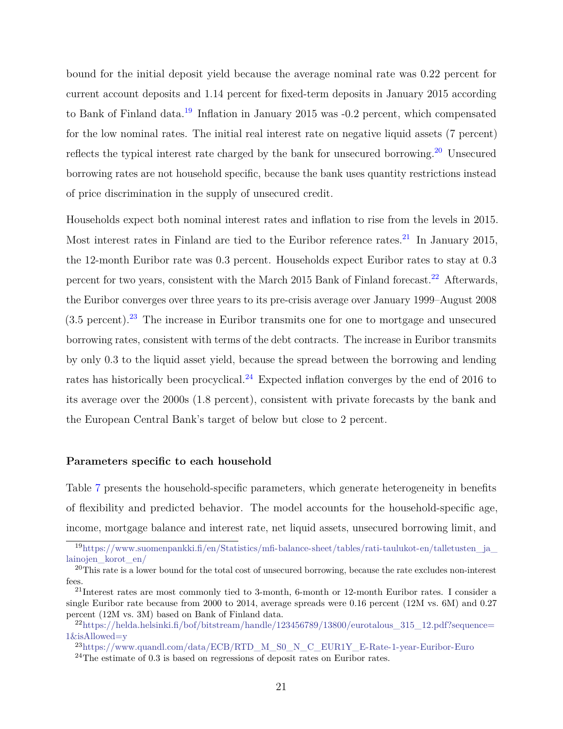bound for the initial deposit yield because the average nominal rate was 0.22 percent for current account deposits and 1.14 percent for fixed-term deposits in January 2015 according to Bank of Finland data.[19] Inflation in January 2015 was -0.2 percent, which compensated for the low nominal rates. The initial real interest rate on negative liquid assets (7 percent) reflects the typical interest rate charged by the bank for unsecured borrowing.[20] Unsecured borrowing rates are not household specific, because the bank uses quantity restrictions instead of price discrimination in the supply of unsecured credit.

Households expect both nominal interest rates and inflation to rise from the levels in 2015. Most interest rates in Finland are tied to the Euribor reference rates.[21] In January 2015, the 12-month Euribor rate was 0.3 percent. Households expect Euribor rates to stay at 0.3 percent for two years, consistent with the March 2015 Bank of Finland forecast.[22] Afterwards, the Euribor converges over three years to its pre-crisis average over January 1999–August 2008 (3.5 percent).[23] The increase in Euribor transmits one for one to mortgage and unsecured borrowing rates, consistent with terms of the debt contracts. The increase in Euribor transmits by only 0.3 to the liquid asset yield, because the spread between the borrowing and lending rates has historically been procyclical.[24] Expected inflation converges by the end of 2016 to its average over the 2000s (1.8 percent), consistent with private forecasts by the bank and the European Central Bank's target of below but close to 2 percent.

**Parameters specific to each household**

Table 7 presents the household-specific parameters, which generate heterogeneity in benefits of flexibility and predicted behavior. The model accounts for the household-specific age, income, mortgage balance and interest rate, net liquid assets, unsecured borrowing limit, and

[19] https://www.suomenpankki.fi/en/Statistics/mfi-balance-sheet/tables/rati-taulukot-en/talletusten_ja_lainojen_korot_en/

[20] This rate is a lower bound for the total cost of unsecured borrowing, because the rate excludes non-interest fees.

[21] Interest rates are most commonly tied to 3-month, 6-month or 12-month Euribor rates. I consider a single Euribor rate because from 2000 to 2014, average spreads were 0.16 percent (12M vs. 6M) and 0.27 percent (12M vs. 3M) based on Bank of Finland data.

[22] https://helda.helsinki.fi/bof/bitstream/handle/123456789/13800/eurotalous_315_12.pdf?sequence=1&isAllowed=y

[23] https://www.quandl.com/data/ECB/RTD_M_S0_N_C_EUR1Y_E-Rate-1-year-Euribor-Euro

[24] The estimate of 0.3 is based on regressions of deposit rates on Euribor rates.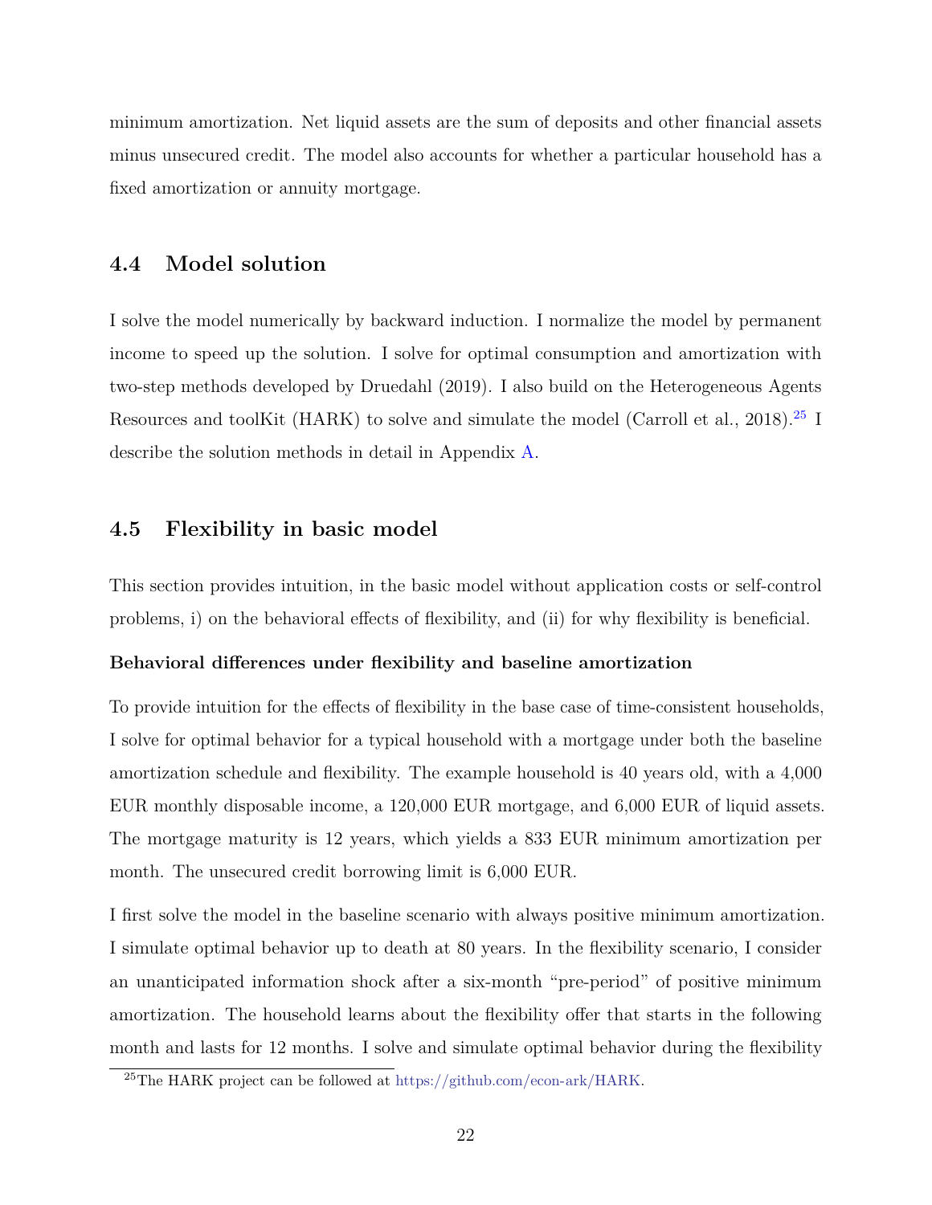minimum amortization. Net liquid assets are the sum of deposits and other financial assets minus unsecured credit. The model also accounts for whether a particular household has a fixed amortization or annuity mortgage.

## 4.4 Model solution

I solve the model numerically by backward induction. I normalize the model by permanent income to speed up the solution. I solve for optimal consumption and amortization with two-step methods developed by Druedahl (2019). I also build on the Heterogeneous Agents Resources and toolKit (HARK) to solve and simulate the model (Carroll et al., 2018).[25] I describe the solution methods in detail in Appendix A.

## 4.5 Flexibility in basic model

This section provides intuition, in the basic model without application costs or self-control problems, i) on the behavioral effects of flexibility, and (ii) for why flexibility is beneficial.

**Behavioral differences under flexibility and baseline amortization**

To provide intuition for the effects of flexibility in the base case of time-consistent households, I solve for optimal behavior for a typical household with a mortgage under both the baseline amortization schedule and flexibility. The example household is 40 years old, with a 4,000 EUR monthly disposable income, a 120,000 EUR mortgage, and 6,000 EUR of liquid assets. The mortgage maturity is 12 years, which yields a 833 EUR minimum amortization per month. The unsecured credit borrowing limit is 6,000 EUR.

I first solve the model in the baseline scenario with always positive minimum amortization. I simulate optimal behavior up to death at 80 years. In the flexibility scenario, I consider an unanticipated information shock after a six-month "pre-period" of positive minimum amortization. The household learns about the flexibility offer that starts in the following month and lasts for 12 months. I solve and simulate optimal behavior during the flexibility

[25] The HARK project can be followed at https://github.com/econ-ark/HARK.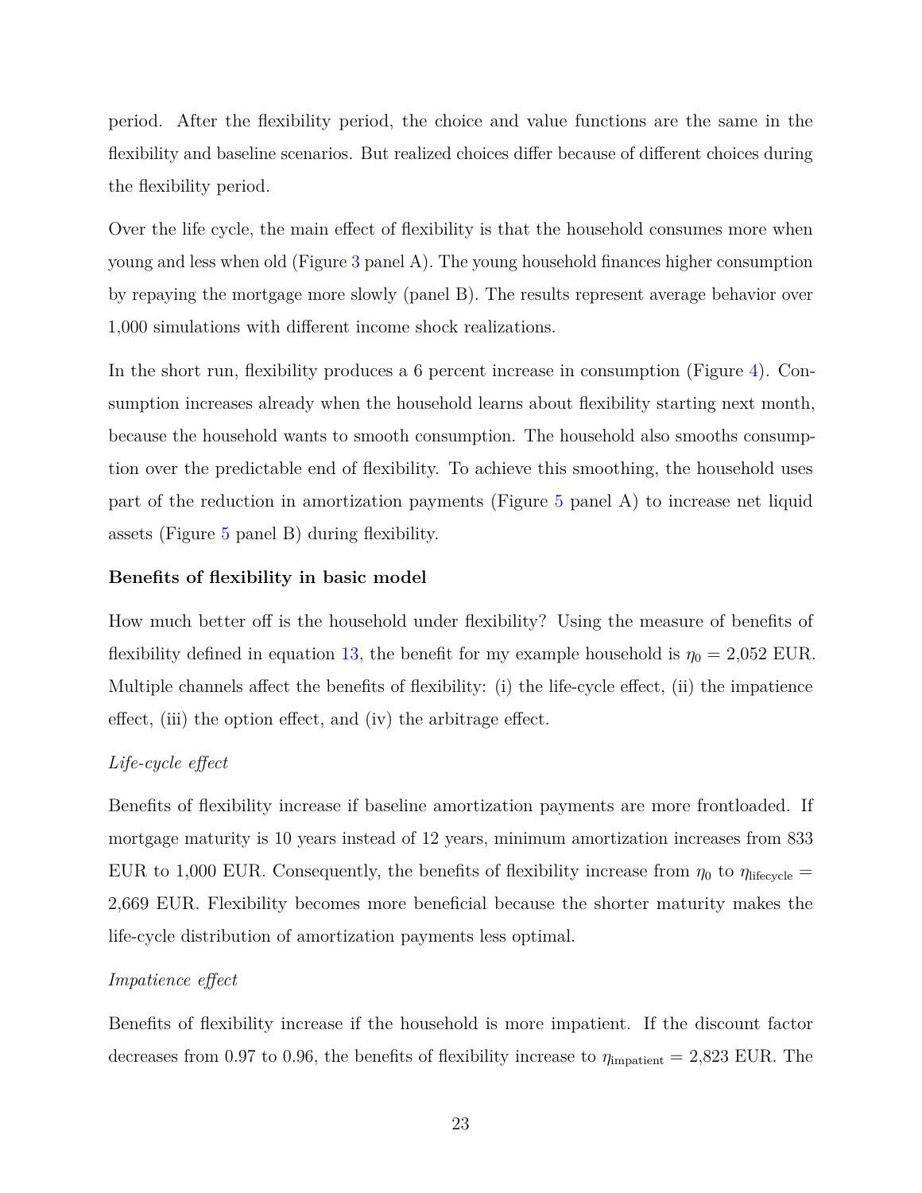period. After the flexibility period, the choice and value functions are the same in the flexibility and baseline scenarios. But realized choices differ because of different choices during the flexibility period.

Over the life cycle, the main effect of flexibility is that the household consumes more when young and less when old (Figure 3 panel A). The young household finances higher consumption by repaying the mortgage more slowly (panel B). The results represent average behavior over 1,000 simulations with different income shock realizations.

In the short run, flexibility produces a 6 percent increase in consumption (Figure 4). Consumption increases already when the household learns about flexibility starting next month, because the household wants to smooth consumption. The household also smooths consumption over the predictable end of flexibility. To achieve this smoothing, the household uses part of the reduction in amortization payments (Figure 5 panel A) to increase net liquid assets (Figure 5 panel B) during flexibility.

**Benefits of flexibility in basic model**

How much better off is the household under flexibility? Using the measure of benefits of flexibility defined in equation 13, the benefit for my example household is $\eta_0 = 2{,}052$ EUR. Multiple channels affect the benefits of flexibility: (i) the life-cycle effect, (ii) the impatience effect, (iii) the option effect, and (iv) the arbitrage effect.

*Life-cycle effect*

Benefits of flexibility increase if baseline amortization payments are more frontloaded. If mortgage maturity is 10 years instead of 12 years, minimum amortization increases from 833 EUR to 1,000 EUR. Consequently, the benefits of flexibility increase from $\eta_0$ to $\eta_{\text{lifecycle}} = 2{,}669$ EUR. Flexibility becomes more beneficial because the shorter maturity makes the life-cycle distribution of amortization payments less optimal.

*Impatience effect*

Benefits of flexibility increase if the household is more impatient. If the discount factor decreases from 0.97 to 0.96, the benefits of flexibility increase to $\eta_{\text{impatient}} = 2{,}823$ EUR. The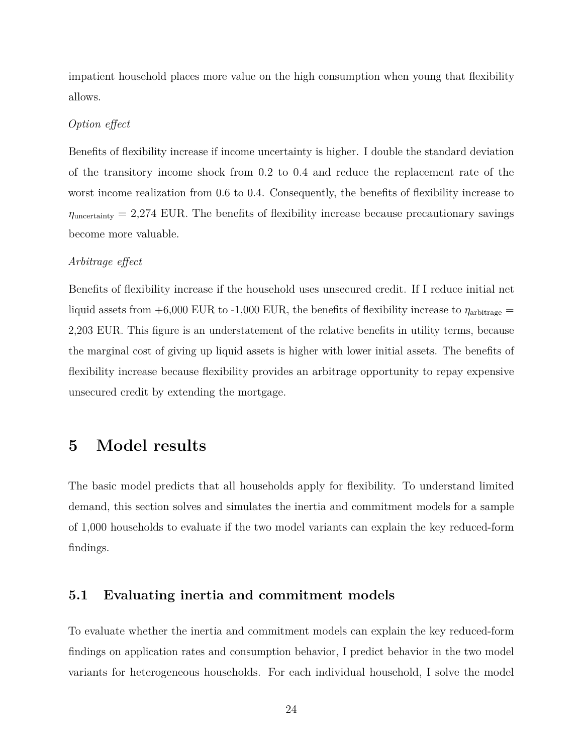impatient household places more value on the high consumption when young that flexibility allows.

*Option effect*

Benefits of flexibility increase if income uncertainty is higher. I double the standard deviation of the transitory income shock from 0.2 to 0.4 and reduce the replacement rate of the worst income realization from 0.6 to 0.4. Consequently, the benefits of flexibility increase to $\eta_{\text{uncertainty}} = 2{,}274$ EUR. The benefits of flexibility increase because precautionary savings become more valuable.

*Arbitrage effect*

Benefits of flexibility increase if the household uses unsecured credit. If I reduce initial net liquid assets from +6,000 EUR to -1,000 EUR, the benefits of flexibility increase to $\eta_{\text{arbitrage}} = 2{,}203$ EUR. This figure is an understatement of the relative benefits in utility terms, because the marginal cost of giving up liquid assets is higher with lower initial assets. The benefits of flexibility increase because flexibility provides an arbitrage opportunity to repay expensive unsecured credit by extending the mortgage.

# 5 Model results

The basic model predicts that all households apply for flexibility. To understand limited demand, this section solves and simulates the inertia and commitment models for a sample of 1,000 households to evaluate if the two model variants can explain the key reduced-form findings.

## 5.1 Evaluating inertia and commitment models

To evaluate whether the inertia and commitment models can explain the key reduced-form findings on application rates and consumption behavior, I predict behavior in the two model variants for heterogeneous households. For each individual household, I solve the model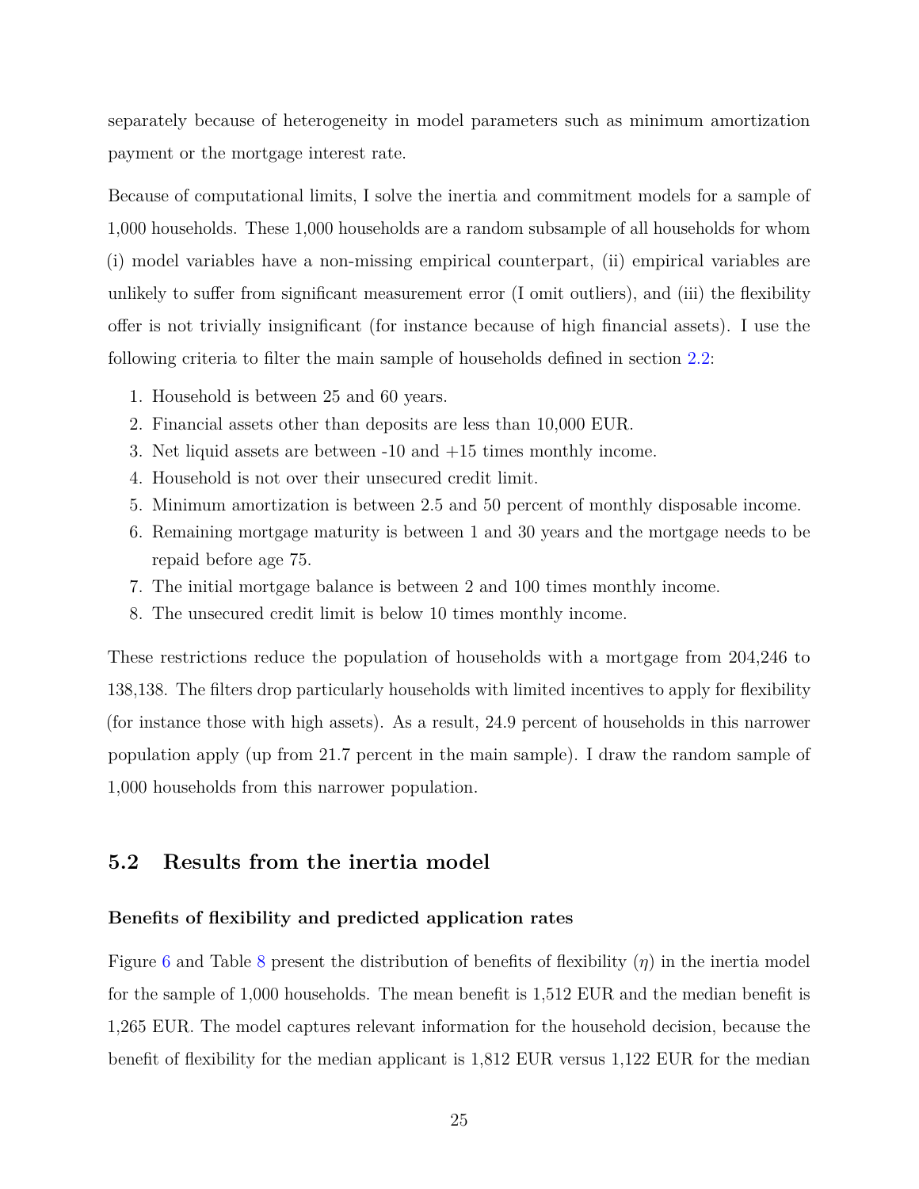separately because of heterogeneity in model parameters such as minimum amortization payment or the mortgage interest rate.

Because of computational limits, I solve the inertia and commitment models for a sample of 1,000 households. These 1,000 households are a random subsample of all households for whom (i) model variables have a non-missing empirical counterpart, (ii) empirical variables are unlikely to suffer from significant measurement error (I omit outliers), and (iii) the flexibility offer is not trivially insignificant (for instance because of high financial assets). I use the following criteria to filter the main sample of households defined in section 2.2:

1. Household is between 25 and 60 years.
2. Financial assets other than deposits are less than 10,000 EUR.
3. Net liquid assets are between -10 and +15 times monthly income.
4. Household is not over their unsecured credit limit.
5. Minimum amortization is between 2.5 and 50 percent of monthly disposable income.
6. Remaining mortgage maturity is between 1 and 30 years and the mortgage needs to be repaid before age 75.
7. The initial mortgage balance is between 2 and 100 times monthly income.
8. The unsecured credit limit is below 10 times monthly income.

These restrictions reduce the population of households with a mortgage from 204,246 to 138,138. The filters drop particularly households with limited incentives to apply for flexibility (for instance those with high assets). As a result, 24.9 percent of households in this narrower population apply (up from 21.7 percent in the main sample). I draw the random sample of 1,000 households from this narrower population.

## 5.2 Results from the inertia model

### Benefits of flexibility and predicted application rates

Figure 6 and Table 8 present the distribution of benefits of flexibility ($\eta$) in the inertia model for the sample of 1,000 households. The mean benefit is 1,512 EUR and the median benefit is 1,265 EUR. The model captures relevant information for the household decision, because the benefit of flexibility for the median applicant is 1,812 EUR versus 1,122 EUR for the median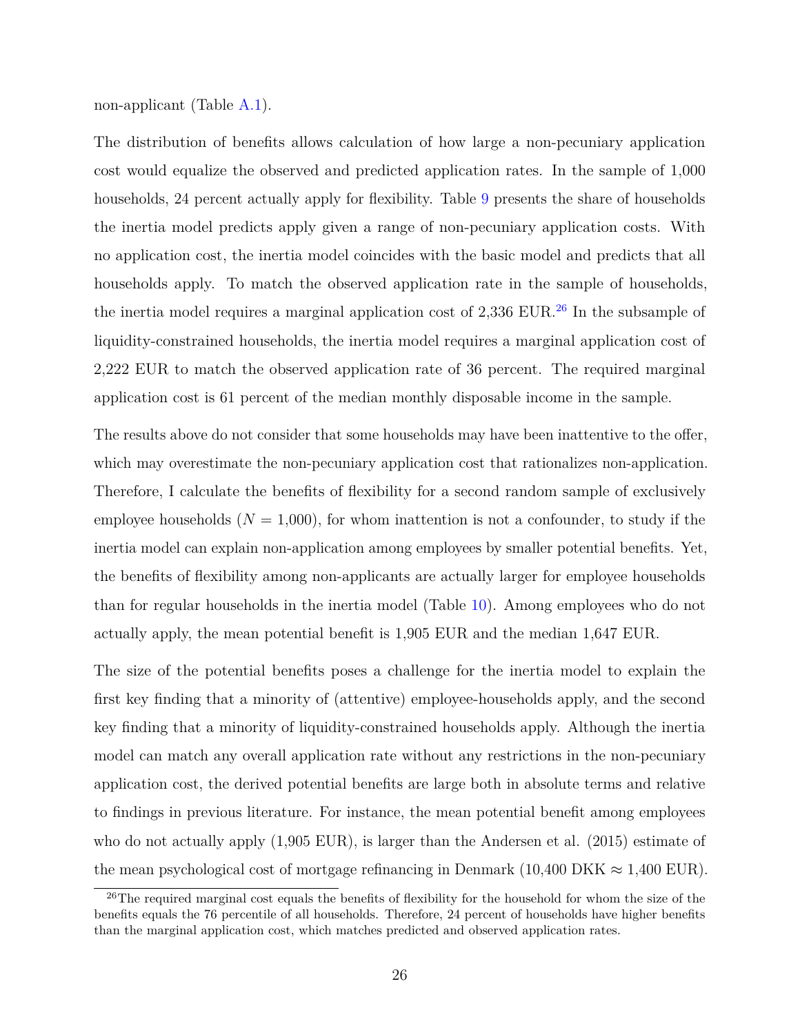non-applicant (Table A.1).

The distribution of benefits allows calculation of how large a non-pecuniary application cost would equalize the observed and predicted application rates. In the sample of 1,000 households, 24 percent actually apply for flexibility. Table 9 presents the share of households the inertia model predicts apply given a range of non-pecuniary application costs. With no application cost, the inertia model coincides with the basic model and predicts that all households apply. To match the observed application rate in the sample of households, the inertia model requires a marginal application cost of 2,336 EUR.[26] In the subsample of liquidity-constrained households, the inertia model requires a marginal application cost of 2,222 EUR to match the observed application rate of 36 percent. The required marginal application cost is 61 percent of the median monthly disposable income in the sample.

The results above do not consider that some households may have been inattentive to the offer, which may overestimate the non-pecuniary application cost that rationalizes non-application. Therefore, I calculate the benefits of flexibility for a second random sample of exclusively employee households ($N = 1{,}000$), for whom inattention is not a confounder, to study if the inertia model can explain non-application among employees by smaller potential benefits. Yet, the benefits of flexibility among non-applicants are actually larger for employee households than for regular households in the inertia model (Table 10). Among employees who do not actually apply, the mean potential benefit is 1,905 EUR and the median 1,647 EUR.

The size of the potential benefits poses a challenge for the inertia model to explain the first key finding that a minority of (attentive) employee-households apply, and the second key finding that a minority of liquidity-constrained households apply. Although the inertia model can match any overall application rate without any restrictions in the non-pecuniary application cost, the derived potential benefits are large both in absolute terms and relative to findings in previous literature. For instance, the mean potential benefit among employees who do not actually apply (1,905 EUR), is larger than the Andersen et al. (2015) estimate of the mean psychological cost of mortgage refinancing in Denmark (10,400 DKK $\approx$ 1,400 EUR).

[26] The required marginal cost equals the benefits of flexibility for the household for whom the size of the benefits equals the 76 percentile of all households. Therefore, 24 percent of households have higher benefits than the marginal application cost, which matches predicted and observed application rates.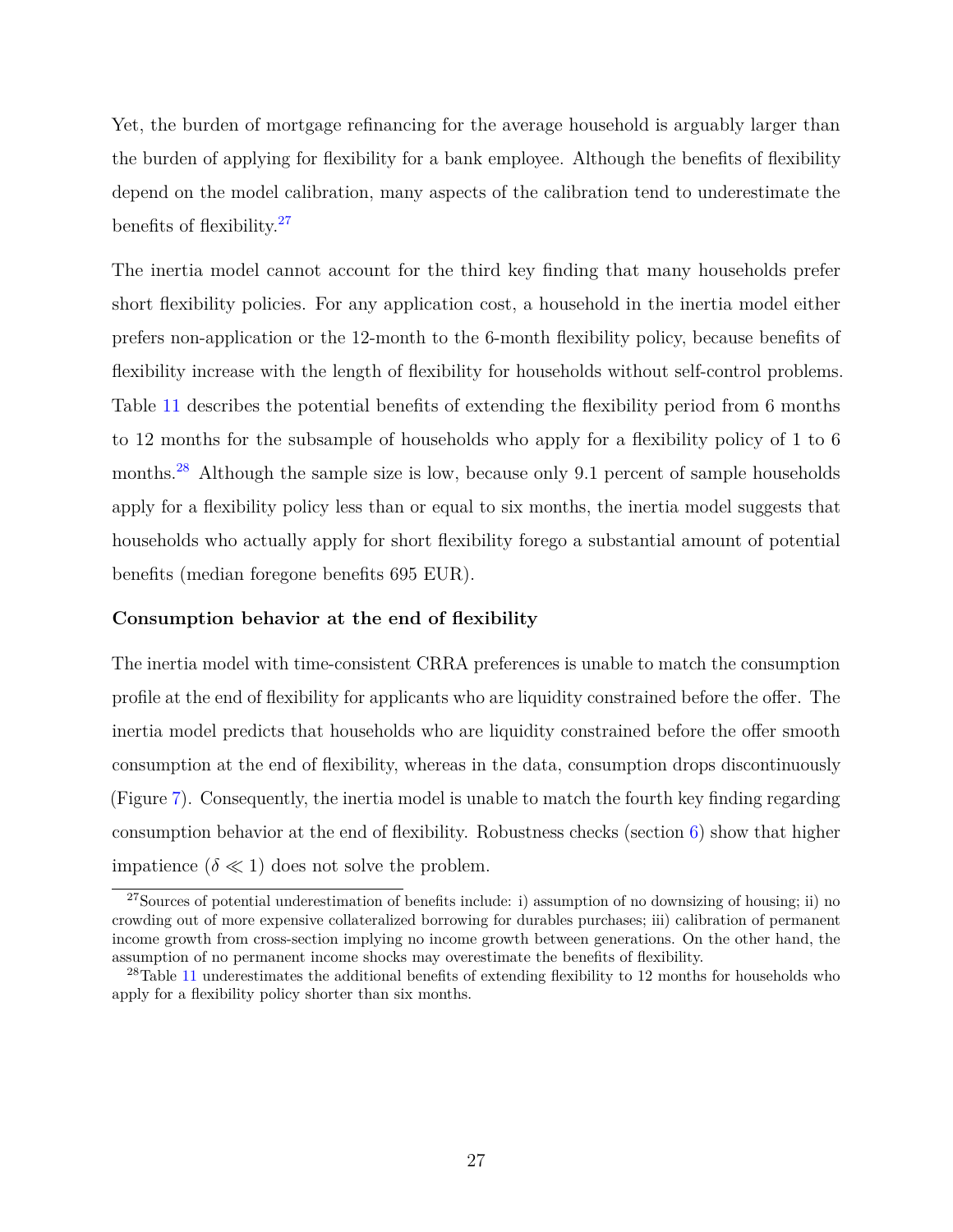Yet, the burden of mortgage refinancing for the average household is arguably larger than the burden of applying for flexibility for a bank employee. Although the benefits of flexibility depend on the model calibration, many aspects of the calibration tend to underestimate the benefits of flexibility.[27]

The inertia model cannot account for the third key finding that many households prefer short flexibility policies. For any application cost, a household in the inertia model either prefers non-application or the 12-month to the 6-month flexibility policy, because benefits of flexibility increase with the length of flexibility for households without self-control problems. Table 11 describes the potential benefits of extending the flexibility period from 6 months to 12 months for the subsample of households who apply for a flexibility policy of 1 to 6 months.[28] Although the sample size is low, because only 9.1 percent of sample households apply for a flexibility policy less than or equal to six months, the inertia model suggests that households who actually apply for short flexibility forego a substantial amount of potential benefits (median foregone benefits 695 EUR).

**Consumption behavior at the end of flexibility**

The inertia model with time-consistent CRRA preferences is unable to match the consumption profile at the end of flexibility for applicants who are liquidity constrained before the offer. The inertia model predicts that households who are liquidity constrained before the offer smooth consumption at the end of flexibility, whereas in the data, consumption drops discontinuously (Figure 7). Consequently, the inertia model is unable to match the fourth key finding regarding consumption behavior at the end of flexibility. Robustness checks (section 6) show that higher impatience ($\delta \ll 1$) does not solve the problem.

[27] Sources of potential underestimation of benefits include: i) assumption of no downsizing of housing; ii) no crowding out of more expensive collateralized borrowing for durables purchases; iii) calibration of permanent income growth from cross-section implying no income growth between generations. On the other hand, the assumption of no permanent income shocks may overestimate the benefits of flexibility.

[28] Table 11 underestimates the additional benefits of extending flexibility to 12 months for households who apply for a flexibility policy shorter than six months.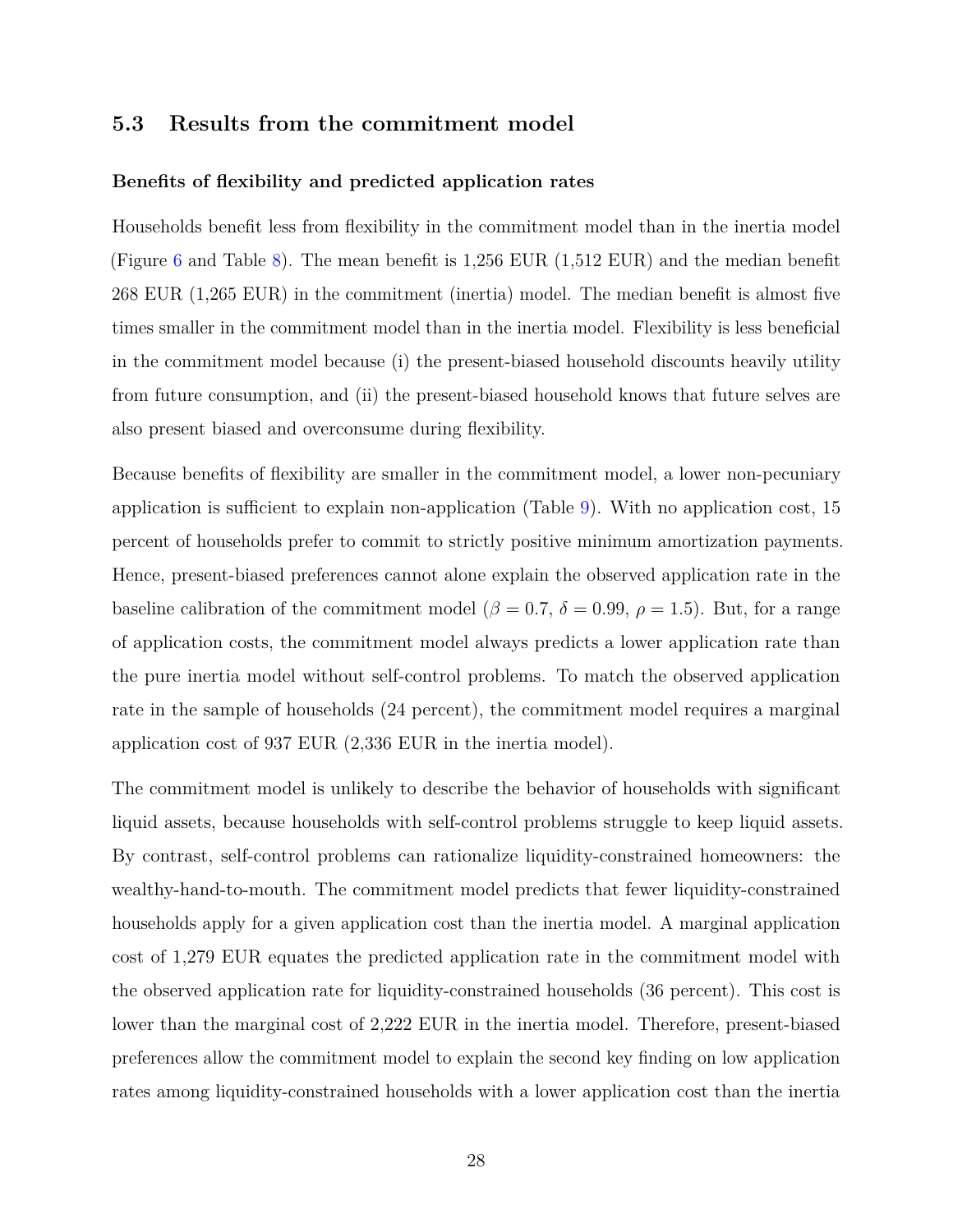### 5.3 Results from the commitment model

#### Benefits of flexibility and predicted application rates

Households benefit less from flexibility in the commitment model than in the inertia model (Figure 6 and Table 8). The mean benefit is 1,256 EUR (1,512 EUR) and the median benefit 268 EUR (1,265 EUR) in the commitment (inertia) model. The median benefit is almost five times smaller in the commitment model than in the inertia model. Flexibility is less beneficial in the commitment model because (i) the present-biased household discounts heavily utility from future consumption, and (ii) the present-biased household knows that future selves are also present biased and overconsume during flexibility.

Because benefits of flexibility are smaller in the commitment model, a lower non-pecuniary application is sufficient to explain non-application (Table 9). With no application cost, 15 percent of households prefer to commit to strictly positive minimum amortization payments. Hence, present-biased preferences cannot alone explain the observed application rate in the baseline calibration of the commitment model ($\beta = 0.7$, $\delta = 0.99$, $\rho = 1.5$). But, for a range of application costs, the commitment model always predicts a lower application rate than the pure inertia model without self-control problems. To match the observed application rate in the sample of households (24 percent), the commitment model requires a marginal application cost of 937 EUR (2,336 EUR in the inertia model).

The commitment model is unlikely to describe the behavior of households with significant liquid assets, because households with self-control problems struggle to keep liquid assets. By contrast, self-control problems can rationalize liquidity-constrained homeowners: the wealthy-hand-to-mouth. The commitment model predicts that fewer liquidity-constrained households apply for a given application cost than the inertia model. A marginal application cost of 1,279 EUR equates the predicted application rate in the commitment model with the observed application rate for liquidity-constrained households (36 percent). This cost is lower than the marginal cost of 2,222 EUR in the inertia model. Therefore, present-biased preferences allow the commitment model to explain the second key finding on low application rates among liquidity-constrained households with a lower application cost than the inertia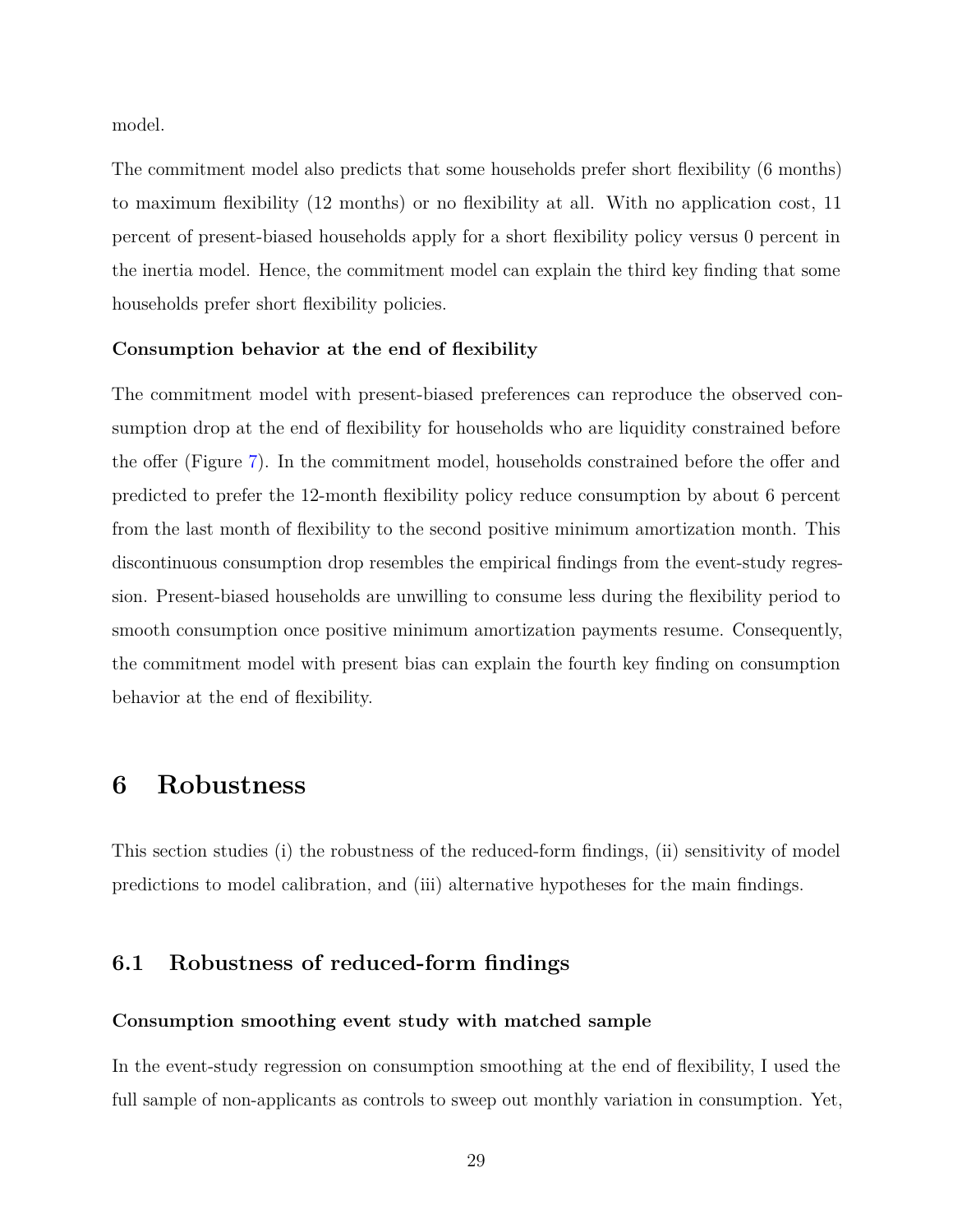model.

The commitment model also predicts that some households prefer short flexibility (6 months) to maximum flexibility (12 months) or no flexibility at all. With no application cost, 11 percent of present-biased households apply for a short flexibility policy versus 0 percent in the inertia model. Hence, the commitment model can explain the third key finding that some households prefer short flexibility policies.

**Consumption behavior at the end of flexibility**

The commitment model with present-biased preferences can reproduce the observed consumption drop at the end of flexibility for households who are liquidity constrained before the offer (Figure 7). In the commitment model, households constrained before the offer and predicted to prefer the 12-month flexibility policy reduce consumption by about 6 percent from the last month of flexibility to the second positive minimum amortization month. This discontinuous consumption drop resembles the empirical findings from the event-study regression. Present-biased households are unwilling to consume less during the flexibility period to smooth consumption once positive minimum amortization payments resume. Consequently, the commitment model with present bias can explain the fourth key finding on consumption behavior at the end of flexibility.

# 6 Robustness

This section studies (i) the robustness of the reduced-form findings, (ii) sensitivity of model predictions to model calibration, and (iii) alternative hypotheses for the main findings.

## 6.1 Robustness of reduced-form findings

**Consumption smoothing event study with matched sample**

In the event-study regression on consumption smoothing at the end of flexibility, I used the full sample of non-applicants as controls to sweep out monthly variation in consumption. Yet,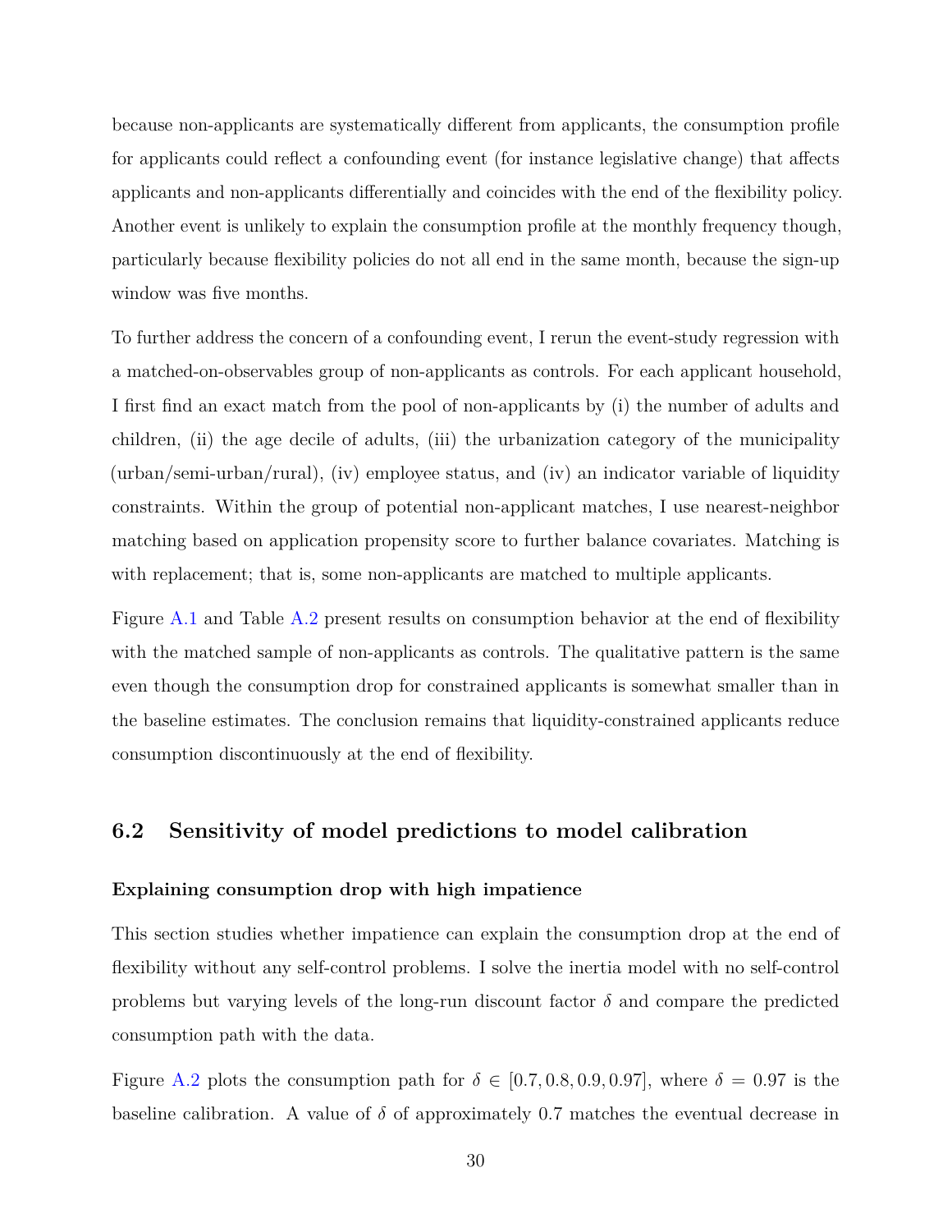because non-applicants are systematically different from applicants, the consumption profile for applicants could reflect a confounding event (for instance legislative change) that affects applicants and non-applicants differentially and coincides with the end of the flexibility policy. Another event is unlikely to explain the consumption profile at the monthly frequency though, particularly because flexibility policies do not all end in the same month, because the sign-up window was five months.

To further address the concern of a confounding event, I rerun the event-study regression with a matched-on-observables group of non-applicants as controls. For each applicant household, I first find an exact match from the pool of non-applicants by (i) the number of adults and children, (ii) the age decile of adults, (iii) the urbanization category of the municipality (urban/semi-urban/rural), (iv) employee status, and (iv) an indicator variable of liquidity constraints. Within the group of potential non-applicant matches, I use nearest-neighbor matching based on application propensity score to further balance covariates. Matching is with replacement; that is, some non-applicants are matched to multiple applicants.

Figure A.1 and Table A.2 present results on consumption behavior at the end of flexibility with the matched sample of non-applicants as controls. The qualitative pattern is the same even though the consumption drop for constrained applicants is somewhat smaller than in the baseline estimates. The conclusion remains that liquidity-constrained applicants reduce consumption discontinuously at the end of flexibility.

## 6.2 Sensitivity of model predictions to model calibration

**Explaining consumption drop with high impatience**

This section studies whether impatience can explain the consumption drop at the end of flexibility without any self-control problems. I solve the inertia model with no self-control problems but varying levels of the long-run discount factor $\delta$ and compare the predicted consumption path with the data.

Figure A.2 plots the consumption path for $\delta \in [0.7, 0.8, 0.9, 0.97]$, where $\delta = 0.97$ is the baseline calibration. A value of $\delta$ of approximately 0.7 matches the eventual decrease in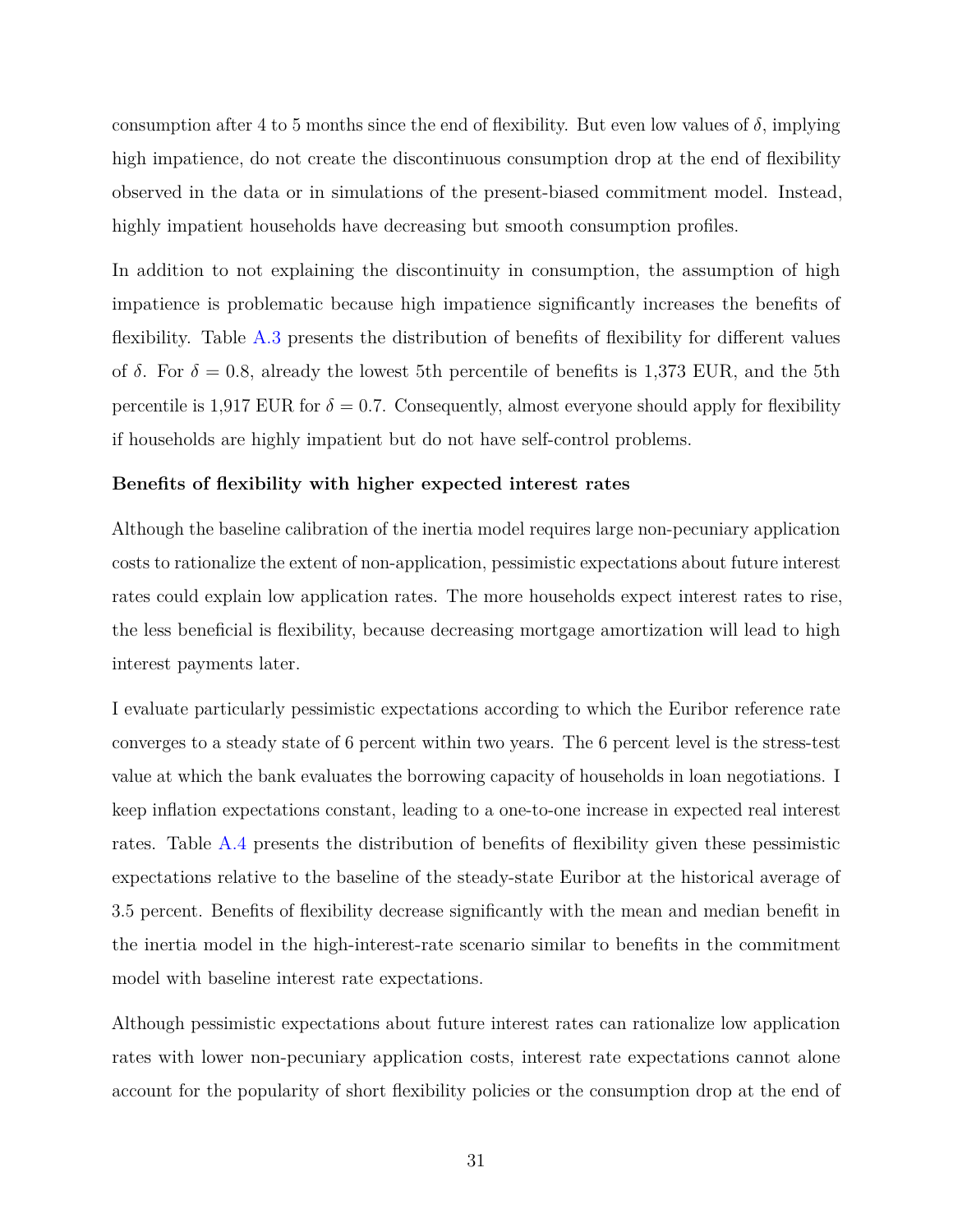consumption after 4 to 5 months since the end of flexibility. But even low values of $\delta$, implying high impatience, do not create the discontinuous consumption drop at the end of flexibility observed in the data or in simulations of the present-biased commitment model. Instead, highly impatient households have decreasing but smooth consumption profiles.

In addition to not explaining the discontinuity in consumption, the assumption of high impatience is problematic because high impatience significantly increases the benefits of flexibility. Table A.3 presents the distribution of benefits of flexibility for different values of $\delta$. For $\delta = 0.8$, already the lowest 5th percentile of benefits is 1,373 EUR, and the 5th percentile is 1,917 EUR for $\delta = 0.7$. Consequently, almost everyone should apply for flexibility if households are highly impatient but do not have self-control problems.

**Benefits of flexibility with higher expected interest rates**

Although the baseline calibration of the inertia model requires large non-pecuniary application costs to rationalize the extent of non-application, pessimistic expectations about future interest rates could explain low application rates. The more households expect interest rates to rise, the less beneficial is flexibility, because decreasing mortgage amortization will lead to high interest payments later.

I evaluate particularly pessimistic expectations according to which the Euribor reference rate converges to a steady state of 6 percent within two years. The 6 percent level is the stress-test value at which the bank evaluates the borrowing capacity of households in loan negotiations. I keep inflation expectations constant, leading to a one-to-one increase in expected real interest rates. Table A.4 presents the distribution of benefits of flexibility given these pessimistic expectations relative to the baseline of the steady-state Euribor at the historical average of 3.5 percent. Benefits of flexibility decrease significantly with the mean and median benefit in the inertia model in the high-interest-rate scenario similar to benefits in the commitment model with baseline interest rate expectations.

Although pessimistic expectations about future interest rates can rationalize low application rates with lower non-pecuniary application costs, interest rate expectations cannot alone account for the popularity of short flexibility policies or the consumption drop at the end of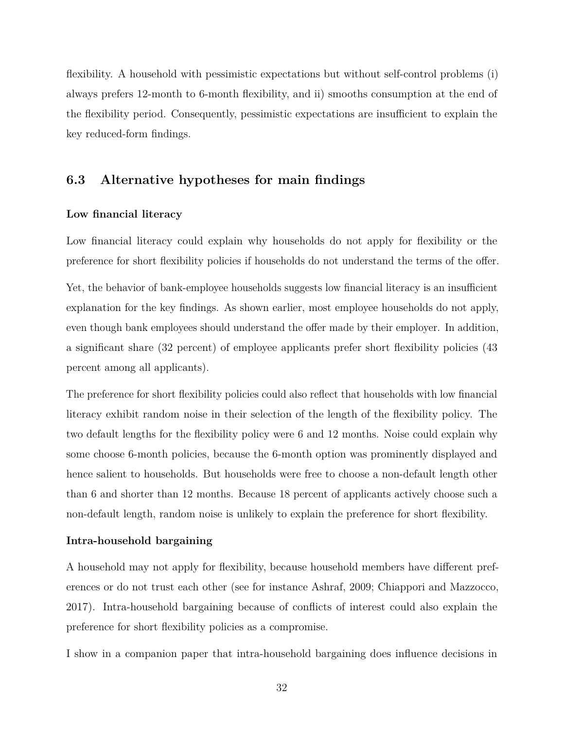flexibility. A household with pessimistic expectations but without self-control problems (i) always prefers 12-month to 6-month flexibility, and ii) smooths consumption at the end of the flexibility period. Consequently, pessimistic expectations are insufficient to explain the key reduced-form findings.

## 6.3 Alternative hypotheses for main findings

**Low financial literacy**

Low financial literacy could explain why households do not apply for flexibility or the preference for short flexibility policies if households do not understand the terms of the offer.

Yet, the behavior of bank-employee households suggests low financial literacy is an insufficient explanation for the key findings. As shown earlier, most employee households do not apply, even though bank employees should understand the offer made by their employer. In addition, a significant share (32 percent) of employee applicants prefer short flexibility policies (43 percent among all applicants).

The preference for short flexibility policies could also reflect that households with low financial literacy exhibit random noise in their selection of the length of the flexibility policy. The two default lengths for the flexibility policy were 6 and 12 months. Noise could explain why some choose 6-month policies, because the 6-month option was prominently displayed and hence salient to households. But households were free to choose a non-default length other than 6 and shorter than 12 months. Because 18 percent of applicants actively choose such a non-default length, random noise is unlikely to explain the preference for short flexibility.

**Intra-household bargaining**

A household may not apply for flexibility, because household members have different preferences or do not trust each other (see for instance Ashraf, 2009; Chiappori and Mazzocco, 2017). Intra-household bargaining because of conflicts of interest could also explain the preference for short flexibility policies as a compromise.

I show in a companion paper that intra-household bargaining does influence decisions in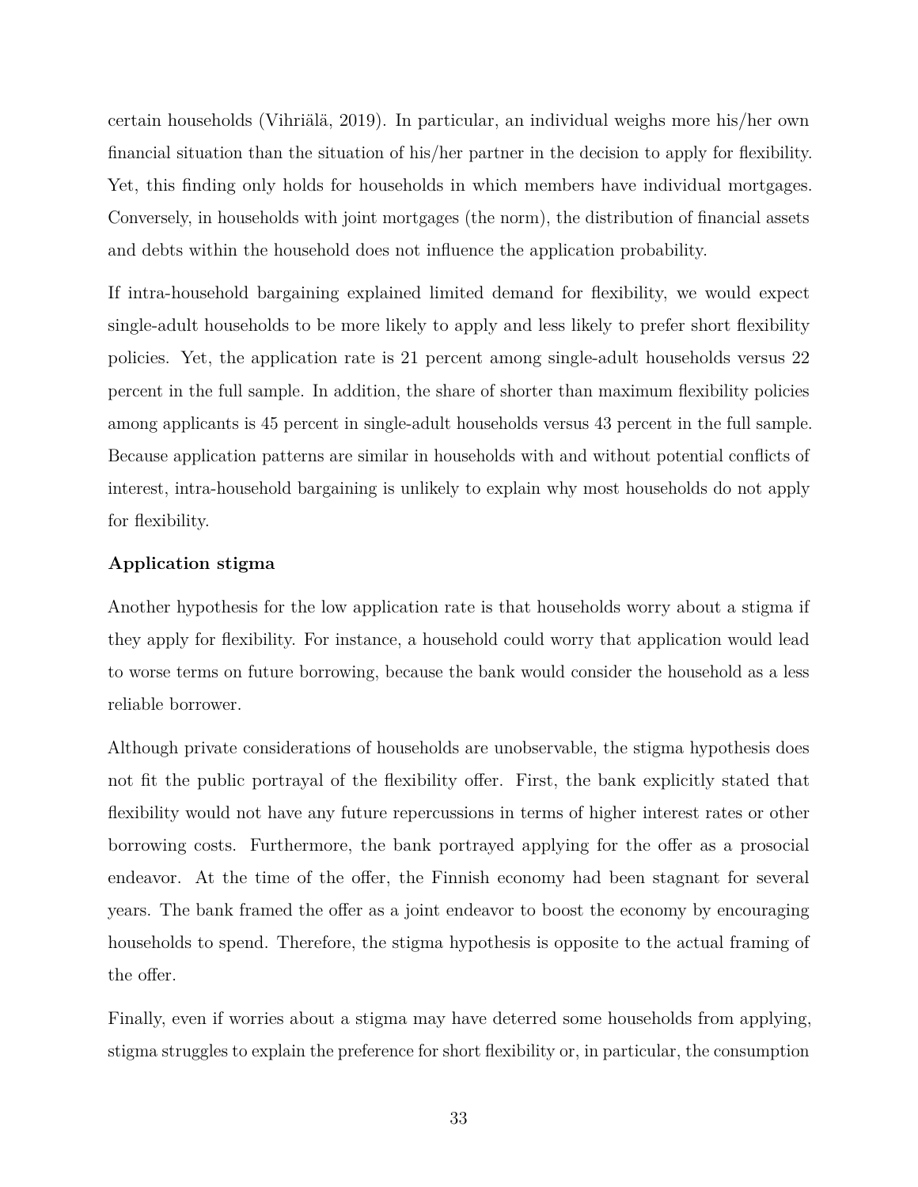certain households (Vihriälä, 2019). In particular, an individual weighs more his/her own financial situation than the situation of his/her partner in the decision to apply for flexibility. Yet, this finding only holds for households in which members have individual mortgages. Conversely, in households with joint mortgages (the norm), the distribution of financial assets and debts within the household does not influence the application probability.

If intra-household bargaining explained limited demand for flexibility, we would expect single-adult households to be more likely to apply and less likely to prefer short flexibility policies. Yet, the application rate is 21 percent among single-adult households versus 22 percent in the full sample. In addition, the share of shorter than maximum flexibility policies among applicants is 45 percent in single-adult households versus 43 percent in the full sample. Because application patterns are similar in households with and without potential conflicts of interest, intra-household bargaining is unlikely to explain why most households do not apply for flexibility.

**Application stigma**

Another hypothesis for the low application rate is that households worry about a stigma if they apply for flexibility. For instance, a household could worry that application would lead to worse terms on future borrowing, because the bank would consider the household as a less reliable borrower.

Although private considerations of households are unobservable, the stigma hypothesis does not fit the public portrayal of the flexibility offer. First, the bank explicitly stated that flexibility would not have any future repercussions in terms of higher interest rates or other borrowing costs. Furthermore, the bank portrayed applying for the offer as a prosocial endeavor. At the time of the offer, the Finnish economy had been stagnant for several years. The bank framed the offer as a joint endeavor to boost the economy by encouraging households to spend. Therefore, the stigma hypothesis is opposite to the actual framing of the offer.

Finally, even if worries about a stigma may have deterred some households from applying, stigma struggles to explain the preference for short flexibility or, in particular, the consumption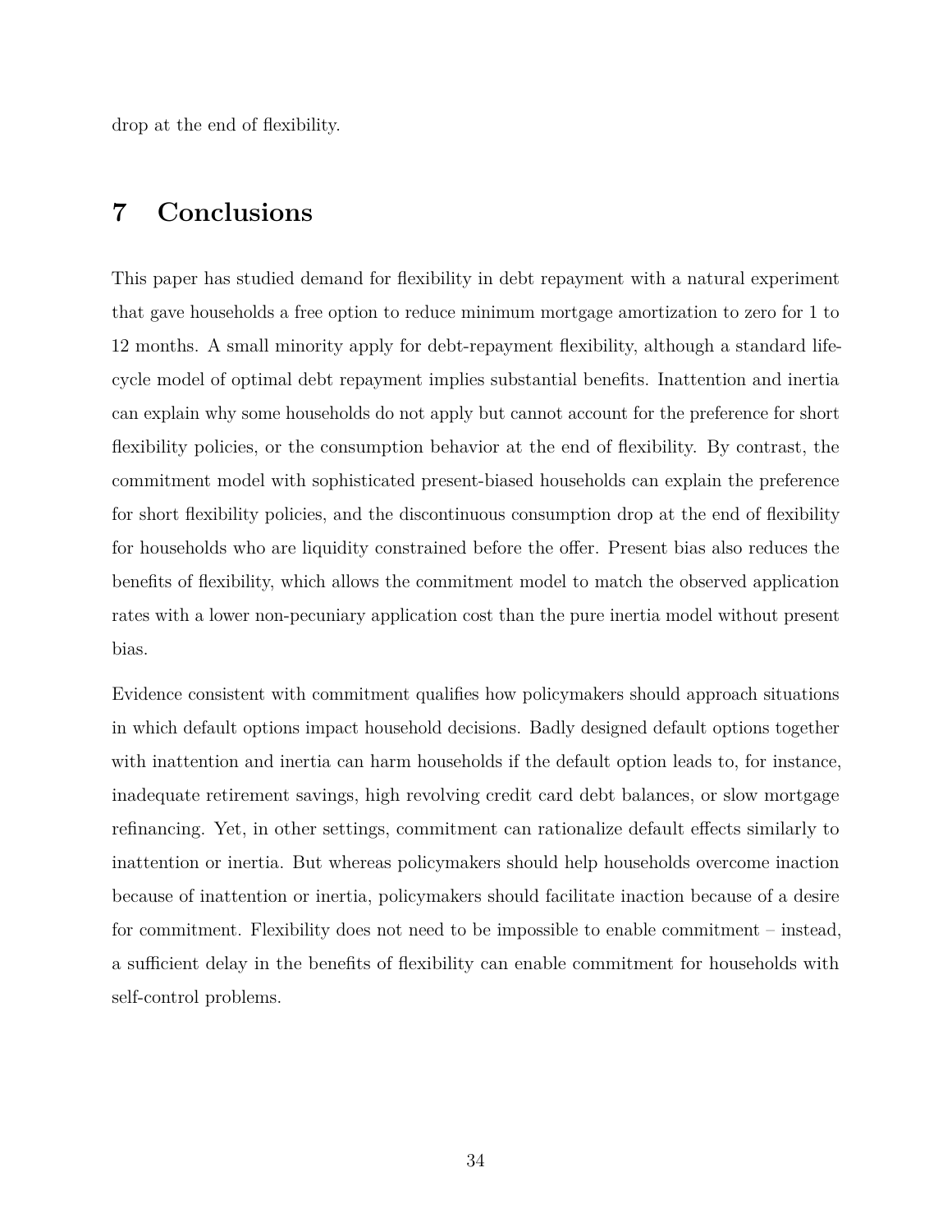drop at the end of flexibility.

# 7 Conclusions

This paper has studied demand for flexibility in debt repayment with a natural experiment that gave households a free option to reduce minimum mortgage amortization to zero for 1 to 12 months. A small minority apply for debt-repayment flexibility, although a standard life-cycle model of optimal debt repayment implies substantial benefits. Inattention and inertia can explain why some households do not apply but cannot account for the preference for short flexibility policies, or the consumption behavior at the end of flexibility. By contrast, the commitment model with sophisticated present-biased households can explain the preference for short flexibility policies, and the discontinuous consumption drop at the end of flexibility for households who are liquidity constrained before the offer. Present bias also reduces the benefits of flexibility, which allows the commitment model to match the observed application rates with a lower non-pecuniary application cost than the pure inertia model without present bias.

Evidence consistent with commitment qualifies how policymakers should approach situations in which default options impact household decisions. Badly designed default options together with inattention and inertia can harm households if the default option leads to, for instance, inadequate retirement savings, high revolving credit card debt balances, or slow mortgage refinancing. Yet, in other settings, commitment can rationalize default effects similarly to inattention or inertia. But whereas policymakers should help households overcome inaction because of inattention or inertia, policymakers should facilitate inaction because of a desire for commitment. Flexibility does not need to be impossible to enable commitment – instead, a sufficient delay in the benefits of flexibility can enable commitment for households with self-control problems.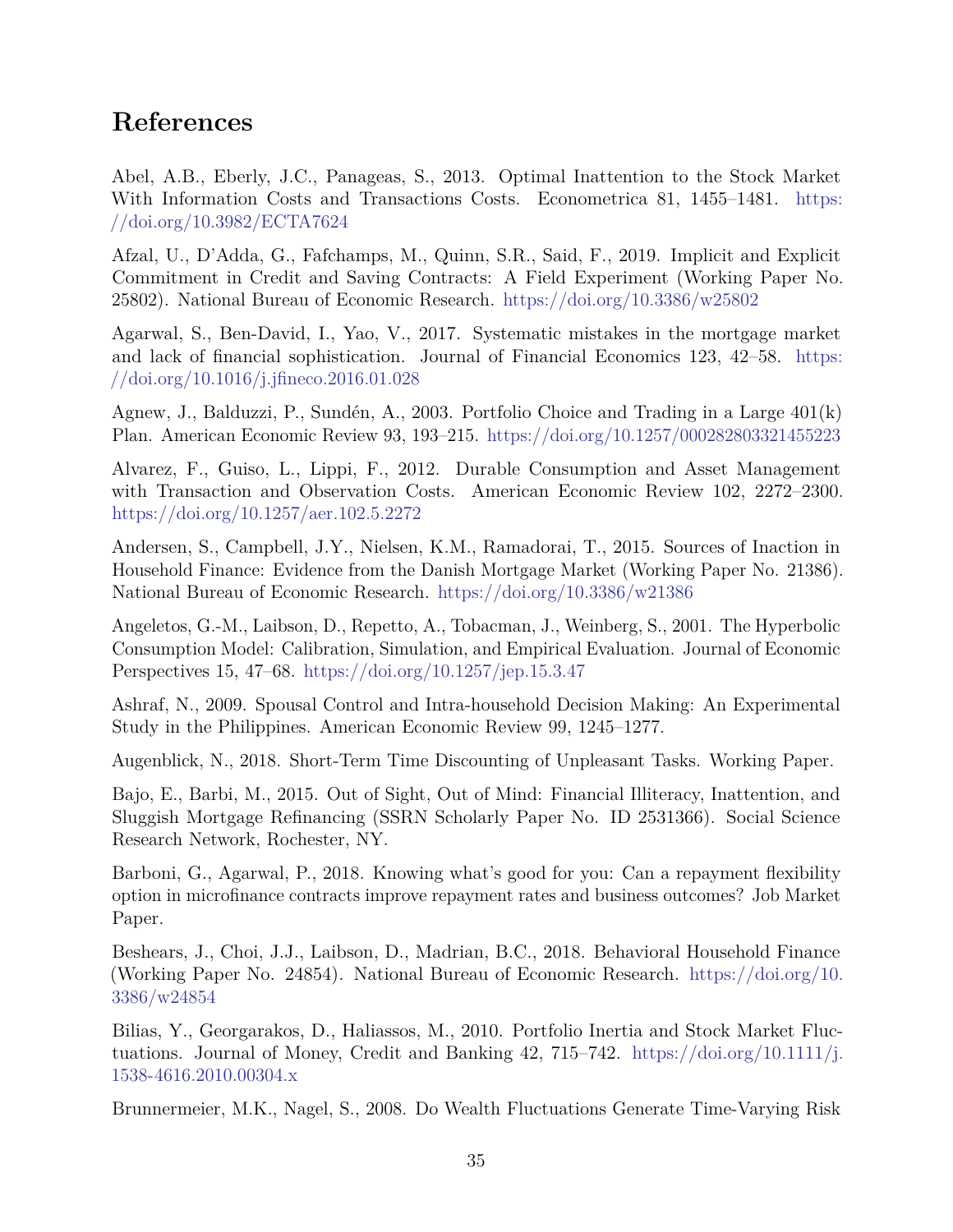## References

Abel, A.B., Eberly, J.C., Panageas, S., 2013. Optimal Inattention to the Stock Market With Information Costs and Transactions Costs. Econometrica 81, 1455–1481. https://doi.org/10.3982/ECTA7624

Afzal, U., D'Adda, G., Fafchamps, M., Quinn, S.R., Said, F., 2019. Implicit and Explicit Commitment in Credit and Saving Contracts: A Field Experiment (Working Paper No. 25802). National Bureau of Economic Research. https://doi.org/10.3386/w25802

Agarwal, S., Ben-David, I., Yao, V., 2017. Systematic mistakes in the mortgage market and lack of financial sophistication. Journal of Financial Economics 123, 42–58. https://doi.org/10.1016/j.jfineco.2016.01.028

Agnew, J., Balduzzi, P., Sundén, A., 2003. Portfolio Choice and Trading in a Large 401(k) Plan. American Economic Review 93, 193–215. https://doi.org/10.1257/000282803321455223

Alvarez, F., Guiso, L., Lippi, F., 2012. Durable Consumption and Asset Management with Transaction and Observation Costs. American Economic Review 102, 2272–2300. https://doi.org/10.1257/aer.102.5.2272

Andersen, S., Campbell, J.Y., Nielsen, K.M., Ramadorai, T., 2015. Sources of Inaction in Household Finance: Evidence from the Danish Mortgage Market (Working Paper No. 21386). National Bureau of Economic Research. https://doi.org/10.3386/w21386

Angeletos, G.-M., Laibson, D., Repetto, A., Tobacman, J., Weinberg, S., 2001. The Hyperbolic Consumption Model: Calibration, Simulation, and Empirical Evaluation. Journal of Economic Perspectives 15, 47–68. https://doi.org/10.1257/jep.15.3.47

Ashraf, N., 2009. Spousal Control and Intra-household Decision Making: An Experimental Study in the Philippines. American Economic Review 99, 1245–1277.

Augenblick, N., 2018. Short-Term Time Discounting of Unpleasant Tasks. Working Paper.

Bajo, E., Barbi, M., 2015. Out of Sight, Out of Mind: Financial Illiteracy, Inattention, and Sluggish Mortgage Refinancing (SSRN Scholarly Paper No. ID 2531366). Social Science Research Network, Rochester, NY.

Barboni, G., Agarwal, P., 2018. Knowing what's good for you: Can a repayment flexibility option in microfinance contracts improve repayment rates and business outcomes? Job Market Paper.

Beshears, J., Choi, J.J., Laibson, D., Madrian, B.C., 2018. Behavioral Household Finance (Working Paper No. 24854). National Bureau of Economic Research. https://doi.org/10.3386/w24854

Bilias, Y., Georgarakos, D., Haliassos, M., 2010. Portfolio Inertia and Stock Market Fluctuations. Journal of Money, Credit and Banking 42, 715–742. https://doi.org/10.1111/j.1538-4616.2010.00304.x

Brunnermeier, M.K., Nagel, S., 2008. Do Wealth Fluctuations Generate Time-Varying Risk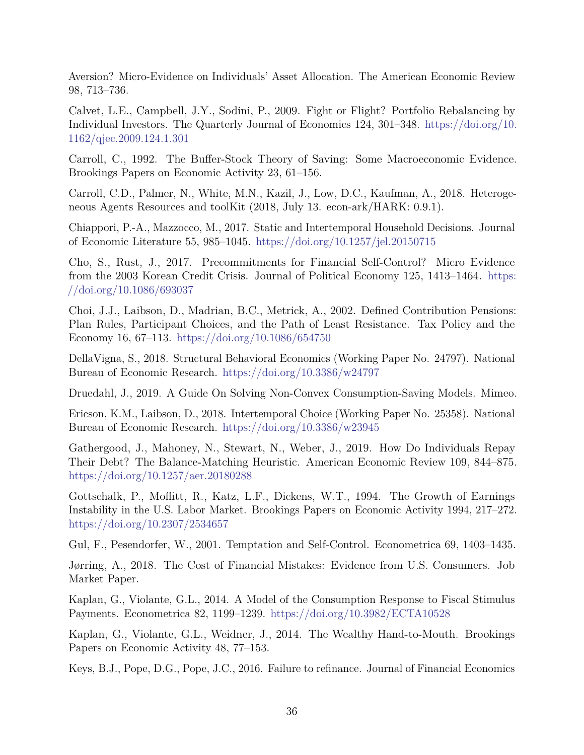Aversion? Micro-Evidence on Individuals' Asset Allocation. The American Economic Review 98, 713–736.

Calvet, L.E., Campbell, J.Y., Sodini, P., 2009. Fight or Flight? Portfolio Rebalancing by Individual Investors. The Quarterly Journal of Economics 124, 301–348. https://doi.org/10.1162/qjec.2009.124.1.301

Carroll, C., 1992. The Buffer-Stock Theory of Saving: Some Macroeconomic Evidence. Brookings Papers on Economic Activity 23, 61–156.

Carroll, C.D., Palmer, N., White, M.N., Kazil, J., Low, D.C., Kaufman, A., 2018. Heterogeneous Agents Resources and toolKit (2018, July 13. econ-ark/HARK: 0.9.1).

Chiappori, P.-A., Mazzocco, M., 2017. Static and Intertemporal Household Decisions. Journal of Economic Literature 55, 985–1045. https://doi.org/10.1257/jel.20150715

Cho, S., Rust, J., 2017. Precommitments for Financial Self-Control? Micro Evidence from the 2003 Korean Credit Crisis. Journal of Political Economy 125, 1413–1464. https://doi.org/10.1086/693037

Choi, J.J., Laibson, D., Madrian, B.C., Metrick, A., 2002. Defined Contribution Pensions: Plan Rules, Participant Choices, and the Path of Least Resistance. Tax Policy and the Economy 16, 67–113. https://doi.org/10.1086/654750

DellaVigna, S., 2018. Structural Behavioral Economics (Working Paper No. 24797). National Bureau of Economic Research. https://doi.org/10.3386/w24797

Druedahl, J., 2019. A Guide On Solving Non-Convex Consumption-Saving Models. Mimeo.

Ericson, K.M., Laibson, D., 2018. Intertemporal Choice (Working Paper No. 25358). National Bureau of Economic Research. https://doi.org/10.3386/w23945

Gathergood, J., Mahoney, N., Stewart, N., Weber, J., 2019. How Do Individuals Repay Their Debt? The Balance-Matching Heuristic. American Economic Review 109, 844–875. https://doi.org/10.1257/aer.20180288

Gottschalk, P., Moffitt, R., Katz, L.F., Dickens, W.T., 1994. The Growth of Earnings Instability in the U.S. Labor Market. Brookings Papers on Economic Activity 1994, 217–272. https://doi.org/10.2307/2534657

Gul, F., Pesendorfer, W., 2001. Temptation and Self-Control. Econometrica 69, 1403–1435.

Jørring, A., 2018. The Cost of Financial Mistakes: Evidence from U.S. Consumers. Job Market Paper.

Kaplan, G., Violante, G.L., 2014. A Model of the Consumption Response to Fiscal Stimulus Payments. Econometrica 82, 1199–1239. https://doi.org/10.3982/ECTA10528

Kaplan, G., Violante, G.L., Weidner, J., 2014. The Wealthy Hand-to-Mouth. Brookings Papers on Economic Activity 48, 77–153.

Keys, B.J., Pope, D.G., Pope, J.C., 2016. Failure to refinance. Journal of Financial Economics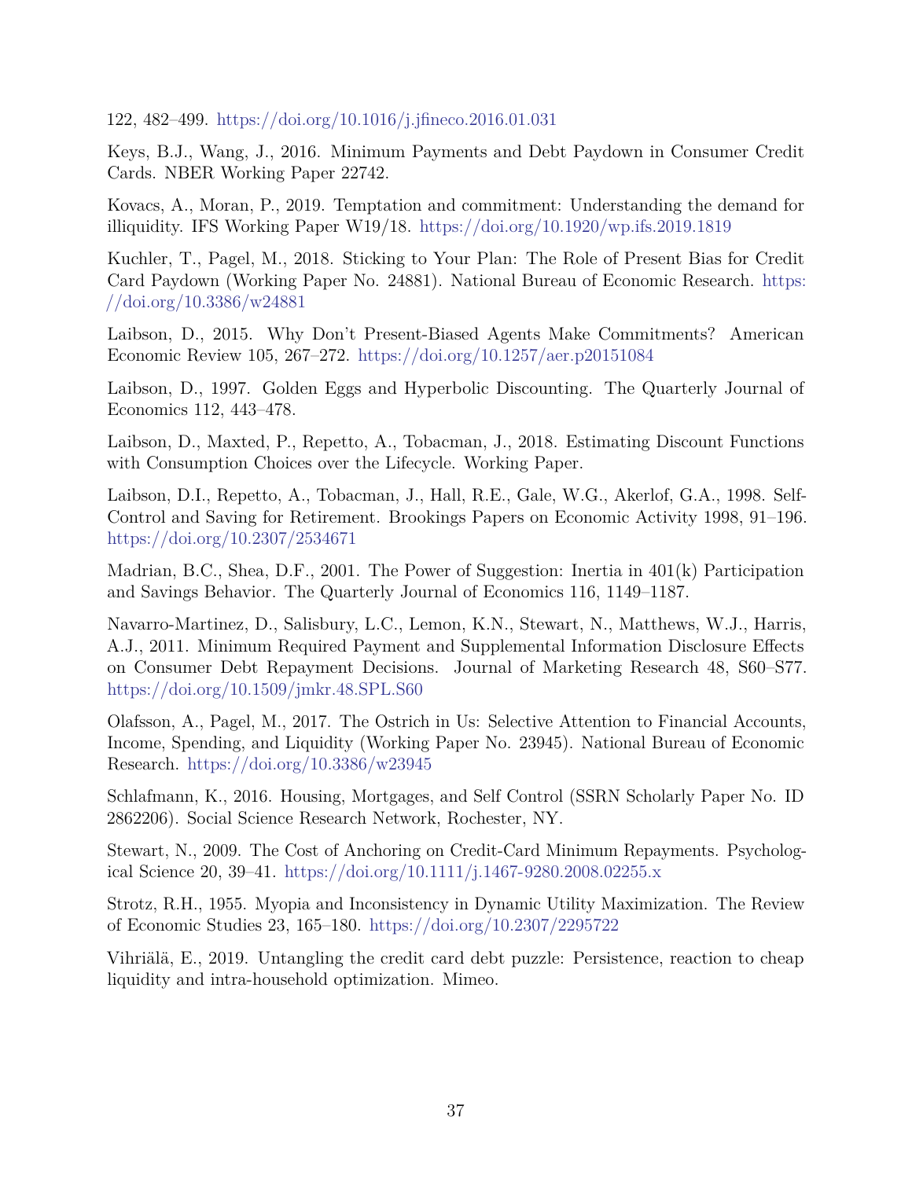122, 482–499. https://doi.org/10.1016/j.jfineco.2016.01.031

Keys, B.J., Wang, J., 2016. Minimum Payments and Debt Paydown in Consumer Credit Cards. NBER Working Paper 22742.

Kovacs, A., Moran, P., 2019. Temptation and commitment: Understanding the demand for illiquidity. IFS Working Paper W19/18. https://doi.org/10.1920/wp.ifs.2019.1819

Kuchler, T., Pagel, M., 2018. Sticking to Your Plan: The Role of Present Bias for Credit Card Paydown (Working Paper No. 24881). National Bureau of Economic Research. https://doi.org/10.3386/w24881

Laibson, D., 2015. Why Don't Present-Biased Agents Make Commitments? American Economic Review 105, 267–272. https://doi.org/10.1257/aer.p20151084

Laibson, D., 1997. Golden Eggs and Hyperbolic Discounting. The Quarterly Journal of Economics 112, 443–478.

Laibson, D., Maxted, P., Repetto, A., Tobacman, J., 2018. Estimating Discount Functions with Consumption Choices over the Lifecycle. Working Paper.

Laibson, D.I., Repetto, A., Tobacman, J., Hall, R.E., Gale, W.G., Akerlof, G.A., 1998. Self-Control and Saving for Retirement. Brookings Papers on Economic Activity 1998, 91–196. https://doi.org/10.2307/2534671

Madrian, B.C., Shea, D.F., 2001. The Power of Suggestion: Inertia in 401(k) Participation and Savings Behavior. The Quarterly Journal of Economics 116, 1149–1187.

Navarro-Martinez, D., Salisbury, L.C., Lemon, K.N., Stewart, N., Matthews, W.J., Harris, A.J., 2011. Minimum Required Payment and Supplemental Information Disclosure Effects on Consumer Debt Repayment Decisions. Journal of Marketing Research 48, S60–S77. https://doi.org/10.1509/jmkr.48.SPL.S60

Olafsson, A., Pagel, M., 2017. The Ostrich in Us: Selective Attention to Financial Accounts, Income, Spending, and Liquidity (Working Paper No. 23945). National Bureau of Economic Research. https://doi.org/10.3386/w23945

Schlafmann, K., 2016. Housing, Mortgages, and Self Control (SSRN Scholarly Paper No. ID 2862206). Social Science Research Network, Rochester, NY.

Stewart, N., 2009. The Cost of Anchoring on Credit-Card Minimum Repayments. Psychological Science 20, 39–41. https://doi.org/10.1111/j.1467-9280.2008.02255.x

Strotz, R.H., 1955. Myopia and Inconsistency in Dynamic Utility Maximization. The Review of Economic Studies 23, 165–180. https://doi.org/10.2307/2295722

Vihriälä, E., 2019. Untangling the credit card debt puzzle: Persistence, reaction to cheap liquidity and intra-household optimization. Mimeo.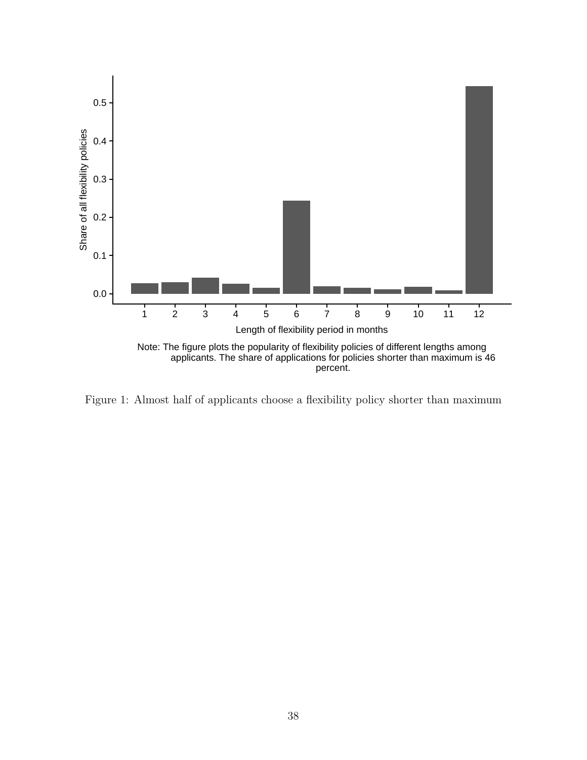Note: The figure plots the popularity of flexibility policies of different lengths among applicants. The share of applications for policies shorter than maximum is 46 percent.

Figure 1: Almost half of applicants choose a flexibility policy shorter than maximum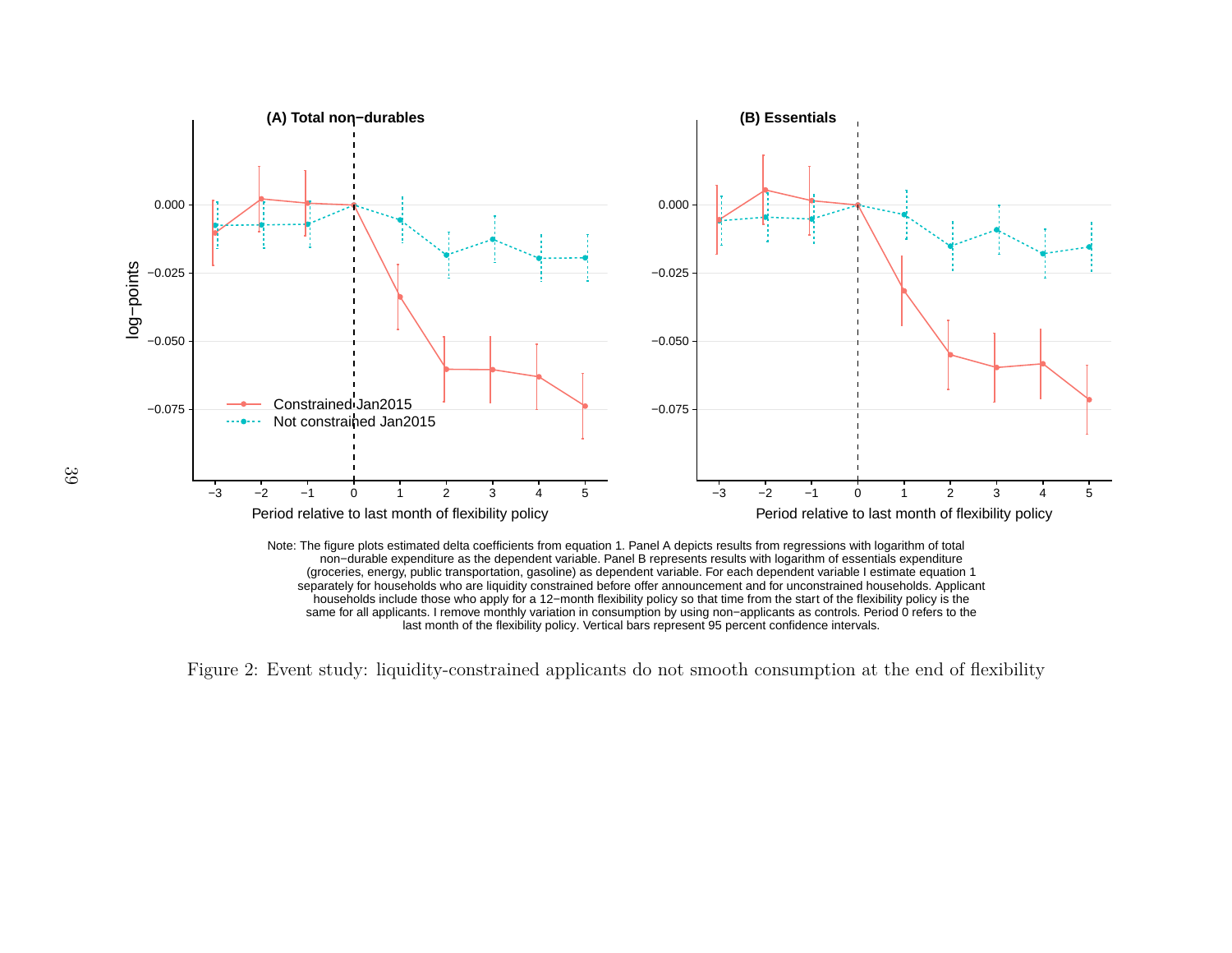Note: The figure plots estimated delta coefficients from equation 1. Panel A depicts results from regressions with logarithm of total non−durable expenditure as the dependent variable. Panel B represents results with logarithm of essentials expenditure (groceries, energy, public transportation, gasoline) as dependent variable. For each dependent variable I estimate equation 1 separately for households who are liquidity constrained before offer announcement and for unconstrained households. Applicant households include those who apply for a 12−month flexibility policy so that time from the start of the flexibility policy is the same for all applicants. I remove monthly variation in consumption by using non−applicants as controls. Period 0 refers to the last month of the flexibility policy. Vertical bars represent 95 percent confidence intervals.

Figure 2: Event study: liquidity-constrained applicants do not smooth consumption at the end of flexibility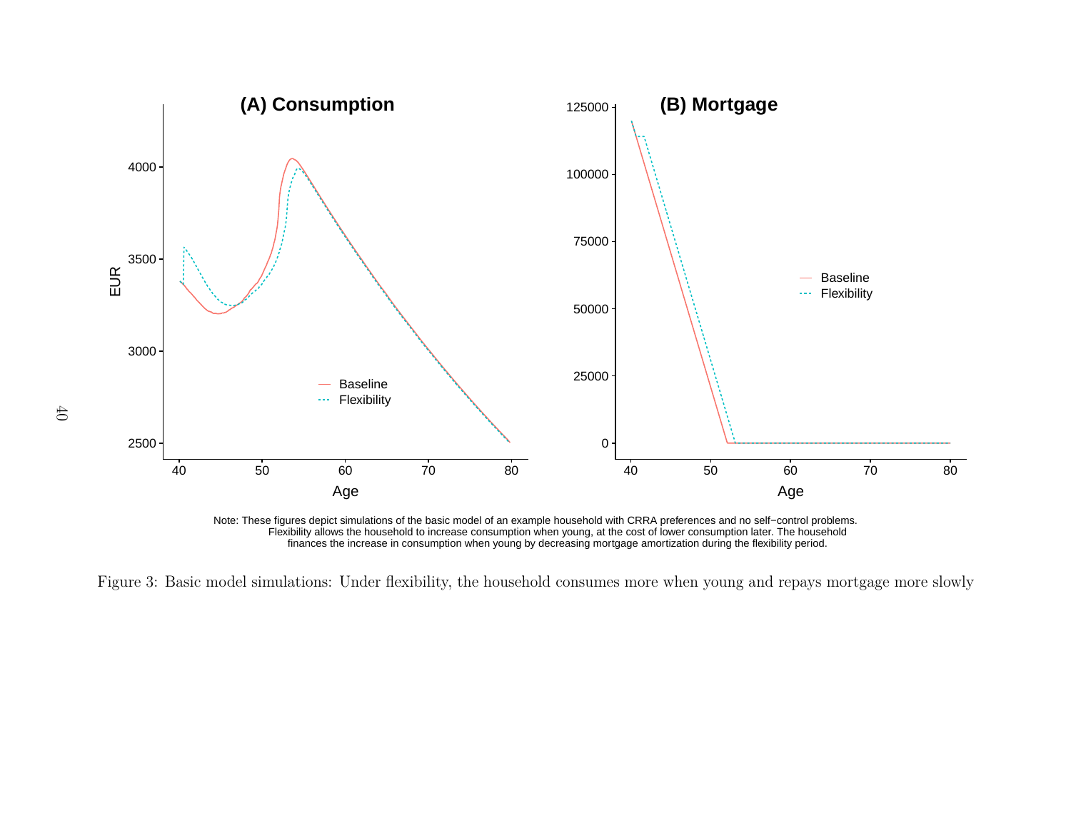Note: These figures depict simulations of the basic model of an example household with CRRA preferences and no self−control problems. Flexibility allows the household to increase consumption when young, at the cost of lower consumption later. The household finances the increase in consumption when young by decreasing mortgage amortization during the flexibility period.

Figure 3: Basic model simulations: Under flexibility, the household consumes more when young and repays mortgage more slowly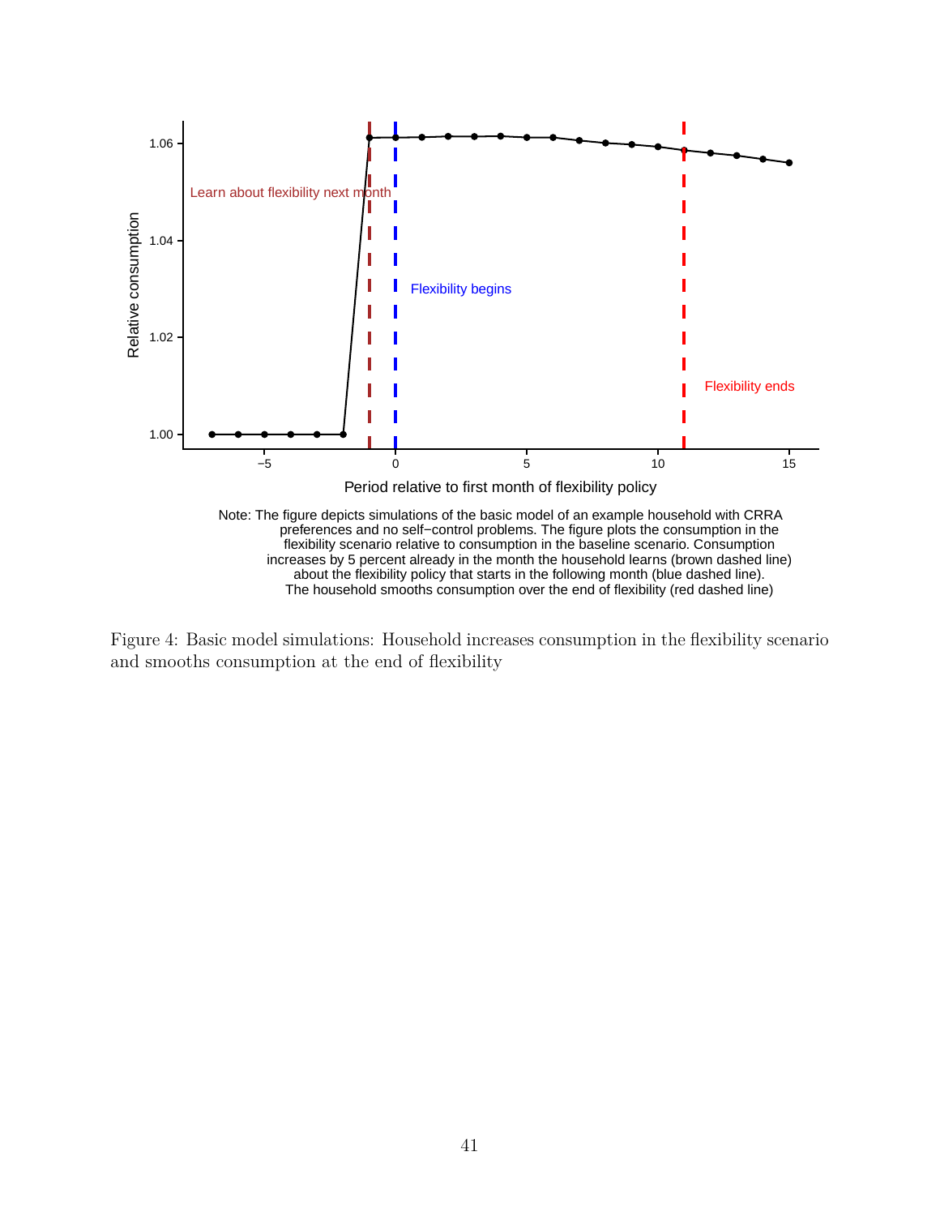Note: The figure depicts simulations of the basic model of an example household with CRRA preferences and no self−control problems. The figure plots the consumption in the flexibility scenario relative to consumption in the baseline scenario. Consumption increases by 5 percent already in the month the household learns (brown dashed line) about the flexibility policy that starts in the following month (blue dashed line). The household smooths consumption over the end of flexibility (red dashed line)

Figure 4: Basic model simulations: Household increases consumption in the flexibility scenario and smooths consumption at the end of flexibility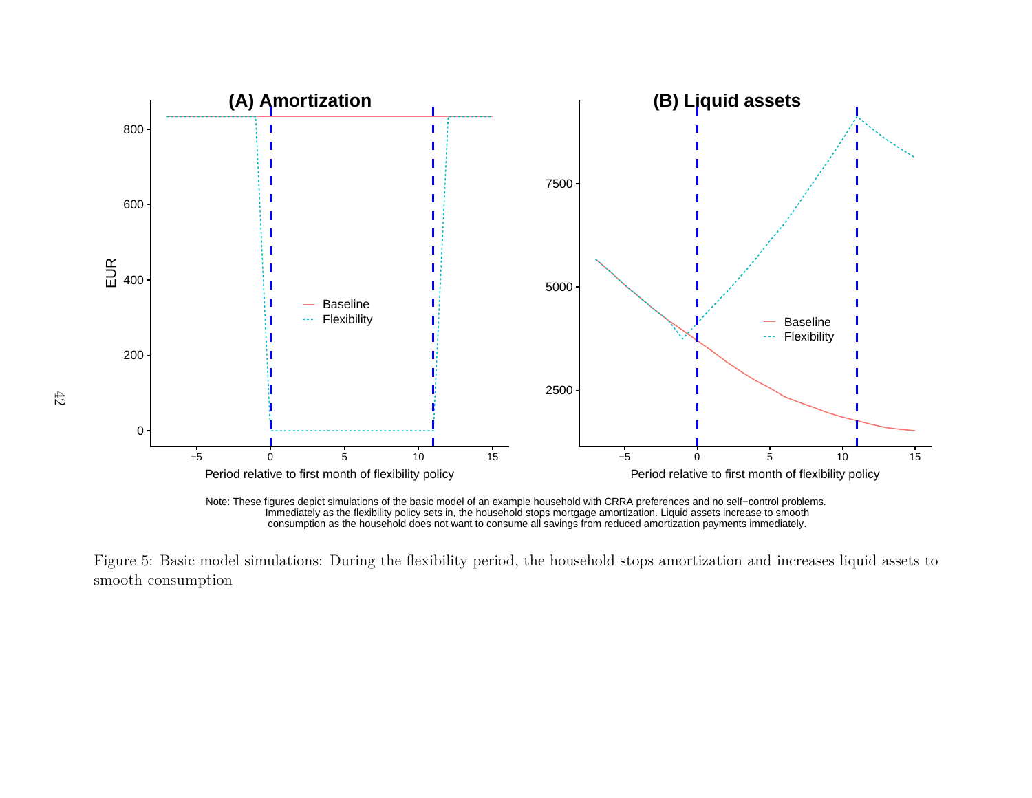Note: These figures depict simulations of the basic model of an example household with CRRA preferences and no self−control problems. Immediately as the flexibility policy sets in, the household stops mortgage amortization. Liquid assets increase to smooth consumption as the household does not want to consume all savings from reduced amortization payments immediately.

Figure 5: Basic model simulations: During the flexibility period, the household stops amortization and increases liquid assets to smooth consumption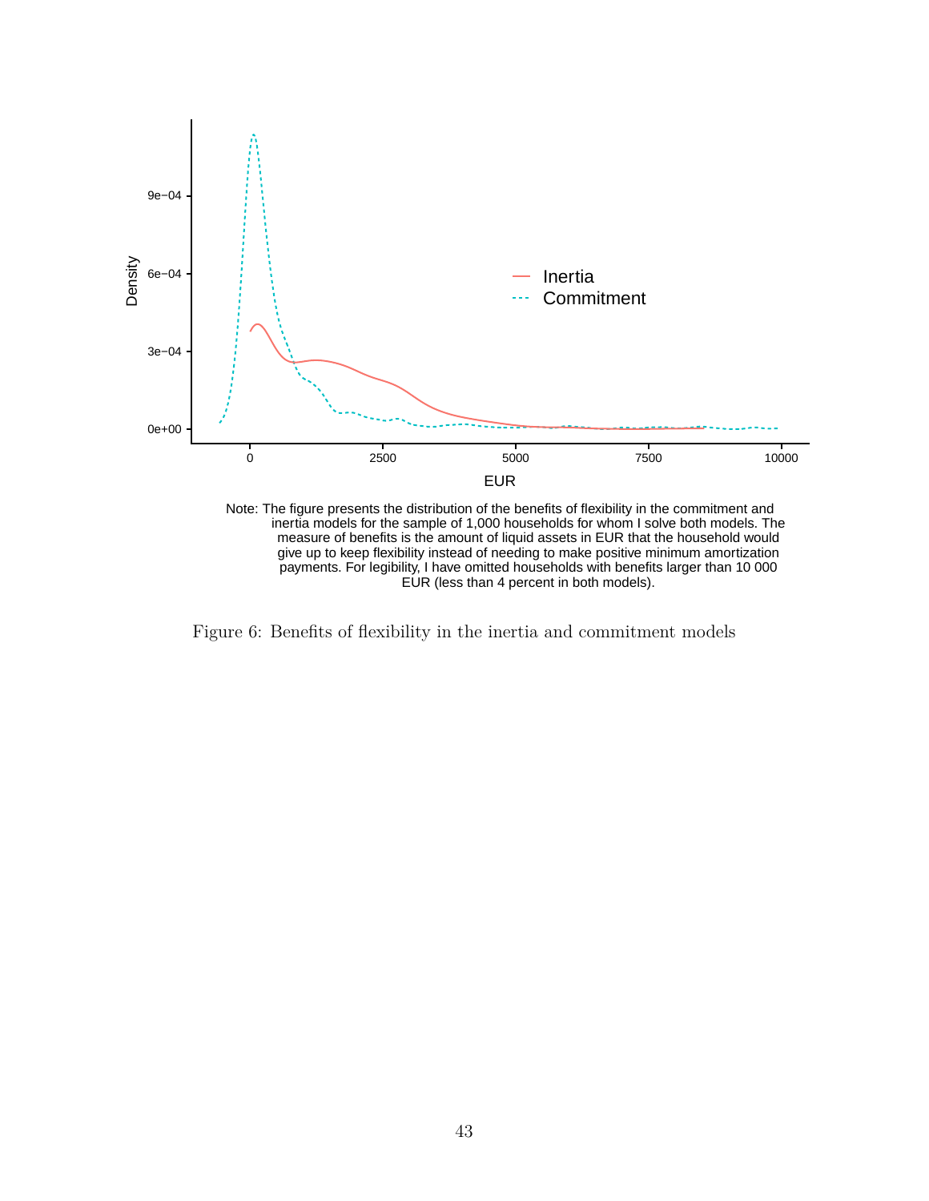Note: The figure presents the distribution of the benefits of flexibility in the commitment and inertia models for the sample of 1,000 households for whom I solve both models. The measure of benefits is the amount of liquid assets in EUR that the household would give up to keep flexibility instead of needing to make positive minimum amortization payments. For legibility, I have omitted households with benefits larger than 10 000 EUR (less than 4 percent in both models).

Figure 6: Benefits of flexibility in the inertia and commitment models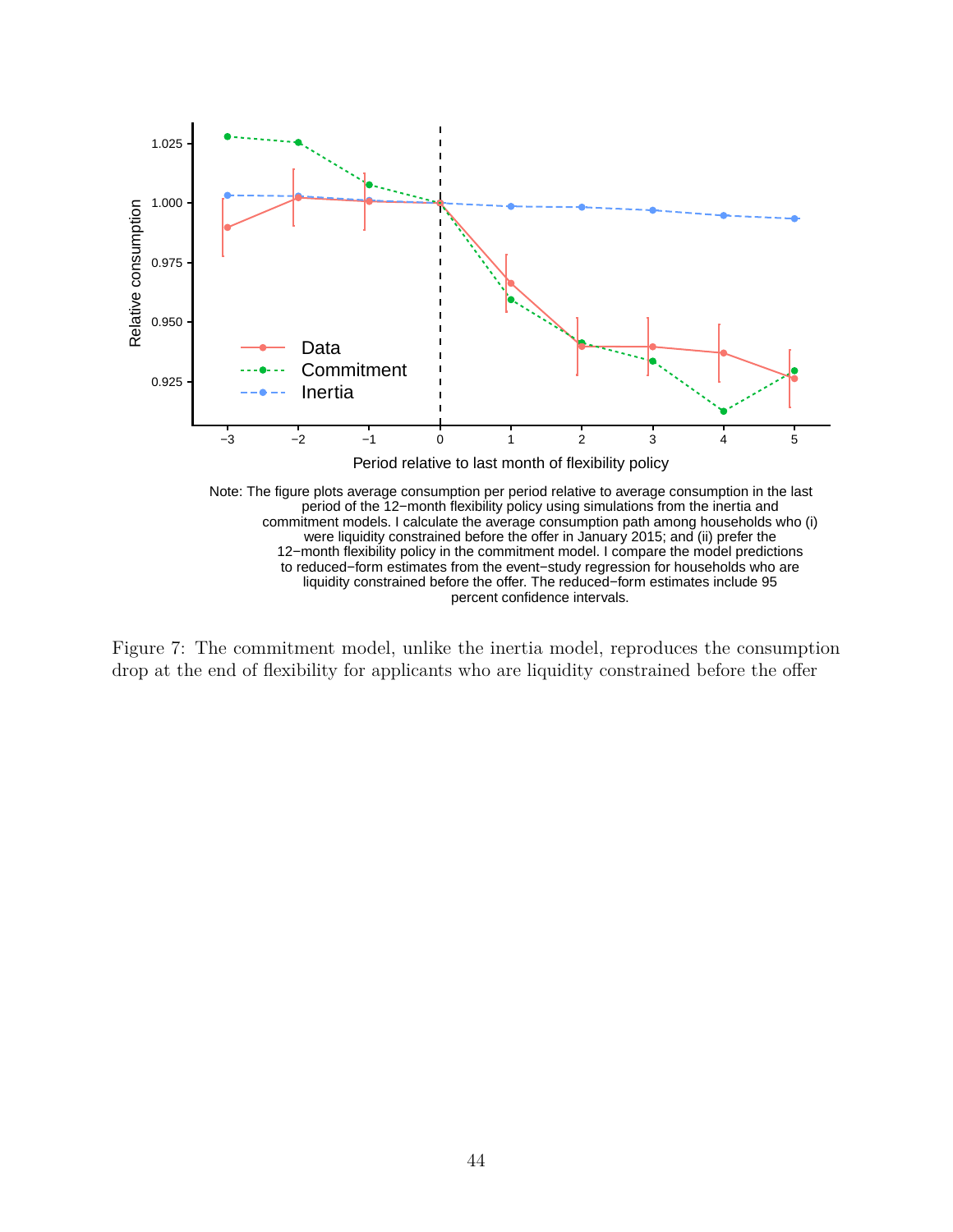Note: The figure plots average consumption per period relative to average consumption in the last period of the 12−month flexibility policy using simulations from the inertia and commitment models. I calculate the average consumption path among households who (i) were liquidity constrained before the offer in January 2015; and (ii) prefer the 12−month flexibility policy in the commitment model. I compare the model predictions to reduced−form estimates from the event−study regression for households who are liquidity constrained before the offer. The reduced−form estimates include 95 percent confidence intervals.

Figure 7: The commitment model, unlike the inertia model, reproduces the consumption drop at the end of flexibility for applicants who are liquidity constrained before the offer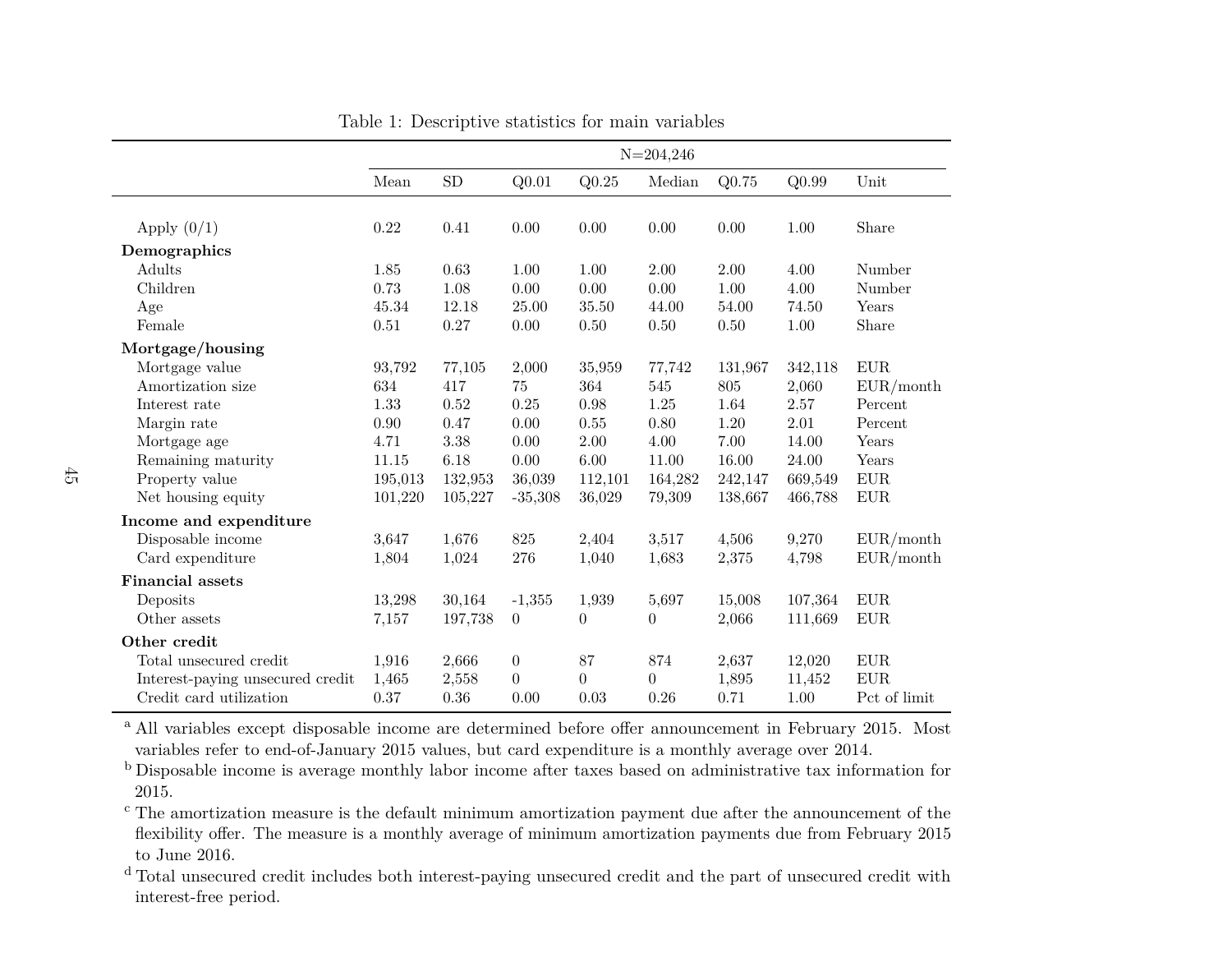Table 1: Descriptive statistics for main variables

| | N=204,246 | | | | | | | |
|---|---|---|---|---|---|---|---|---|
| | Mean | SD | Q0.01 | Q0.25 | Median | Q0.75 | Q0.99 | Unit |
| Apply (0/1) | 0.22 | 0.41 | 0.00 | 0.00 | 0.00 | 0.00 | 1.00 | Share |
| **Demographics** | | | | | | | | |
| Adults | 1.85 | 0.63 | 1.00 | 1.00 | 2.00 | 2.00 | 4.00 | Number |
| Children | 0.73 | 1.08 | 0.00 | 0.00 | 0.00 | 1.00 | 4.00 | Number |
| Age | 45.34 | 12.18 | 25.00 | 35.50 | 44.00 | 54.00 | 74.50 | Years |
| Female | 0.51 | 0.27 | 0.00 | 0.50 | 0.50 | 0.50 | 1.00 | Share |
| **Mortgage/housing** | | | | | | | | |
| Mortgage value | 93,792 | 77,105 | 2,000 | 35,959 | 77,742 | 131,967 | 342,118 | EUR |
| Amortization size | 634 | 417 | 75 | 364 | 545 | 805 | 2,060 | EUR/month |
| Interest rate | 1.33 | 0.52 | 0.25 | 0.98 | 1.25 | 1.64 | 2.57 | Percent |
| Margin rate | 0.90 | 0.47 | 0.00 | 0.55 | 0.80 | 1.20 | 2.01 | Percent |
| Mortgage age | 4.71 | 3.38 | 0.00 | 2.00 | 4.00 | 7.00 | 14.00 | Years |
| Remaining maturity | 11.15 | 6.18 | 0.00 | 6.00 | 11.00 | 16.00 | 24.00 | Years |
| Property value | 195,013 | 132,953 | 36,039 | 112,101 | 164,282 | 242,147 | 669,549 | EUR |
| Net housing equity | 101,220 | 105,227 | -35,308 | 36,029 | 79,309 | 138,667 | 466,788 | EUR |
| **Income and expenditure** | | | | | | | | |
| Disposable income | 3,647 | 1,676 | 825 | 2,404 | 3,517 | 4,506 | 9,270 | EUR/month |
| Card expenditure | 1,804 | 1,024 | 276 | 1,040 | 1,683 | 2,375 | 4,798 | EUR/month |
| **Financial assets** | | | | | | | | |
| Deposits | 13,298 | 30,164 | -1,355 | 1,939 | 5,697 | 15,008 | 107,364 | EUR |
| Other assets | 7,157 | 197,738 | 0 | 0 | 0 | 2,066 | 111,669 | EUR |
| **Other credit** | | | | | | | | |
| Total unsecured credit | 1,916 | 2,666 | 0 | 87 | 874 | 2,637 | 12,020 | EUR |
| Interest-paying unsecured credit | 1,465 | 2,558 | 0 | 0 | 0 | 1,895 | 11,452 | EUR |
| Credit card utilization | 0.37 | 0.36 | 0.00 | 0.03 | 0.26 | 0.71 | 1.00 | Pct of limit |

[a] All variables except disposable income are determined before offer announcement in February 2015. Most variables refer to end-of-January 2015 values, but card expenditure is a monthly average over 2014.

[b] Disposable income is average monthly labor income after taxes based on administrative tax information for 2015.

[c] The amortization measure is the default minimum amortization payment due after the announcement of the flexibility offer. The measure is a monthly average of minimum amortization payments due from February 2015 to June 2016.

[d] Total unsecured credit includes both interest-paying unsecured credit and the part of unsecured credit with interest-free period.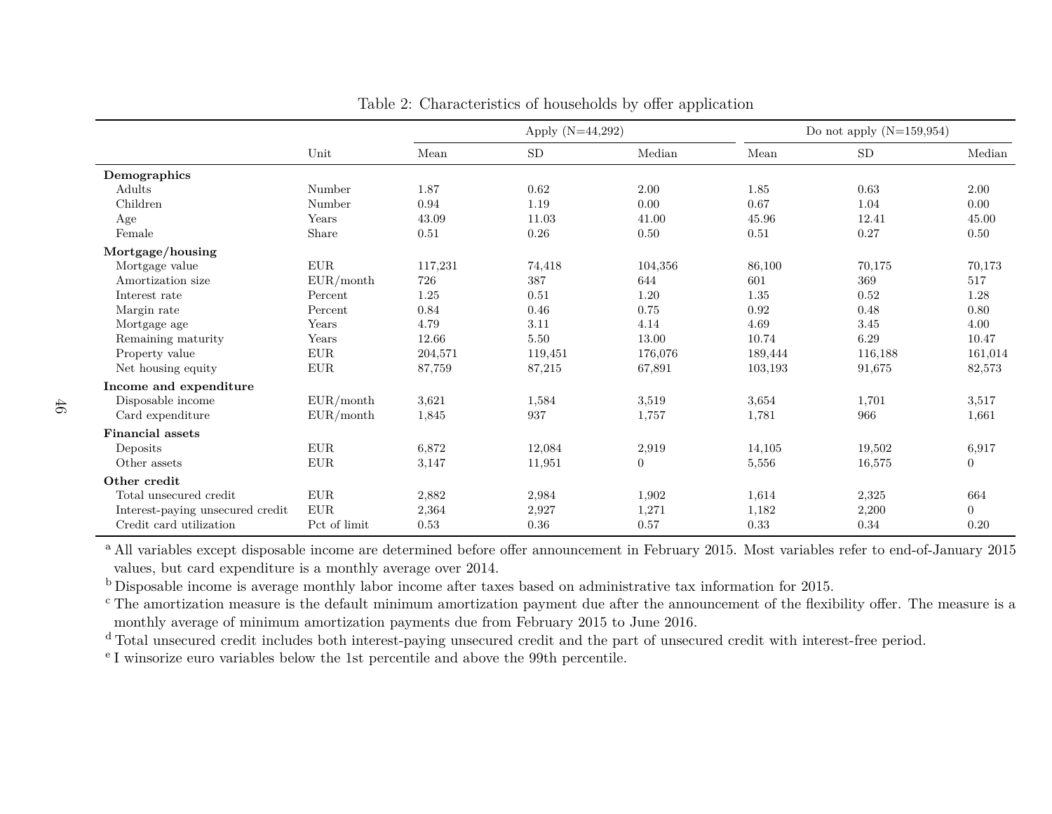Table 2: Characteristics of households by offer application

| | Unit | Apply (N=44,292) | | | Do not apply (N=159,954) | | |
|---|---|---|---|---|---|---|---|
| | | Mean | SD | Median | Mean | SD | Median |
| **Demographics** | | | | | | | |
| Adults | Number | 1.87 | 0.62 | 2.00 | 1.85 | 0.63 | 2.00 |
| Children | Number | 0.94 | 1.19 | 0.00 | 0.67 | 1.04 | 0.00 |
| Age | Years | 43.09 | 11.03 | 41.00 | 45.96 | 12.41 | 45.00 |
| Female | Share | 0.51 | 0.26 | 0.50 | 0.51 | 0.27 | 0.50 |
| **Mortgage/housing** | | | | | | | |
| Mortgage value | EUR | 117,231 | 74,418 | 104,356 | 86,100 | 70,175 | 70,173 |
| Amortization size | EUR/month | 726 | 387 | 644 | 601 | 369 | 517 |
| Interest rate | Percent | 1.25 | 0.51 | 1.20 | 1.35 | 0.52 | 1.28 |
| Margin rate | Percent | 0.84 | 0.46 | 0.75 | 0.92 | 0.48 | 0.80 |
| Mortgage age | Years | 4.79 | 3.11 | 4.14 | 4.69 | 3.45 | 4.00 |
| Remaining maturity | Years | 12.66 | 5.50 | 13.00 | 10.74 | 6.29 | 10.47 |
| Property value | EUR | 204,571 | 119,451 | 176,076 | 189,444 | 116,188 | 161,014 |
| Net housing equity | EUR | 87,759 | 87,215 | 67,891 | 103,193 | 91,675 | 82,573 |
| **Income and expenditure** | | | | | | | |
| Disposable income | EUR/month | 3,621 | 1,584 | 3,519 | 3,654 | 1,701 | 3,517 |
| Card expenditure | EUR/month | 1,845 | 937 | 1,757 | 1,781 | 966 | 1,661 |
| **Financial assets** | | | | | | | |
| Deposits | EUR | 6,872 | 12,084 | 2,919 | 14,105 | 19,502 | 6,917 |
| Other assets | EUR | 3,147 | 11,951 | 0 | 5,556 | 16,575 | 0 |
| **Other credit** | | | | | | | |
| Total unsecured credit | EUR | 2,882 | 2,984 | 1,902 | 1,614 | 2,325 | 664 |
| Interest-paying unsecured credit | EUR | 2,364 | 2,927 | 1,271 | 1,182 | 2,200 | 0 |
| Credit card utilization | Pct of limit | 0.53 | 0.36 | 0.57 | 0.33 | 0.34 | 0.20 |

[a] All variables except disposable income are determined before offer announcement in February 2015. Most variables refer to end-of-January 2015 values, but card expenditure is a monthly average over 2014.

[b] Disposable income is average monthly labor income after taxes based on administrative tax information for 2015.

[c] The amortization measure is the default minimum amortization payment due after the announcement of the flexibility offer. The measure is a monthly average of minimum amortization payments due from February 2015 to June 2016.

[d] Total unsecured credit includes both interest-paying unsecured credit and the part of unsecured credit with interest-free period.

[e] I winsorize euro variables below the 1st percentile and above the 99th percentile.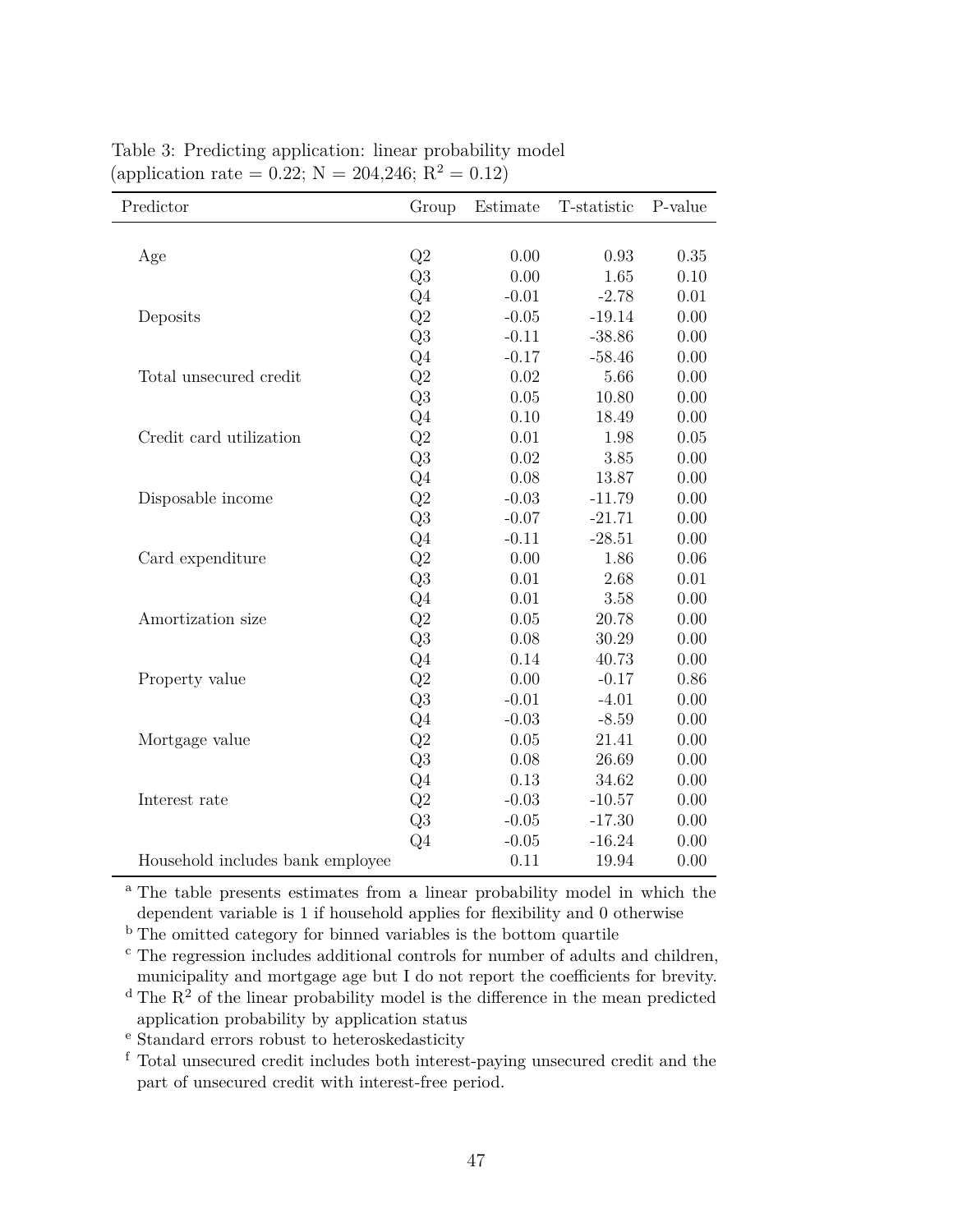Table 3: Predicting application: linear probability model
(application rate = 0.22; N = 204,246; $R^2 = 0.12$)

| Predictor | Group | Estimate | T-statistic | P-value |
|---|---|---|---|---|
| Age | Q2 | 0.00 | 0.93 | 0.35 |
| | Q3 | 0.00 | 1.65 | 0.10 |
| | Q4 | -0.01 | -2.78 | 0.01 |
| Deposits | Q2 | -0.05 | -19.14 | 0.00 |
| | Q3 | -0.11 | -38.86 | 0.00 |
| | Q4 | -0.17 | -58.46 | 0.00 |
| Total unsecured credit | Q2 | 0.02 | 5.66 | 0.00 |
| | Q3 | 0.05 | 10.80 | 0.00 |
| | Q4 | 0.10 | 18.49 | 0.00 |
| Credit card utilization | Q2 | 0.01 | 1.98 | 0.05 |
| | Q3 | 0.02 | 3.85 | 0.00 |
| | Q4 | 0.08 | 13.87 | 0.00 |
| Disposable income | Q2 | -0.03 | -11.79 | 0.00 |
| | Q3 | -0.07 | -21.71 | 0.00 |
| | Q4 | -0.11 | -28.51 | 0.00 |
| Card expenditure | Q2 | 0.00 | 1.86 | 0.06 |
| | Q3 | 0.01 | 2.68 | 0.01 |
| | Q4 | 0.01 | 3.58 | 0.00 |
| Amortization size | Q2 | 0.05 | 20.78 | 0.00 |
| | Q3 | 0.08 | 30.29 | 0.00 |
| | Q4 | 0.14 | 40.73 | 0.00 |
| Property value | Q2 | 0.00 | -0.17 | 0.86 |
| | Q3 | -0.01 | -4.01 | 0.00 |
| | Q4 | -0.03 | -8.59 | 0.00 |
| Mortgage value | Q2 | 0.05 | 21.41 | 0.00 |
| | Q3 | 0.08 | 26.69 | 0.00 |
| | Q4 | 0.13 | 34.62 | 0.00 |
| Interest rate | Q2 | -0.03 | -10.57 | 0.00 |
| | Q3 | -0.05 | -17.30 | 0.00 |
| | Q4 | -0.05 | -16.24 | 0.00 |
| Household includes bank employee | | 0.11 | 19.94 | 0.00 |

[a] The table presents estimates from a linear probability model in which the dependent variable is 1 if household applies for flexibility and 0 otherwise

[b] The omitted category for binned variables is the bottom quartile

[c] The regression includes additional controls for number of adults and children, municipality and mortgage age but I do not report the coefficients for brevity.

[d] The $R^2$ of the linear probability model is the difference in the mean predicted application probability by application status

[e] Standard errors robust to heteroskedasticity

[f] Total unsecured credit includes both interest-paying unsecured credit and the part of unsecured credit with interest-free period.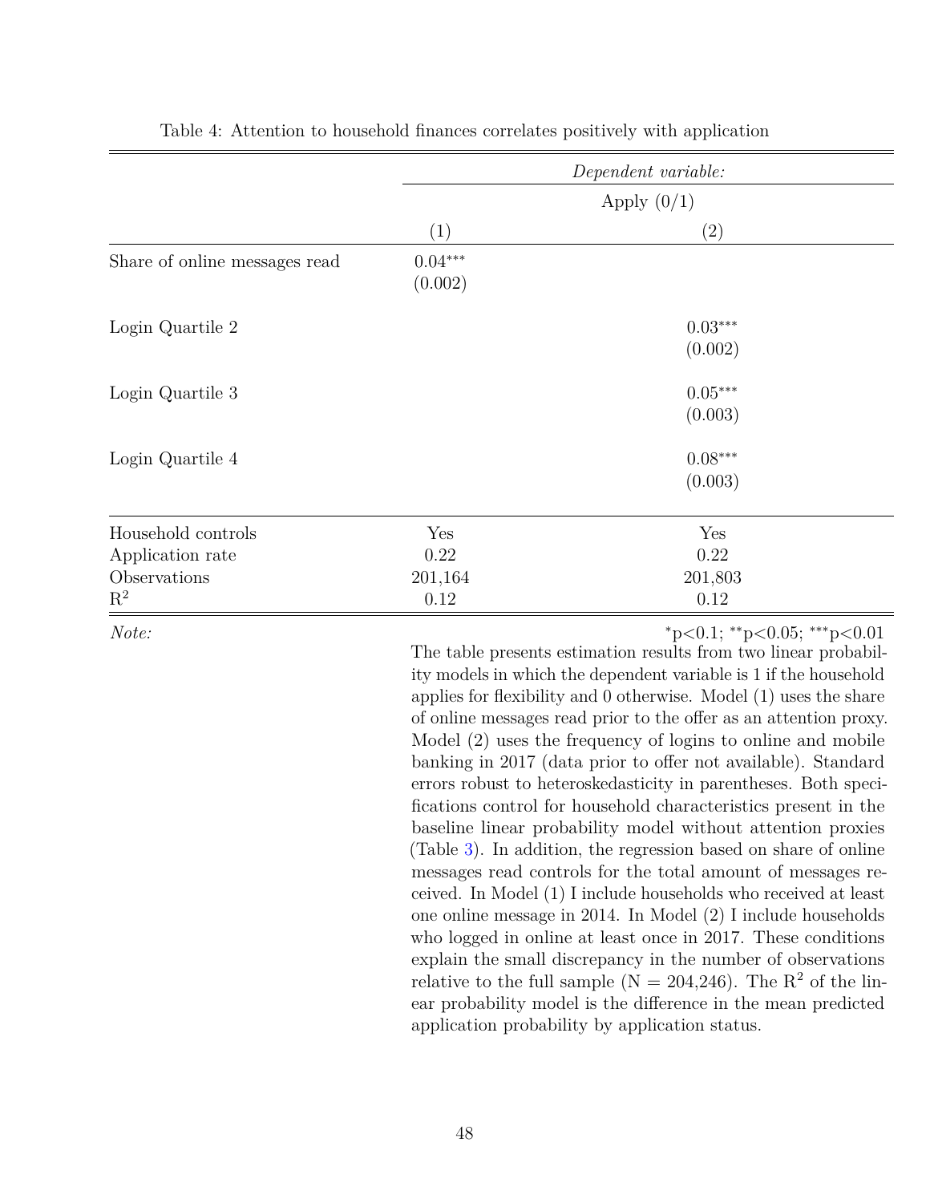Table 4: Attention to household finances correlates positively with application

| | *Dependent variable:* | |
|---|---|---|
| | Apply (0/1) | |
| | (1) | (2) |
| Share of online messages read | $0.04^{***}$ | |
| | (0.002) | |
| Login Quartile 2 | | $0.03^{***}$ |
| | | (0.002) |
| Login Quartile 3 | | $0.05^{***}$ |
| | | (0.003) |
| Login Quartile 4 | | $0.08^{***}$ |
| | | (0.003) |
| Household controls | Yes | Yes |
| Application rate | 0.22 | 0.22 |
| Observations | 201,164 | 201,803 |
| $R^2$ | 0.12 | 0.12 |

*Note:* $^{*}$p<0.1; $^{**}$p<0.05; $^{***}$p<0.01

The table presents estimation results from two linear probability models in which the dependent variable is 1 if the household applies for flexibility and 0 otherwise. Model (1) uses the share of online messages read prior to the offer as an attention proxy. Model (2) uses the frequency of logins to online and mobile banking in 2017 (data prior to offer not available). Standard errors robust to heteroskedasticity in parentheses. Both specifications control for household characteristics present in the baseline linear probability model without attention proxies (Table 3). In addition, the regression based on share of online messages read controls for the total amount of messages received. In Model (1) I include households who received at least one online message in 2014. In Model (2) I include households who logged in online at least once in 2017. These conditions explain the small discrepancy in the number of observations relative to the full sample (N = 204,246). The $R^2$ of the linear probability model is the difference in the mean predicted application probability by application status.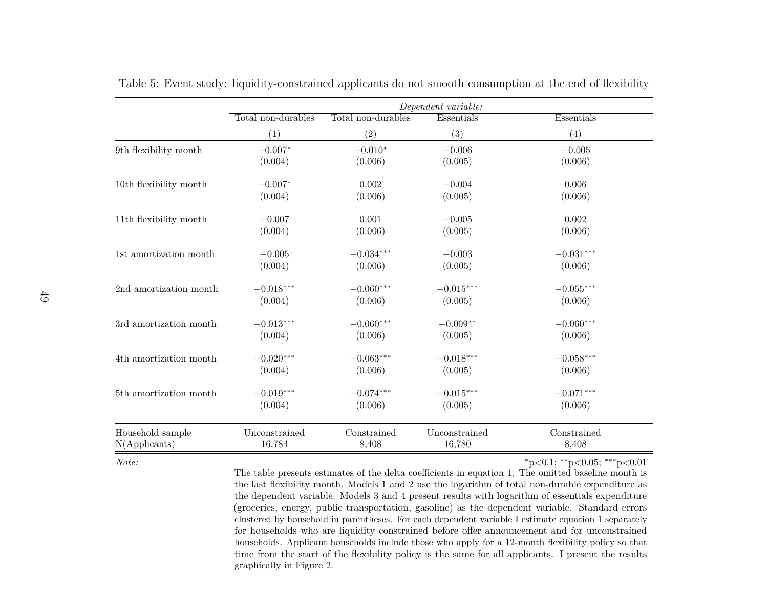Table 5: Event study: liquidity-constrained applicants do not smooth consumption at the end of flexibility

| | *Dependent variable:* | | | |
|---|---|---|---|---|
| | Total non-durables | Total non-durables | Essentials | Essentials |
| | (1) | (2) | (3) | (4) |
| 9th flexibility month | $-0.007^{*}$ | $-0.010^{*}$ | $-0.006$ | $-0.005$ |
| | (0.004) | (0.006) | (0.005) | (0.006) |
| 10th flexibility month | $-0.007^{*}$ | 0.002 | $-0.004$ | 0.006 |
| | (0.004) | (0.006) | (0.005) | (0.006) |
| 11th flexibility month | $-0.007$ | 0.001 | $-0.005$ | 0.002 |
| | (0.004) | (0.006) | (0.005) | (0.006) |
| 1st amortization month | $-0.005$ | $-0.034^{***}$ | $-0.003$ | $-0.031^{***}$ |
| | (0.004) | (0.006) | (0.005) | (0.006) |
| 2nd amortization month | $-0.018^{***}$ | $-0.060^{***}$ | $-0.015^{***}$ | $-0.055^{***}$ |
| | (0.004) | (0.006) | (0.005) | (0.006) |
| 3rd amortization month | $-0.013^{***}$ | $-0.060^{***}$ | $-0.009^{**}$ | $-0.060^{***}$ |
| | (0.004) | (0.006) | (0.005) | (0.006) |
| 4th amortization month | $-0.020^{***}$ | $-0.063^{***}$ | $-0.018^{***}$ | $-0.058^{***}$ |
| | (0.004) | (0.006) | (0.005) | (0.006) |
| 5th amortization month | $-0.019^{***}$ | $-0.074^{***}$ | $-0.015^{***}$ | $-0.071^{***}$ |
| | (0.004) | (0.006) | (0.005) | (0.006) |
| Household sample | Unconstrained | Constrained | Unconstrained | Constrained |
| N(Applicants) | 16,784 | 8,408 | 16,780 | 8,408 |

*Note:* $^{*}$p<0.1; $^{**}$p<0.05; $^{***}$p<0.01

The table presents estimates of the delta coefficients in equation 1. The omitted baseline month is the last flexibility month. Models 1 and 2 use the logarithm of total non-durable expenditure as the dependent variable. Models 3 and 4 present results with logarithm of essentials expenditure (groceries, energy, public transportation, gasoline) as the dependent variable. Standard errors clustered by household in parentheses. For each dependent variable I estimate equation 1 separately for households who are liquidity constrained before offer announcement and for unconstrained households. Applicant households include those who apply for a 12-month flexibility policy so that time from the start of the flexibility policy is the same for all applicants. I present the results graphically in Figure 2.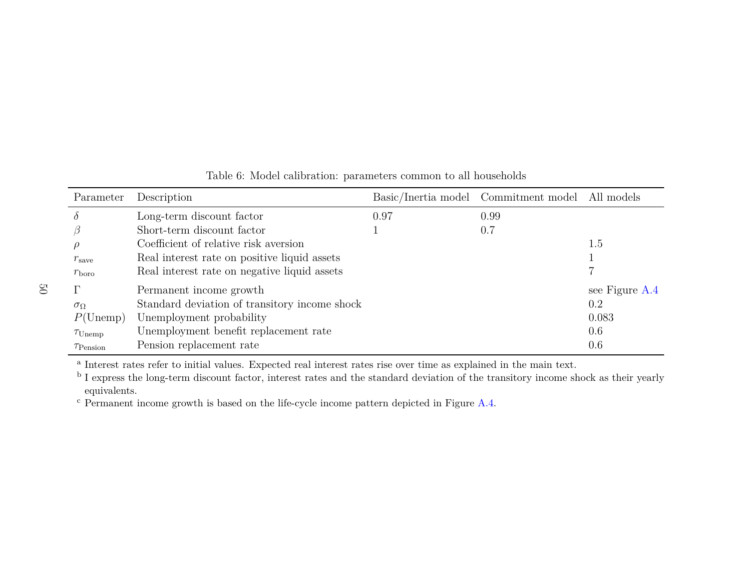Table 6: Model calibration: parameters common to all households

| Parameter | Description | Basic/Inertia model | Commitment model | All models |
|---|---|---|---|---|
| $\delta$ | Long-term discount factor | 0.97 | 0.99 | |
| $\beta$ | Short-term discount factor | 1 | 0.7 | |
| $\rho$ | Coefficient of relative risk aversion | | | 1.5 |
| $r_{\text{save}}$ | Real interest rate on positive liquid assets | | | 1 |
| $r_{\text{boro}}$ | Real interest rate on negative liquid assets | | | 7 |
| $\Gamma$ | Permanent income growth | | | see Figure A.4 |
| $\sigma_{\Omega}$ | Standard deviation of transitory income shock | | | 0.2 |
| $P(\text{Unemp})$ | Unemployment probability | | | 0.083 |
| $\tau_{\text{Unemp}}$ | Unemployment benefit replacement rate | | | 0.6 |
| $\tau_{\text{Pension}}$ | Pension replacement rate | | | 0.6 |

[a] Interest rates refer to initial values. Expected real interest rates rise over time as explained in the main text.

[b] I express the long-term discount factor, interest rates and the standard deviation of the transitory income shock as their yearly equivalents.

[c] Permanent income growth is based on the life-cycle income pattern depicted in Figure A.4.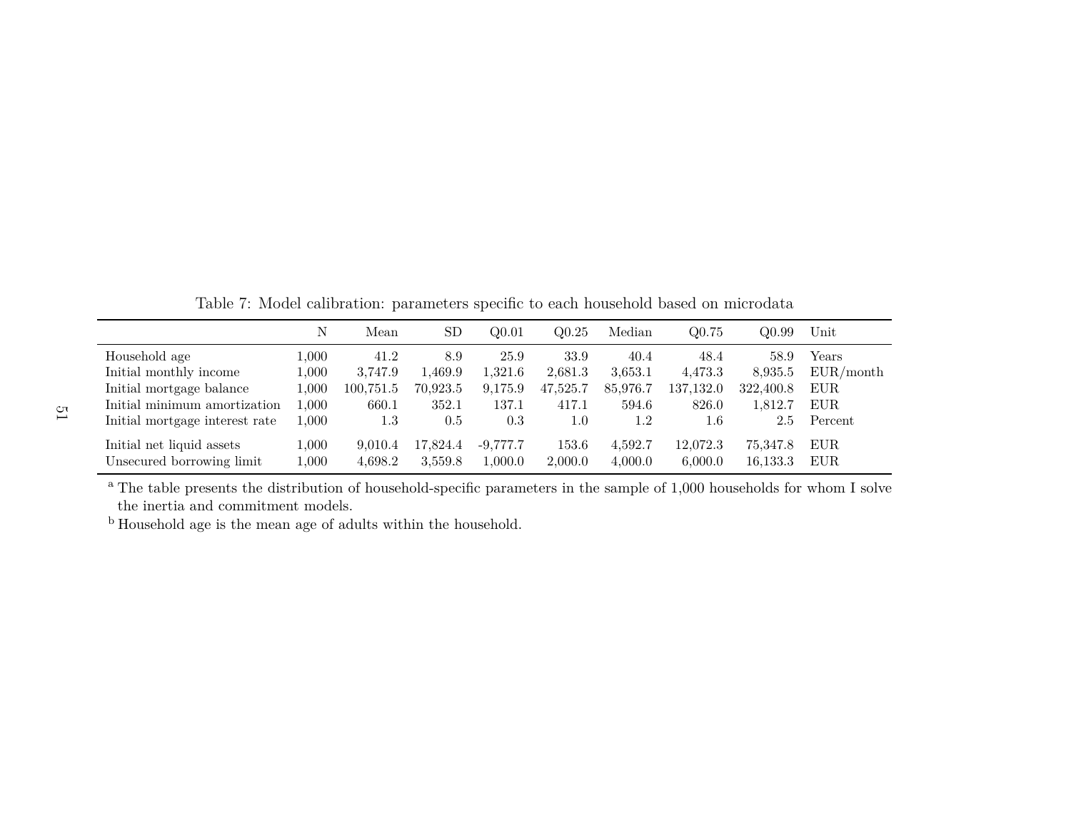Table 7: Model calibration: parameters specific to each household based on microdata

|  | N | Mean | SD | Q0.01 | Q0.25 | Median | Q0.75 | Q0.99 | Unit |
|---|---|---|---|---|---|---|---|---|---|
| Household age | 1,000 | 41.2 | 8.9 | 25.9 | 33.9 | 40.4 | 48.4 | 58.9 | Years |
| Initial monthly income | 1,000 | 3,747.9 | 1,469.9 | 1,321.6 | 2,681.3 | 3,653.1 | 4,473.3 | 8,935.5 | EUR/month |
| Initial mortgage balance | 1,000 | 100,751.5 | 70,923.5 | 9,175.9 | 47,525.7 | 85,976.7 | 137,132.0 | 322,400.8 | EUR |
| Initial minimum amortization | 1,000 | 660.1 | 352.1 | 137.1 | 417.1 | 594.6 | 826.0 | 1,812.7 | EUR |
| Initial mortgage interest rate | 1,000 | 1.3 | 0.5 | 0.3 | 1.0 | 1.2 | 1.6 | 2.5 | Percent |
| Initial net liquid assets | 1,000 | 9,010.4 | 17,824.4 | -9,777.7 | 153.6 | 4,592.7 | 12,072.3 | 75,347.8 | EUR |
| Unsecured borrowing limit | 1,000 | 4,698.2 | 3,559.8 | 1,000.0 | 2,000.0 | 4,000.0 | 6,000.0 | 16,133.3 | EUR |

[a] The table presents the distribution of household-specific parameters in the sample of 1,000 households for whom I solve the inertia and commitment models.

[b] Household age is the mean age of adults within the household.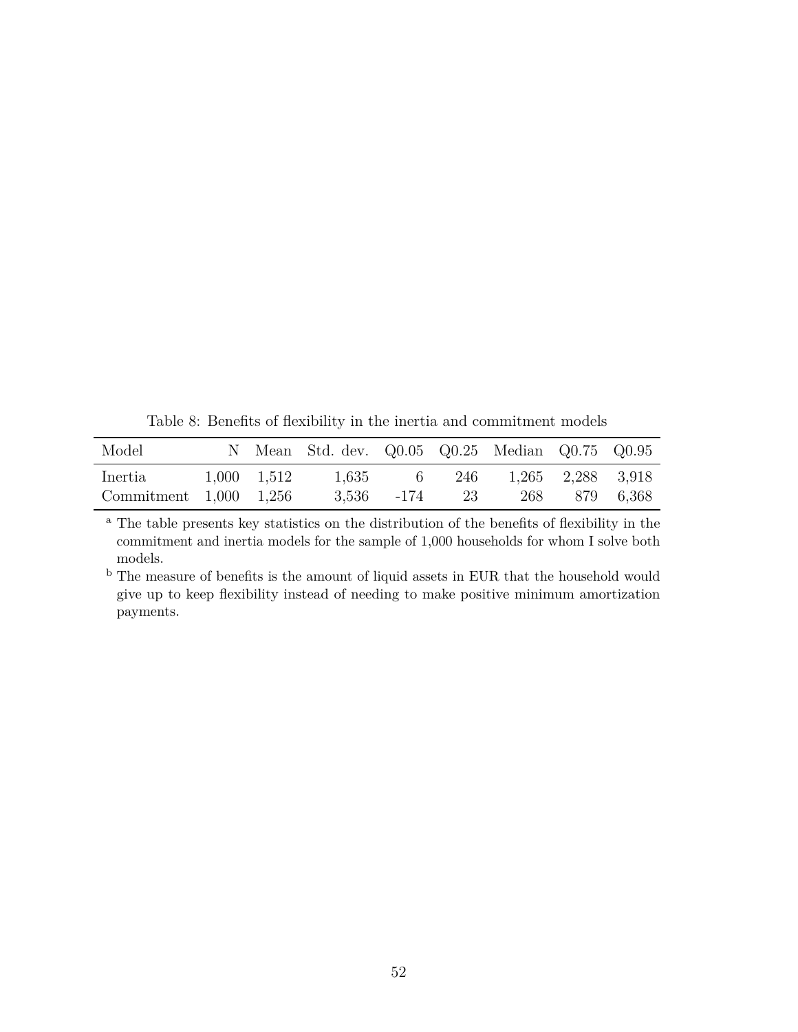Table 8: Benefits of flexibility in the inertia and commitment models

| Model | N | Mean | Std. dev. | Q0.05 | Q0.25 | Median | Q0.75 | Q0.95 |
|---|---|---|---|---|---|---|---|---|
| Inertia | 1,000 | 1,512 | 1,635 | 6 | 246 | 1,265 | 2,288 | 3,918 |
| Commitment | 1,000 | 1,256 | 3,536 | -174 | 23 | 268 | 879 | 6,368 |

[a] The table presents key statistics on the distribution of the benefits of flexibility in the commitment and inertia models for the sample of 1,000 households for whom I solve both models.

[b] The measure of benefits is the amount of liquid assets in EUR that the household would give up to keep flexibility instead of needing to make positive minimum amortization payments.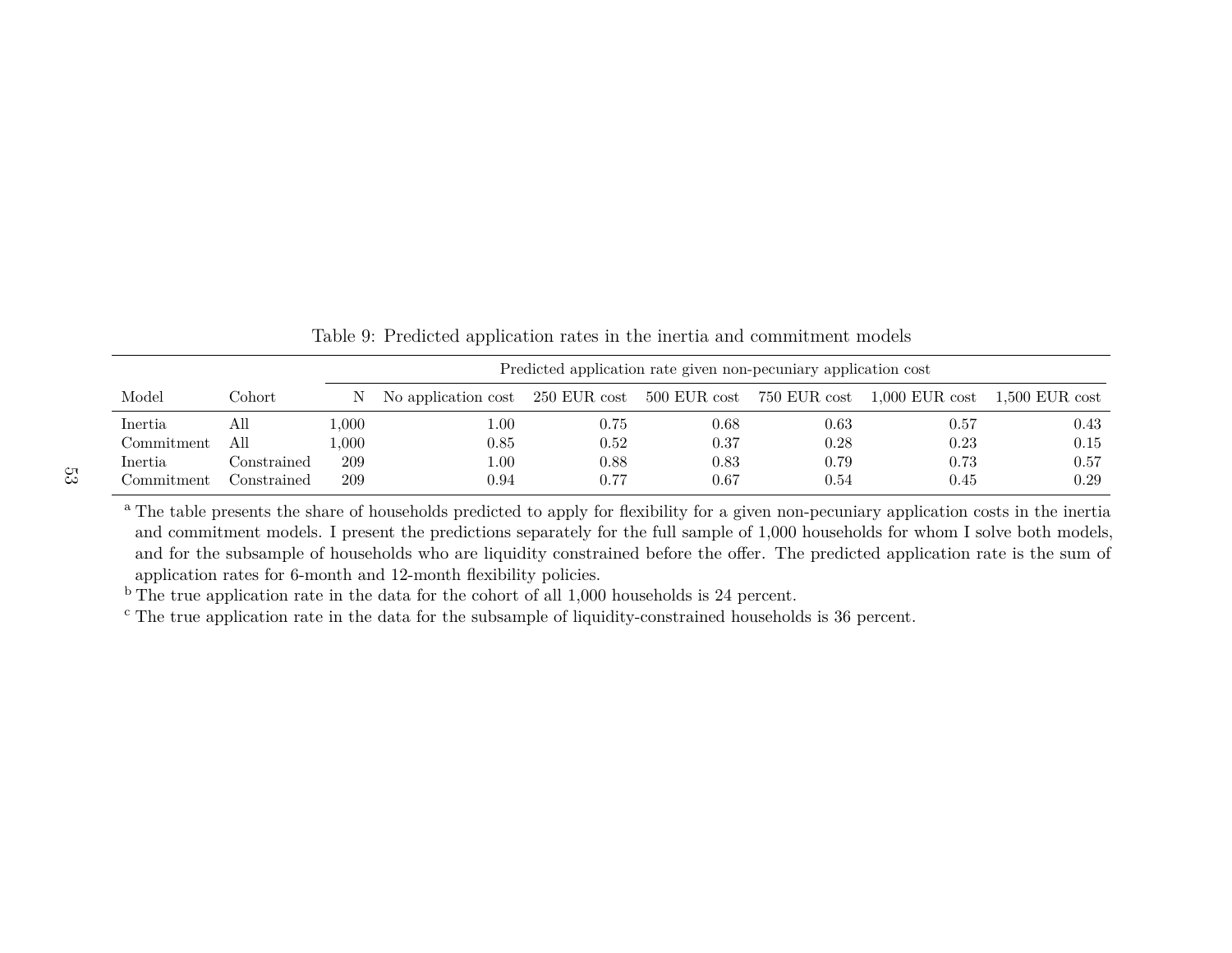Table 9: Predicted application rates in the inertia and commitment models

| Model | Cohort | N | Predicted application rate given non-pecuniary application cost | | | | | |
|---|---|---|---|---|---|---|---|---|
| | | | No application cost | 250 EUR cost | 500 EUR cost | 750 EUR cost | 1,000 EUR cost | 1,500 EUR cost |
| Inertia | All | 1,000 | 1.00 | 0.75 | 0.68 | 0.63 | 0.57 | 0.43 |
| Commitment | All | 1,000 | 0.85 | 0.52 | 0.37 | 0.28 | 0.23 | 0.15 |
| Inertia | Constrained | 209 | 1.00 | 0.88 | 0.83 | 0.79 | 0.73 | 0.57 |
| Commitment | Constrained | 209 | 0.94 | 0.77 | 0.67 | 0.54 | 0.45 | 0.29 |

[a] The table presents the share of households predicted to apply for flexibility for a given non-pecuniary application costs in the inertia and commitment models. I present the predictions separately for the full sample of 1,000 households for whom I solve both models, and for the subsample of households who are liquidity constrained before the offer. The predicted application rate is the sum of application rates for 6-month and 12-month flexibility policies.

[b] The true application rate in the data for the cohort of all 1,000 households is 24 percent.

[c] The true application rate in the data for the subsample of liquidity-constrained households is 36 percent.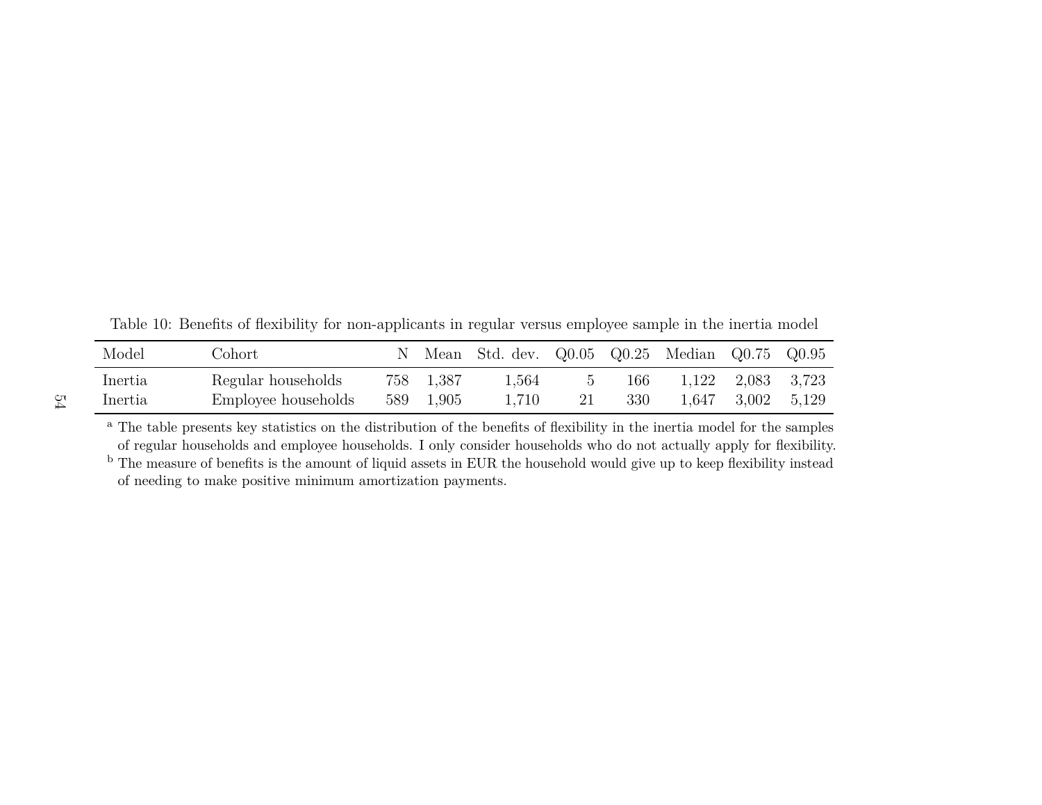Table 10: Benefits of flexibility for non-applicants in regular versus employee sample in the inertia model

| Model | Cohort | N | Mean | Std. dev. | Q0.05 | Q0.25 | Median | Q0.75 | Q0.95 |
|---|---|---|---|---|---|---|---|---|---|
| Inertia | Regular households | 758 | 1,387 | 1,564 | 5 | 166 | 1,122 | 2,083 | 3,723 |
| Inertia | Employee households | 589 | 1,905 | 1,710 | 21 | 330 | 1,647 | 3,002 | 5,129 |

[a] The table presents key statistics on the distribution of the benefits of flexibility in the inertia model for the samples of regular households and employee households. I only consider households who do not actually apply for flexibility.

[b] The measure of benefits is the amount of liquid assets in EUR the household would give up to keep flexibility instead of needing to make positive minimum amortization payments.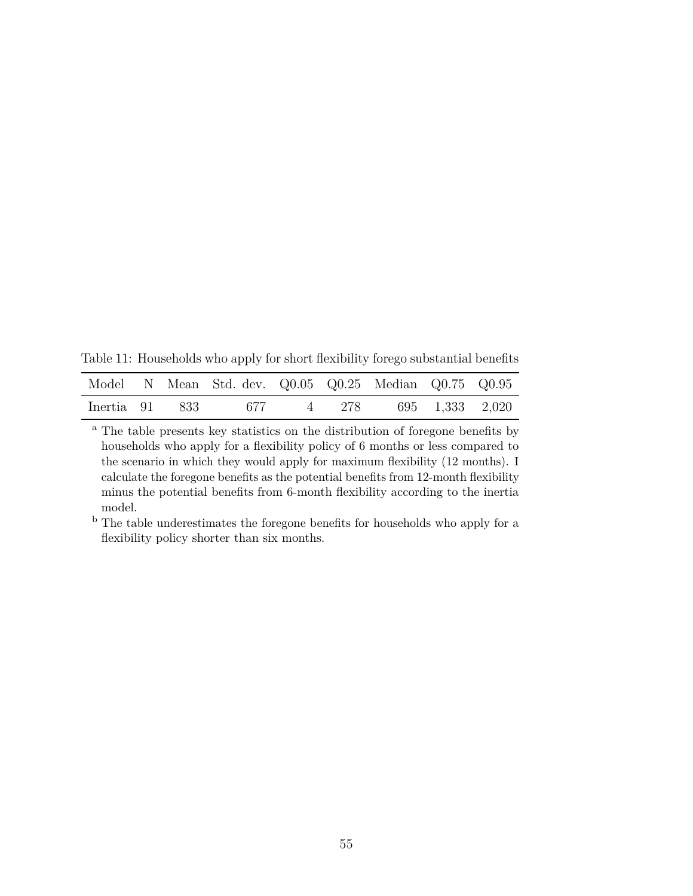Table 11: Households who apply for short flexibility forego substantial benefits

| Model | N | Mean | Std. dev. | Q0.05 | Q0.25 | Median | Q0.75 | Q0.95 |
|---|---|---|---|---|---|---|---|---|
| Inertia | 91 | 833 | 677 | 4 | 278 | 695 | 1,333 | 2,020 |

[a] The table presents key statistics on the distribution of foregone benefits by households who apply for a flexibility policy of 6 months or less compared to the scenario in which they would apply for maximum flexibility (12 months). I calculate the foregone benefits as the potential benefits from 12-month flexibility minus the potential benefits from 6-month flexibility according to the inertia model.

[b] The table underestimates the foregone benefits for households who apply for a flexibility policy shorter than six months.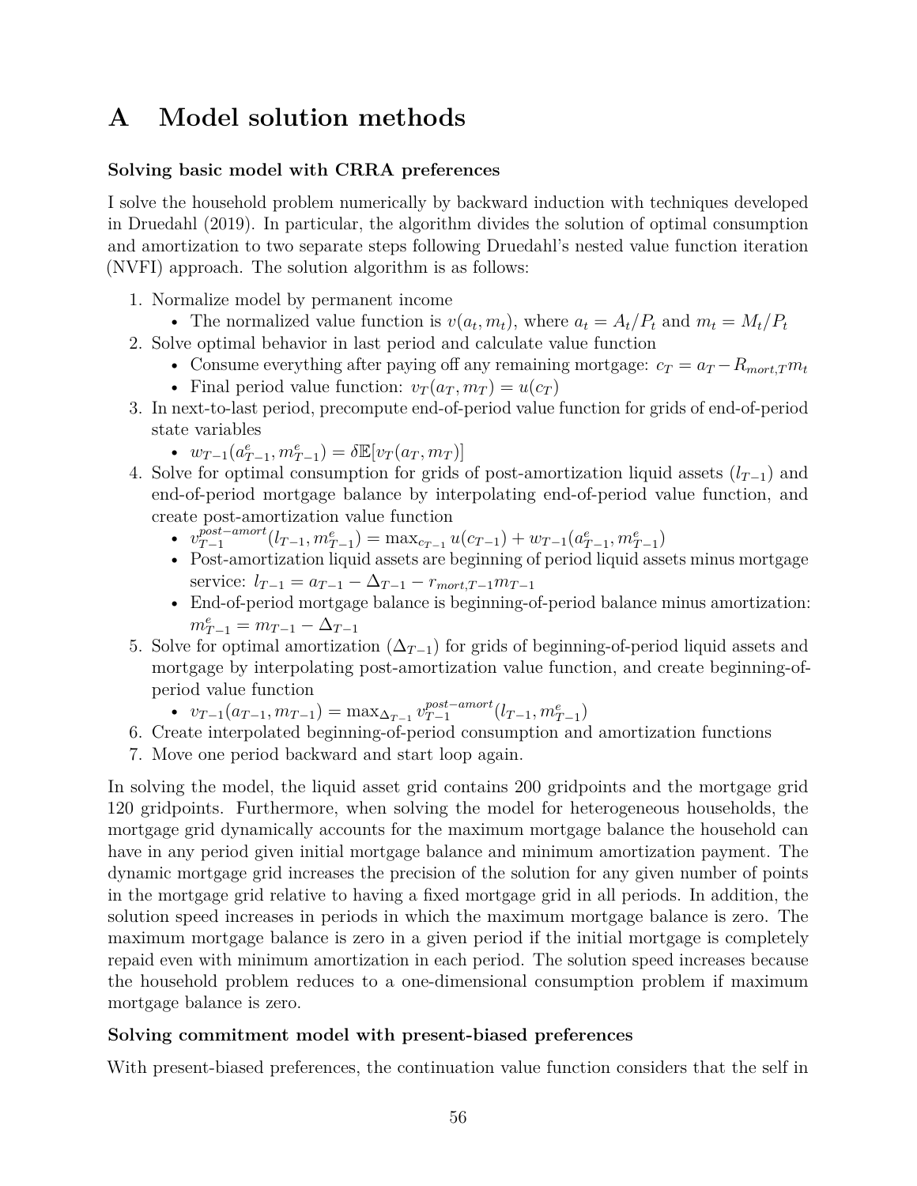# A Model solution methods

**Solving basic model with CRRA preferences**

I solve the household problem numerically by backward induction with techniques developed in Druedahl (2019). In particular, the algorithm divides the solution of optimal consumption and amortization to two separate steps following Druedahl's nested value function iteration (NVFI) approach. The solution algorithm is as follows:

1. Normalize model by permanent income
   - The normalized value function is $v(a_t, m_t)$, where $a_t = A_t/P_t$ and $m_t = M_t/P_t$
2. Solve optimal behavior in last period and calculate value function
   - Consume everything after paying off any remaining mortgage: $c_T = a_T - R_{mort,T} m_t$
   - Final period value function: $v_T(a_T, m_T) = u(c_T)$
3. In next-to-last period, precompute end-of-period value function for grids of end-of-period state variables
   - $w_{T-1}(a^e_{T-1}, m^e_{T-1}) = \delta \mathbb{E}[v_T(a_T, m_T)]$
4. Solve for optimal consumption for grids of post-amortization liquid assets ($l_{T-1}$) and end-of-period mortgage balance by interpolating end-of-period value function, and create post-amortization value function
   - $v^{post-amort}_{T-1}(l_{T-1}, m^e_{T-1}) = \max_{c_{T-1}} u(c_{T-1}) + w_{T-1}(a^e_{T-1}, m^e_{T-1})$
   - Post-amortization liquid assets are beginning of period liquid assets minus mortgage service: $l_{T-1} = a_{T-1} - \Delta_{T-1} - r_{mort,T-1} m_{T-1}$
   - End-of-period mortgage balance is beginning-of-period balance minus amortization: $m^e_{T-1} = m_{T-1} - \Delta_{T-1}$
5. Solve for optimal amortization ($\Delta_{T-1}$) for grids of beginning-of-period liquid assets and mortgage by interpolating post-amortization value function, and create beginning-of-period value function
   - $v_{T-1}(a_{T-1}, m_{T-1}) = \max_{\Delta_{T-1}} v^{post-amort}_{T-1}(l_{T-1}, m^e_{T-1})$
6. Create interpolated beginning-of-period consumption and amortization functions
7. Move one period backward and start loop again.

In solving the model, the liquid asset grid contains 200 gridpoints and the mortgage grid 120 gridpoints. Furthermore, when solving the model for heterogeneous households, the mortgage grid dynamically accounts for the maximum mortgage balance the household can have in any period given initial mortgage balance and minimum amortization payment. The dynamic mortgage grid increases the precision of the solution for any given number of points in the mortgage grid relative to having a fixed mortgage grid in all periods. In addition, the solution speed increases in periods in which the maximum mortgage balance is zero. The maximum mortgage balance is zero in a given period if the initial mortgage is completely repaid even with minimum amortization in each period. The solution speed increases because the household problem reduces to a one-dimensional consumption problem if maximum mortgage balance is zero.

**Solving commitment model with present-biased preferences**

With present-biased preferences, the continuation value function considers that the self in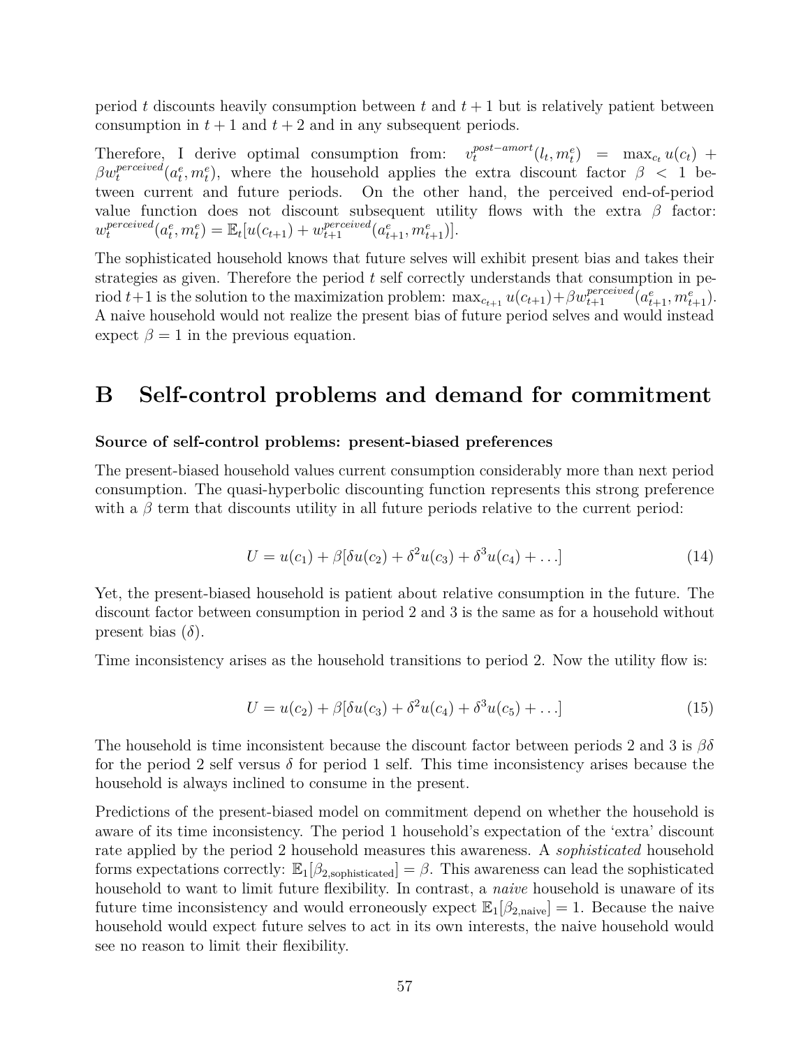period $t$ discounts heavily consumption between $t$ and $t+1$ but is relatively patient between consumption in $t+1$ and $t+2$ and in any subsequent periods.

Therefore, I derive optimal consumption from: $v_t^{post-amort}(l_t, m_t^e) = \max_{c_t} u(c_t) + \beta w_t^{perceived}(a_t^e, m_t^e)$, where the household applies the extra discount factor $\beta < 1$ between current and future periods. On the other hand, the perceived end-of-period value function does not discount subsequent utility flows with the extra $\beta$ factor: $w_t^{perceived}(a_t^e, m_t^e) = \mathbb{E}_t[u(c_{t+1}) + w_{t+1}^{perceived}(a_{t+1}^e, m_{t+1}^e)]$.

The sophisticated household knows that future selves will exhibit present bias and takes their strategies as given. Therefore the period $t$ self correctly understands that consumption in period $t+1$ is the solution to the maximization problem: $\max_{c_{t+1}} u(c_{t+1}) + \beta w_{t+1}^{perceived}(a_{t+1}^e, m_{t+1}^e)$. A naive household would not realize the present bias of future period selves and would instead expect $\beta = 1$ in the previous equation.

# B Self-control problems and demand for commitment

**Source of self-control problems: present-biased preferences**

The present-biased household values current consumption considerably more than next period consumption. The quasi-hyperbolic discounting function represents this strong preference with a $\beta$ term that discounts utility in all future periods relative to the current period:

$$U = u(c_1) + \beta[\delta u(c_2) + \delta^2 u(c_3) + \delta^3 u(c_4) + \ldots] \tag{14}$$

Yet, the present-biased household is patient about relative consumption in the future. The discount factor between consumption in period 2 and 3 is the same as for a household without present bias ($\delta$).

Time inconsistency arises as the household transitions to period 2. Now the utility flow is:

$$U = u(c_2) + \beta[\delta u(c_3) + \delta^2 u(c_4) + \delta^3 u(c_5) + \ldots] \tag{15}$$

The household is time inconsistent because the discount factor between periods 2 and 3 is $\beta\delta$ for the period 2 self versus $\delta$ for period 1 self. This time inconsistency arises because the household is always inclined to consume in the present.

Predictions of the present-biased model on commitment depend on whether the household is aware of its time inconsistency. The period 1 household's expectation of the 'extra' discount rate applied by the period 2 household measures this awareness. A *sophisticated* household forms expectations correctly: $\mathbb{E}_1[\beta_{2,\text{sophisticated}}] = \beta$. This awareness can lead the sophisticated household to want to limit future flexibility. In contrast, a *naive* household is unaware of its future time inconsistency and would erroneously expect $\mathbb{E}_1[\beta_{2,\text{naive}}] = 1$. Because the naive household would expect future selves to act in its own interests, the naive household would see no reason to limit their flexibility.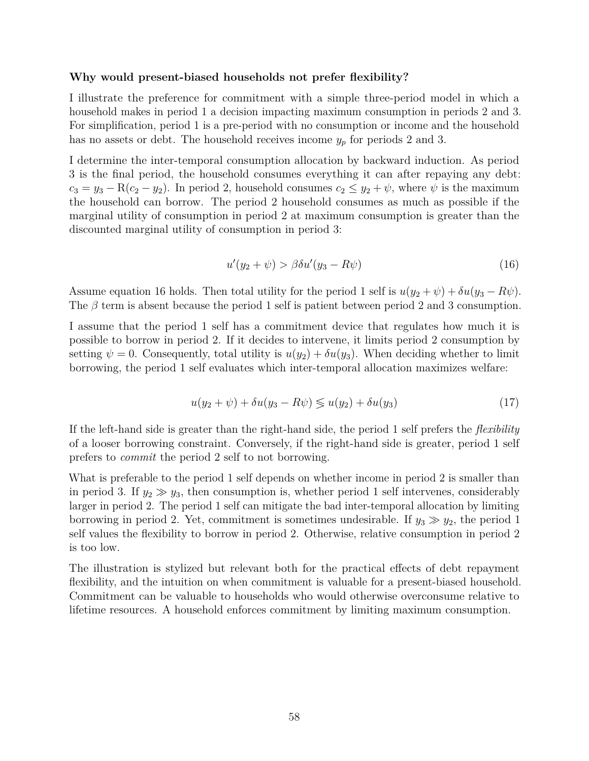**Why would present-biased households not prefer flexibility?**

I illustrate the preference for commitment with a simple three-period model in which a household makes in period 1 a decision impacting maximum consumption in periods 2 and 3. For simplification, period 1 is a pre-period with no consumption or income and the household has no assets or debt. The household receives income $y_p$ for periods 2 and 3.

I determine the inter-temporal consumption allocation by backward induction. As period 3 is the final period, the household consumes everything it can after repaying any debt: $c_3 = y_3 - \mathrm{R}(c_2 - y_2)$. In period 2, household consumes $c_2 \leq y_2 + \psi$, where $\psi$ is the maximum the household can borrow. The period 2 household consumes as much as possible if the marginal utility of consumption in period 2 at maximum consumption is greater than the discounted marginal utility of consumption in period 3:

$$u'(y_2 + \psi) > \beta\delta u'(y_3 - R\psi) \tag{16}$$

Assume equation 16 holds. Then total utility for the period 1 self is $u(y_2 + \psi) + \delta u(y_3 - R\psi)$. The $\beta$ term is absent because the period 1 self is patient between period 2 and 3 consumption.

I assume that the period 1 self has a commitment device that regulates how much it is possible to borrow in period 2. If it decides to intervene, it limits period 2 consumption by setting $\psi = 0$. Consequently, total utility is $u(y_2) + \delta u(y_3)$. When deciding whether to limit borrowing, the period 1 self evaluates which inter-temporal allocation maximizes welfare:

$$u(y_2 + \psi) + \delta u(y_3 - R\psi) \lesseqgtr u(y_2) + \delta u(y_3) \tag{17}$$

If the left-hand side is greater than the right-hand side, the period 1 self prefers the *flexibility* of a looser borrowing constraint. Conversely, if the right-hand side is greater, period 1 self prefers to *commit* the period 2 self to not borrowing.

What is preferable to the period 1 self depends on whether income in period 2 is smaller than in period 3. If $y_2 \gg y_3$, then consumption is, whether period 1 self intervenes, considerably larger in period 2. The period 1 self can mitigate the bad inter-temporal allocation by limiting borrowing in period 2. Yet, commitment is sometimes undesirable. If $y_3 \gg y_2$, the period 1 self values the flexibility to borrow in period 2. Otherwise, relative consumption in period 2 is too low.

The illustration is stylized but relevant both for the practical effects of debt repayment flexibility, and the intuition on when commitment is valuable for a present-biased household. Commitment can be valuable to households who would otherwise overconsume relative to lifetime resources. A household enforces commitment by limiting maximum consumption.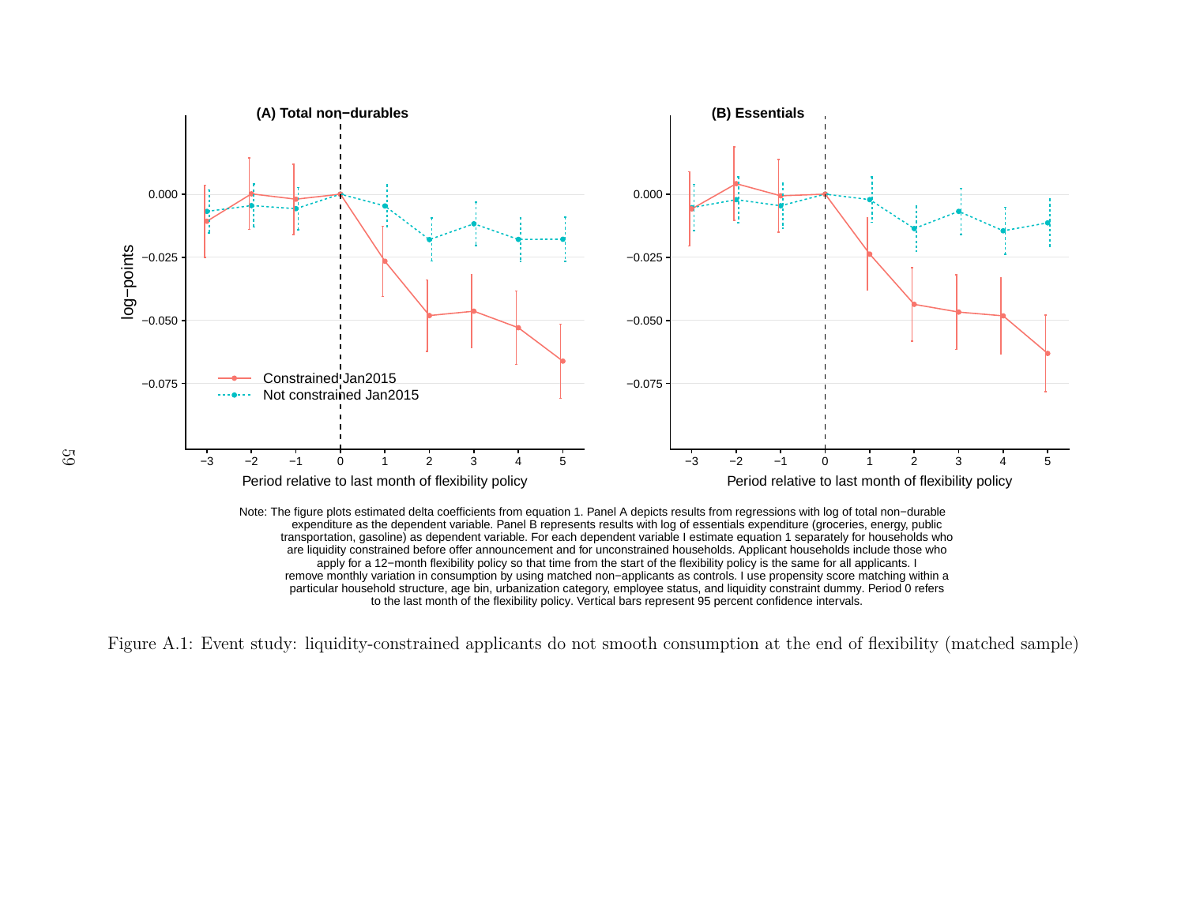Note: The figure plots estimated delta coefficients from equation 1. Panel A depicts results from regressions with log of total non−durable expenditure as the dependent variable. Panel B represents results with log of essentials expenditure (groceries, energy, public transportation, gasoline) as dependent variable. For each dependent variable I estimate equation 1 separately for households who are liquidity constrained before offer announcement and for unconstrained households. Applicant households include those who apply for a 12−month flexibility policy so that time from the start of the flexibility policy is the same for all applicants. I remove monthly variation in consumption by using matched non−applicants as controls. I use propensity score matching within a particular household structure, age bin, urbanization category, employee status, and liquidity constraint dummy. Period 0 refers to the last month of the flexibility policy. Vertical bars represent 95 percent confidence intervals.

Figure A.1: Event study: liquidity-constrained applicants do not smooth consumption at the end of flexibility (matched sample)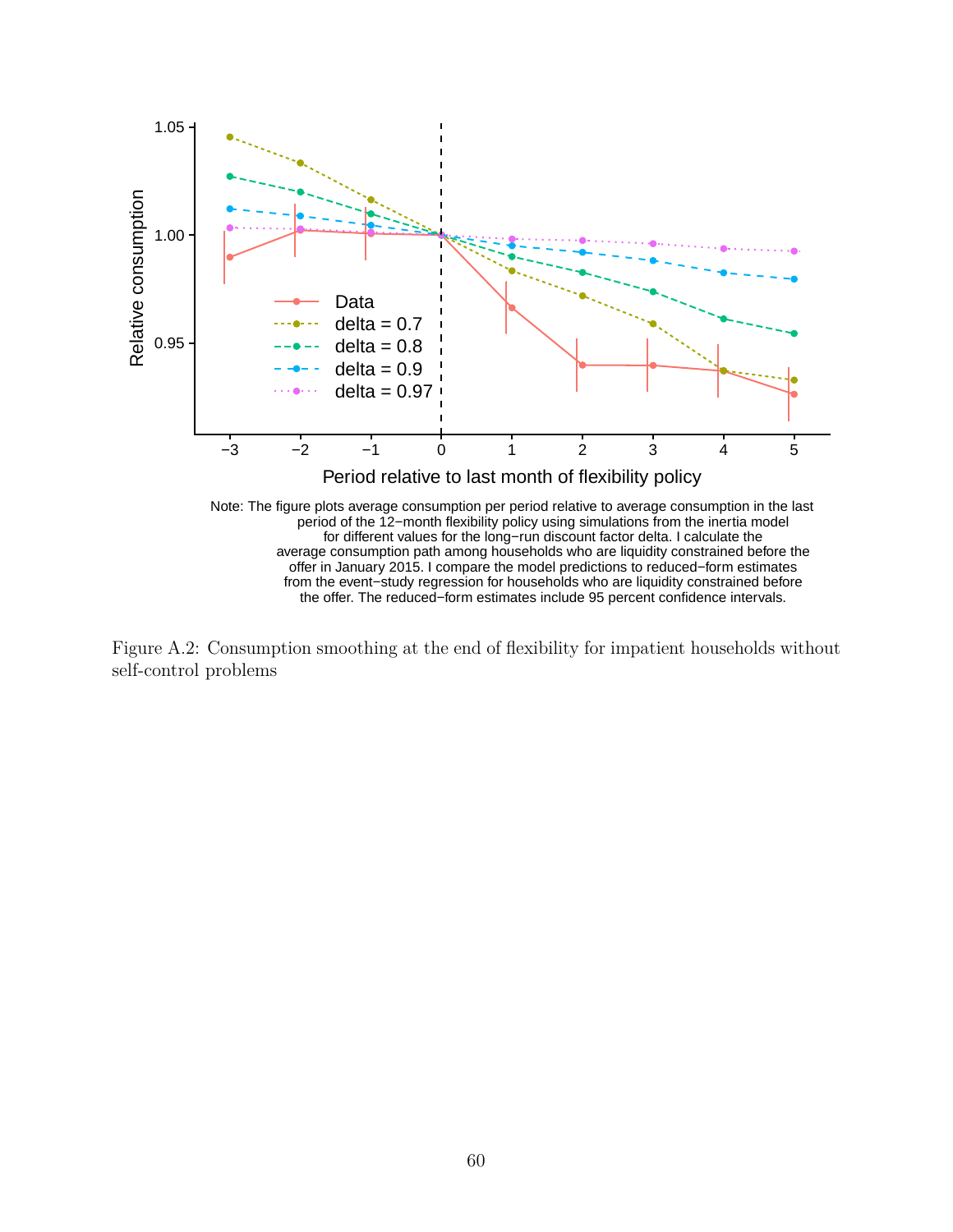Note: The figure plots average consumption per period relative to average consumption in the last period of the 12−month flexibility policy using simulations from the inertia model for different values for the long−run discount factor delta. I calculate the average consumption path among households who are liquidity constrained before the offer in January 2015. I compare the model predictions to reduced−form estimates from the event−study regression for households who are liquidity constrained before the offer. The reduced−form estimates include 95 percent confidence intervals.

Figure A.2: Consumption smoothing at the end of flexibility for impatient households without self-control problems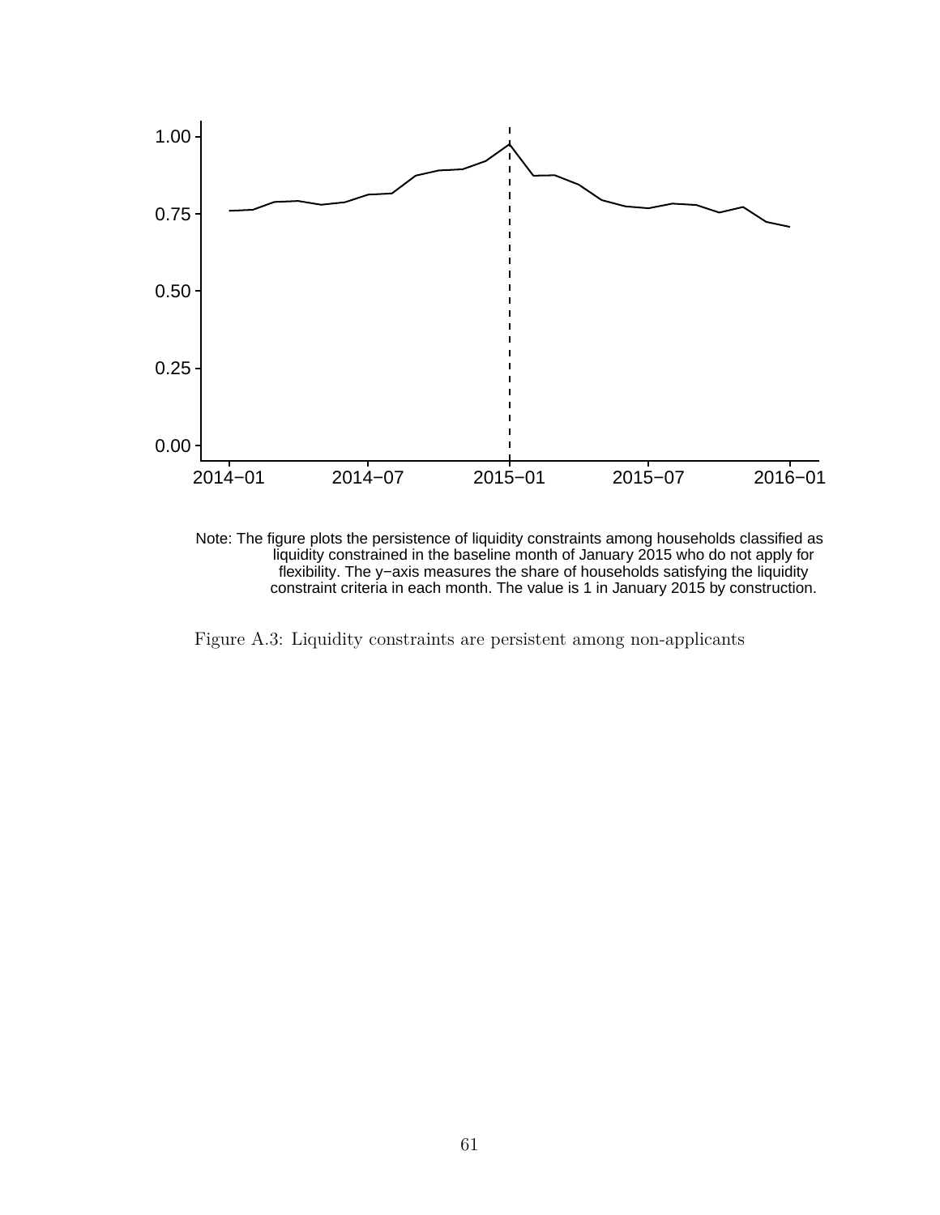Note: The figure plots the persistence of liquidity constraints among households classified as liquidity constrained in the baseline month of January 2015 who do not apply for flexibility. The y−axis measures the share of households satisfying the liquidity constraint criteria in each month. The value is 1 in January 2015 by construction.

Figure A.3: Liquidity constraints are persistent among non-applicants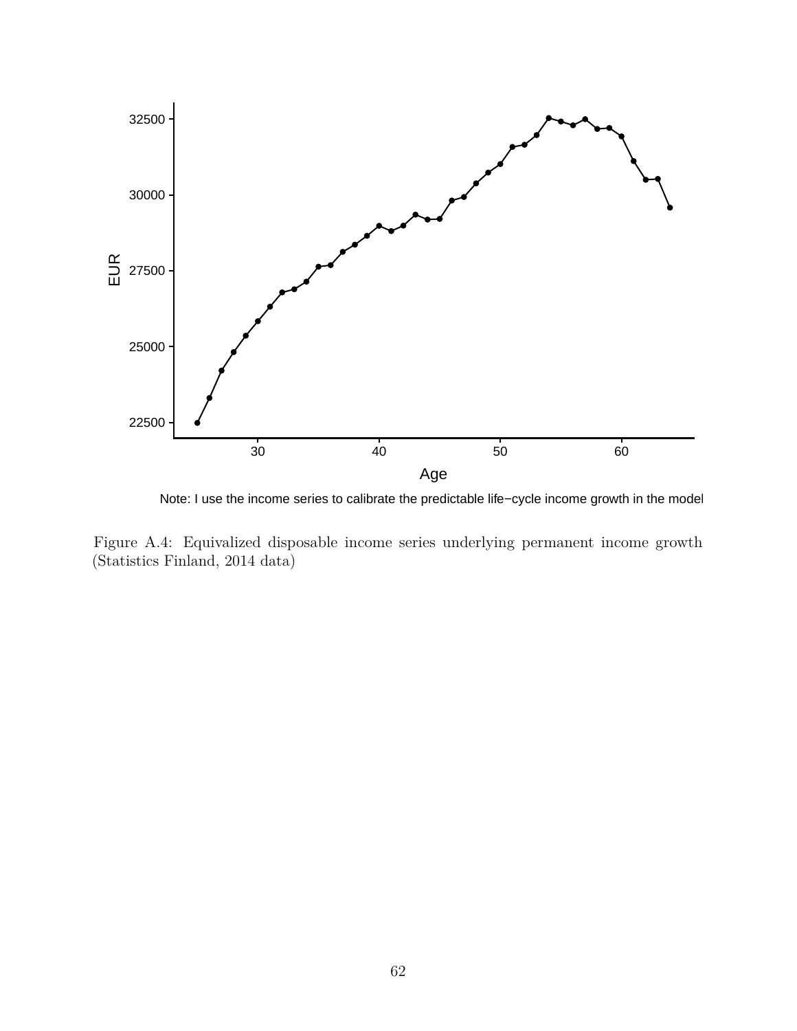Note: I use the income series to calibrate the predictable life−cycle income growth in the model

Figure A.4: Equivalized disposable income series underlying permanent income growth (Statistics Finland, 2014 data)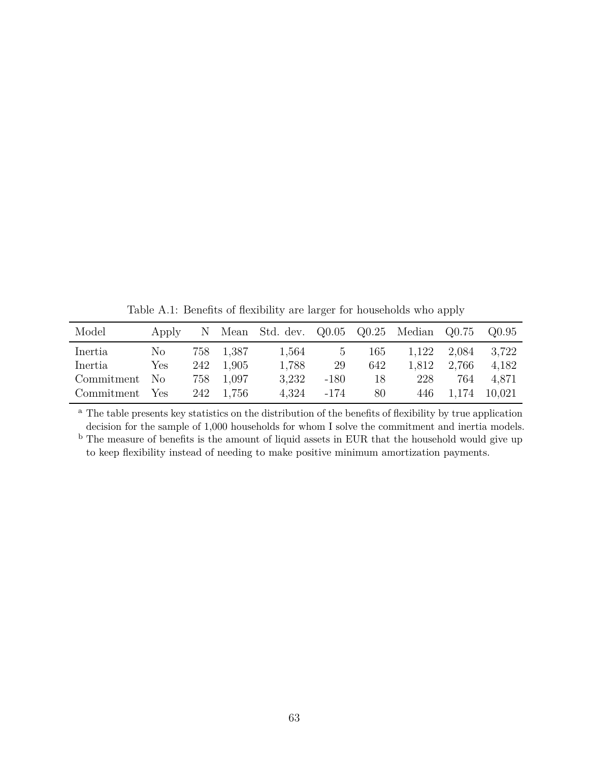Table A.1: Benefits of flexibility are larger for households who apply

| Model | Apply | N | Mean | Std. dev. | Q0.05 | Q0.25 | Median | Q0.75 | Q0.95 |
|---|---|---|---|---|---|---|---|---|---|
| Inertia | No | 758 | 1,387 | 1,564 | 5 | 165 | 1,122 | 2,084 | 3,722 |
| Inertia | Yes | 242 | 1,905 | 1,788 | 29 | 642 | 1,812 | 2,766 | 4,182 |
| Commitment | No | 758 | 1,097 | 3,232 | -180 | 18 | 228 | 764 | 4,871 |
| Commitment | Yes | 242 | 1,756 | 4,324 | -174 | 80 | 446 | 1,174 | 10,021 |

[a] The table presents key statistics on the distribution of the benefits of flexibility by true application decision for the sample of 1,000 households for whom I solve the commitment and inertia models.

[b] The measure of benefits is the amount of liquid assets in EUR that the household would give up to keep flexibility instead of needing to make positive minimum amortization payments.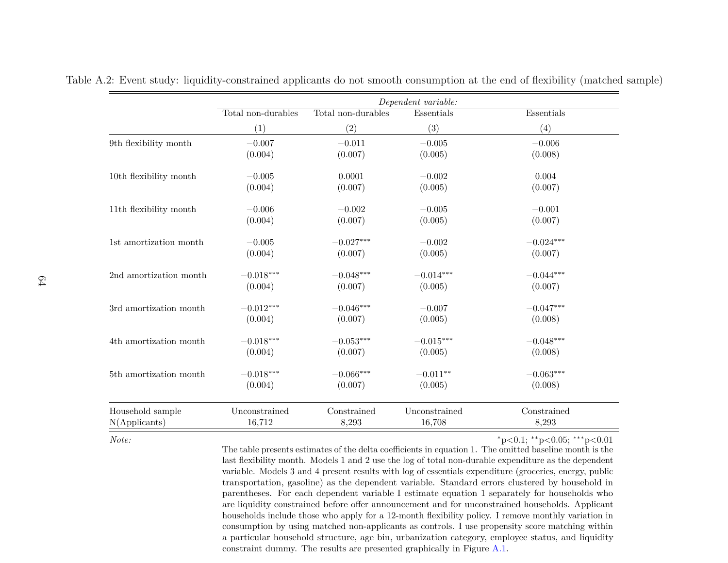Table A.2: Event study: liquidity-constrained applicants do not smooth consumption at the end of flexibility (matched sample)

| | *Dependent variable:* | | | |
|---|---|---|---|---|
| | Total non-durables | Total non-durables | Essentials | Essentials |
| | (1) | (2) | (3) | (4) |
| 9th flexibility month | −0.007 | −0.011 | −0.005 | −0.006 |
| | (0.004) | (0.007) | (0.005) | (0.008) |
| 10th flexibility month | −0.005 | 0.0001 | −0.002 | 0.004 |
| | (0.004) | (0.007) | (0.005) | (0.007) |
| 11th flexibility month | −0.006 | −0.002 | −0.005 | −0.001 |
| | (0.004) | (0.007) | (0.005) | (0.007) |
| 1st amortization month | −0.005 | $-0.027^{***}$ | −0.002 | $-0.024^{***}$ |
| | (0.004) | (0.007) | (0.005) | (0.007) |
| 2nd amortization month | $-0.018^{***}$ | $-0.048^{***}$ | $-0.014^{***}$ | $-0.044^{***}$ |
| | (0.004) | (0.007) | (0.005) | (0.007) |
| 3rd amortization month | $-0.012^{***}$ | $-0.046^{***}$ | −0.007 | $-0.047^{***}$ |
| | (0.004) | (0.007) | (0.005) | (0.008) |
| 4th amortization month | $-0.018^{***}$ | $-0.053^{***}$ | $-0.015^{***}$ | $-0.048^{***}$ |
| | (0.004) | (0.007) | (0.005) | (0.008) |
| 5th amortization month | $-0.018^{***}$ | $-0.066^{***}$ | $-0.011^{**}$ | $-0.063^{***}$ |
| | (0.004) | (0.007) | (0.005) | (0.008) |
| Household sample | Unconstrained | Constrained | Unconstrained | Constrained |
| N(Applicants) | 16,712 | 8,293 | 16,708 | 8,293 |

*Note:* $^{*}$p<0.1; $^{**}$p<0.05; $^{***}$p<0.01

The table presents estimates of the delta coefficients in equation 1. The omitted baseline month is the last flexibility month. Models 1 and 2 use the log of total non-durable expenditure as the dependent variable. Models 3 and 4 present results with log of essentials expenditure (groceries, energy, public transportation, gasoline) as the dependent variable. Standard errors clustered by household in parentheses. For each dependent variable I estimate equation 1 separately for households who are liquidity constrained before offer announcement and for unconstrained households. Applicant households include those who apply for a 12-month flexibility policy. I remove monthly variation in consumption by using matched non-applicants as controls. I use propensity score matching within a particular household structure, age bin, urbanization category, employee status, and liquidity constraint dummy. The results are presented graphically in Figure A.1.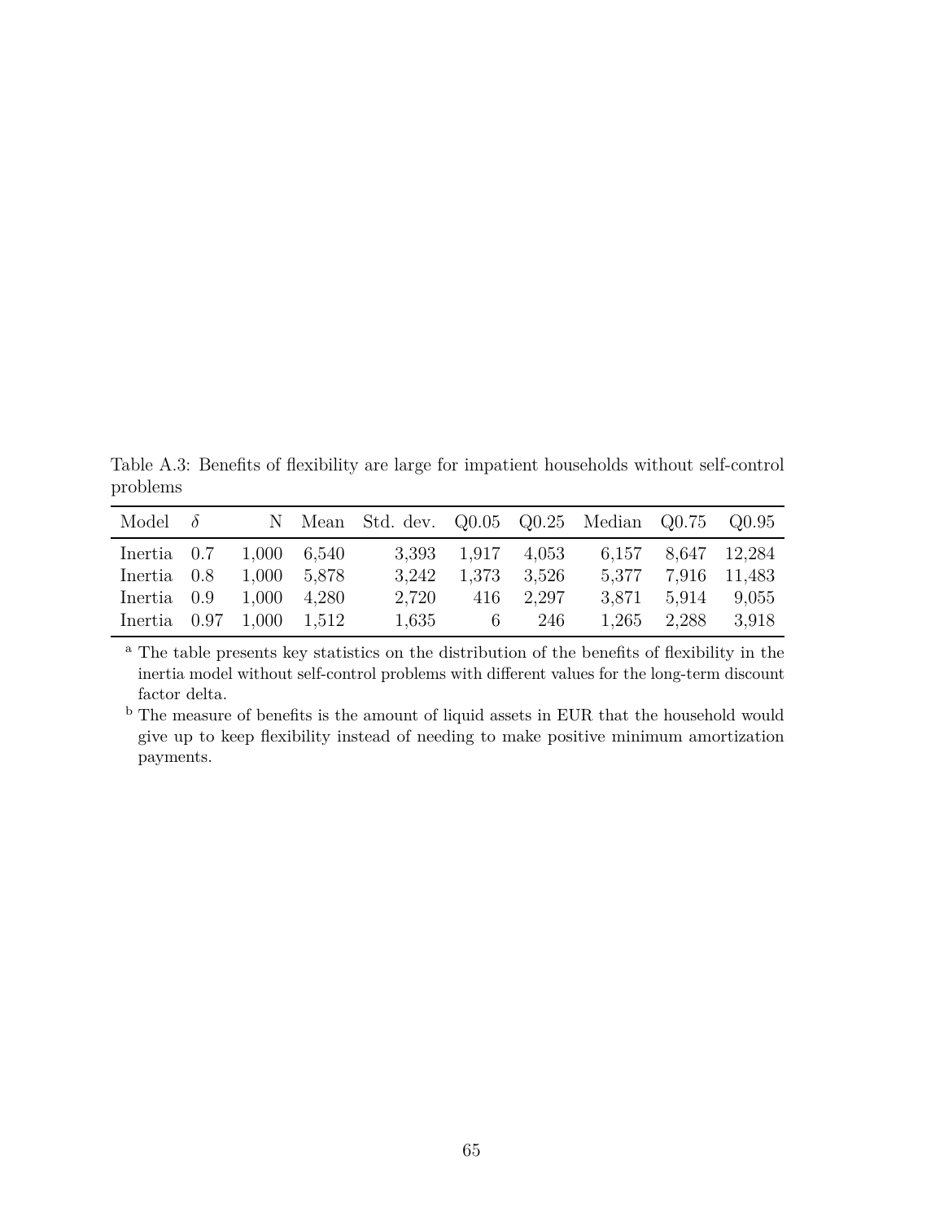Table A.3: Benefits of flexibility are large for impatient households without self-control problems

| Model | $\delta$ | N | Mean | Std. dev. | Q0.05 | Q0.25 | Median | Q0.75 | Q0.95 |
|---|---|---|---|---|---|---|---|---|---|
| Inertia | 0.7 | 1,000 | 6,540 | 3,393 | 1,917 | 4,053 | 6,157 | 8,647 | 12,284 |
| Inertia | 0.8 | 1,000 | 5,878 | 3,242 | 1,373 | 3,526 | 5,377 | 7,916 | 11,483 |
| Inertia | 0.9 | 1,000 | 4,280 | 2,720 | 416 | 2,297 | 3,871 | 5,914 | 9,055 |
| Inertia | 0.97 | 1,000 | 1,512 | 1,635 | 6 | 246 | 1,265 | 2,288 | 3,918 |

[a] The table presents key statistics on the distribution of the benefits of flexibility in the inertia model without self-control problems with different values for the long-term discount factor delta.

[b] The measure of benefits is the amount of liquid assets in EUR that the household would give up to keep flexibility instead of needing to make positive minimum amortization payments.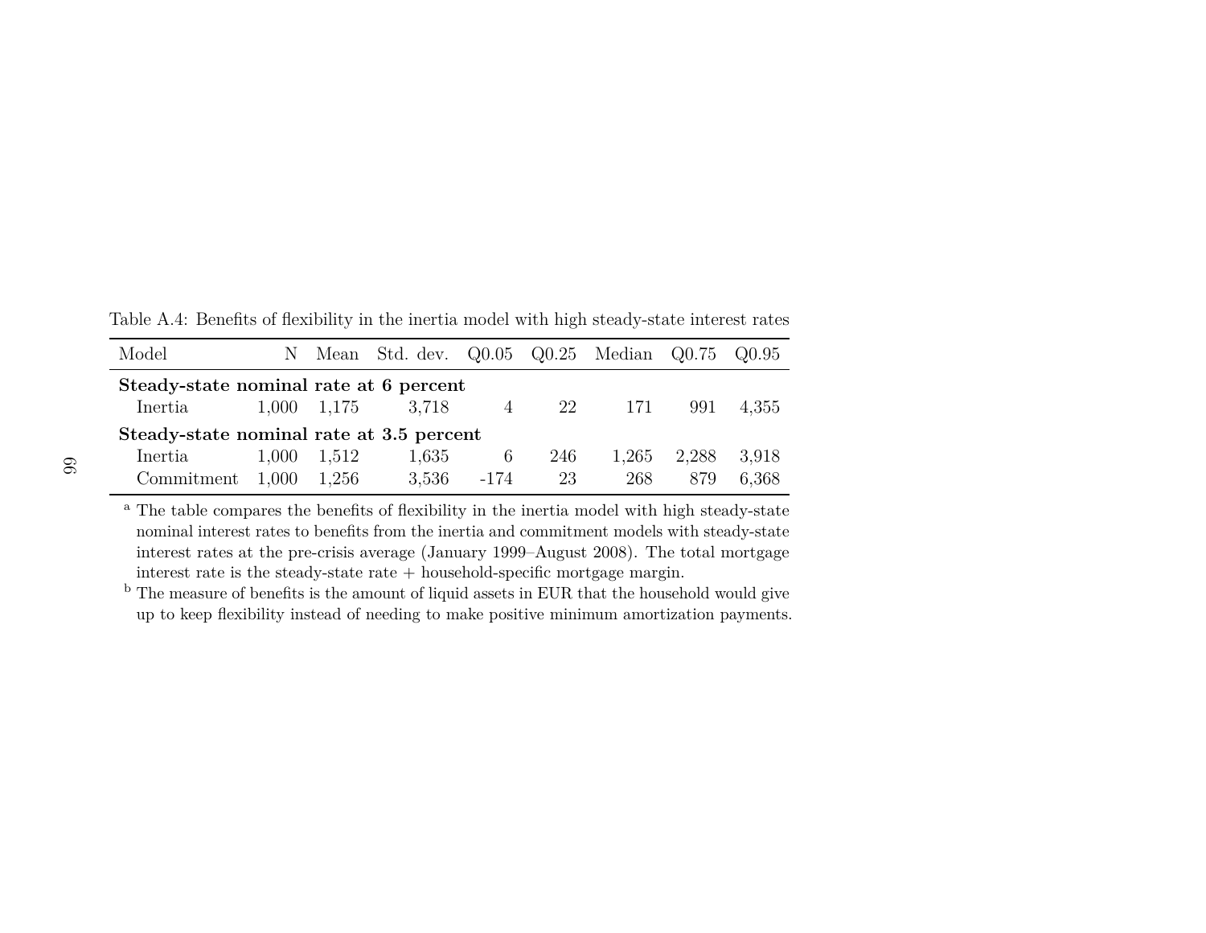Table A.4: Benefits of flexibility in the inertia model with high steady-state interest rates

| Model | N | Mean | Std. dev. | Q0.05 | Q0.25 | Median | Q0.75 | Q0.95 |
|---|---|---|---|---|---|---|---|---|
| **Steady-state nominal rate at 6 percent** | | | | | | | | |
| Inertia | 1,000 | 1,175 | 3,718 | 4 | 22 | 171 | 991 | 4,355 |
| **Steady-state nominal rate at 3.5 percent** | | | | | | | | |
| Inertia | 1,000 | 1,512 | 1,635 | 6 | 246 | 1,265 | 2,288 | 3,918 |
| Commitment | 1,000 | 1,256 | 3,536 | -174 | 23 | 268 | 879 | 6,368 |

[a] The table compares the benefits of flexibility in the inertia model with high steady-state nominal interest rates to benefits from the inertia and commitment models with steady-state interest rates at the pre-crisis average (January 1999–August 2008). The total mortgage interest rate is the steady-state rate + household-specific mortgage margin.

[b] The measure of benefits is the amount of liquid assets in EUR that the household would give up to keep flexibility instead of needing to make positive minimum amortization payments.